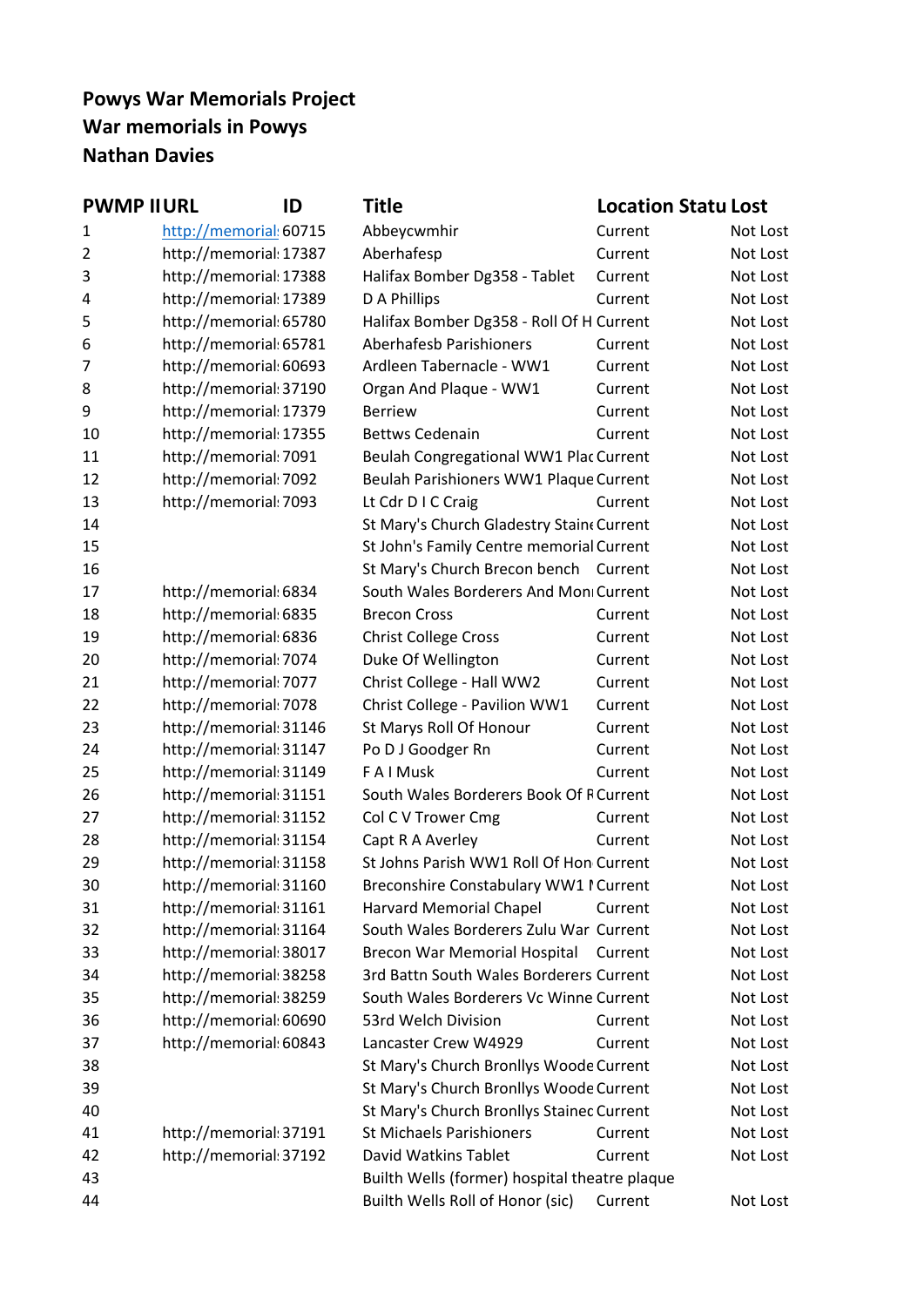**Powys War Memorials Project**
**War memorials in Powys**
**Nathan Davies**

| PWMP II | URL | ID | Title | Location Statu | Lost |
|---|---|---|---|---|---|
| 1 | http://memorial | 60715 | Abbeycwmhir | Current | Not Lost |
| 2 | http://memorial | 17387 | Aberhafesp | Current | Not Lost |
| 3 | http://memorial | 17388 | Halifax Bomber Dg358 - Tablet | Current | Not Lost |
| 4 | http://memorial | 17389 | D A Phillips | Current | Not Lost |
| 5 | http://memorial | 65780 | Halifax Bomber Dg358 - Roll Of H | Current | Not Lost |
| 6 | http://memorial | 65781 | Aberhafesb Parishioners | Current | Not Lost |
| 7 | http://memorial | 60693 | Ardleen Tabernacle - WW1 | Current | Not Lost |
| 8 | http://memorial | 37190 | Organ And Plaque - WW1 | Current | Not Lost |
| 9 | http://memorial | 17379 | Berriew | Current | Not Lost |
| 10 | http://memorial | 17355 | Bettws Cedenain | Current | Not Lost |
| 11 | http://memorial | 7091 | Beulah Congregational WW1 Plac | Current | Not Lost |
| 12 | http://memorial | 7092 | Beulah Parishioners WW1 Plaque | Current | Not Lost |
| 13 | http://memorial | 7093 | Lt Cdr D I C Craig | Current | Not Lost |
| 14 | | | St Mary's Church Gladestry Stain | Current | Not Lost |
| 15 | | | St John's Family Centre memorial | Current | Not Lost |
| 16 | | | St Mary's Church Brecon bench | Current | Not Lost |
| 17 | http://memorial | 6834 | South Wales Borderers And Mon | Current | Not Lost |
| 18 | http://memorial | 6835 | Brecon Cross | Current | Not Lost |
| 19 | http://memorial | 6836 | Christ College Cross | Current | Not Lost |
| 20 | http://memorial | 7074 | Duke Of Wellington | Current | Not Lost |
| 21 | http://memorial | 7077 | Christ College - Hall WW2 | Current | Not Lost |
| 22 | http://memorial | 7078 | Christ College - Pavilion WW1 | Current | Not Lost |
| 23 | http://memorial | 31146 | St Marys Roll Of Honour | Current | Not Lost |
| 24 | http://memorial | 31147 | Po D J Goodger Rn | Current | Not Lost |
| 25 | http://memorial | 31149 | F A I Musk | Current | Not Lost |
| 26 | http://memorial | 31151 | South Wales Borderers Book Of R | Current | Not Lost |
| 27 | http://memorial | 31152 | Col C V Trower Cmg | Current | Not Lost |
| 28 | http://memorial | 31154 | Capt R A Averley | Current | Not Lost |
| 29 | http://memorial | 31158 | St Johns Parish WW1 Roll Of Hon | Current | Not Lost |
| 30 | http://memorial | 31160 | Breconshire Constabulary WW1 I | Current | Not Lost |
| 31 | http://memorial | 31161 | Harvard Memorial Chapel | Current | Not Lost |
| 32 | http://memorial | 31164 | South Wales Borderers Zulu War | Current | Not Lost |
| 33 | http://memorial | 38017 | Brecon War Memorial Hospital | Current | Not Lost |
| 34 | http://memorial | 38258 | 3rd Battn South Wales Borderers | Current | Not Lost |
| 35 | http://memorial | 38259 | South Wales Borderers Vc Winne | Current | Not Lost |
| 36 | http://memorial | 60690 | 53rd Welch Division | Current | Not Lost |
| 37 | http://memorial | 60843 | Lancaster Crew W4929 | Current | Not Lost |
| 38 | | | St Mary's Church Bronllys Woode | Current | Not Lost |
| 39 | | | St Mary's Church Bronllys Woode | Current | Not Lost |
| 40 | | | St Mary's Church Bronllys Stainec | Current | Not Lost |
| 41 | http://memorial | 37191 | St Michaels Parishioners | Current | Not Lost |
| 42 | http://memorial | 37192 | David Watkins Tablet | Current | Not Lost |
| 43 | | | Builth Wells (former) hospital theatre plaque | | |
| 44 | | | Builth Wells Roll of Honor (sic) | Current | Not Lost |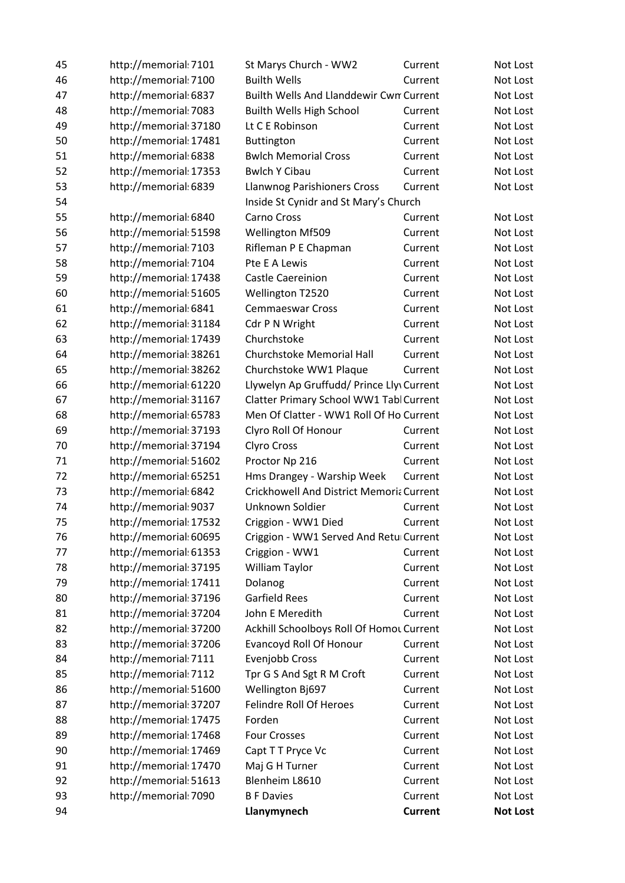| | | | | |
|---|---|---|---|---|
| 45 | http://memorial: 7101 | St Marys Church - WW2 | Current | Not Lost |
| 46 | http://memorial: 7100 | Builth Wells | Current | Not Lost |
| 47 | http://memorial: 6837 | Builth Wells And Llanddewir Cwm | Current | Not Lost |
| 48 | http://memorial: 7083 | Builth Wells High School | Current | Not Lost |
| 49 | http://memorial: 37180 | Lt C E Robinson | Current | Not Lost |
| 50 | http://memorial: 17481 | Buttington | Current | Not Lost |
| 51 | http://memorial: 6838 | Bwlch Memorial Cross | Current | Not Lost |
| 52 | http://memorial: 17353 | Bwlch Y Cibau | Current | Not Lost |
| 53 | http://memorial: 6839 | Llanwnog Parishioners Cross | Current | Not Lost |
| 54 | | Inside St Cynidr and St Mary's Church | | |
| 55 | http://memorial: 6840 | Carno Cross | Current | Not Lost |
| 56 | http://memorial: 51598 | Wellington Mf509 | Current | Not Lost |
| 57 | http://memorial: 7103 | Rifleman P E Chapman | Current | Not Lost |
| 58 | http://memorial: 7104 | Pte E A Lewis | Current | Not Lost |
| 59 | http://memorial: 17438 | Castle Caereinion | Current | Not Lost |
| 60 | http://memorial: 51605 | Wellington T2520 | Current | Not Lost |
| 61 | http://memorial: 6841 | Cemmaeswar Cross | Current | Not Lost |
| 62 | http://memorial: 31184 | Cdr P N Wright | Current | Not Lost |
| 63 | http://memorial: 17439 | Churchstoke | Current | Not Lost |
| 64 | http://memorial: 38261 | Churchstoke Memorial Hall | Current | Not Lost |
| 65 | http://memorial: 38262 | Churchstoke WW1 Plaque | Current | Not Lost |
| 66 | http://memorial: 61220 | Llywelyn Ap Gruffudd/ Prince Llyv | Current | Not Lost |
| 67 | http://memorial: 31167 | Clatter Primary School WW1 Tabl | Current | Not Lost |
| 68 | http://memorial: 65783 | Men Of Clatter - WW1 Roll Of Ho | Current | Not Lost |
| 69 | http://memorial: 37193 | Clyro Roll Of Honour | Current | Not Lost |
| 70 | http://memorial: 37194 | Clyro Cross | Current | Not Lost |
| 71 | http://memorial: 51602 | Proctor Np 216 | Current | Not Lost |
| 72 | http://memorial: 65251 | Hms Drangey - Warship Week | Current | Not Lost |
| 73 | http://memorial: 6842 | Crickhowell And District Memoria | Current | Not Lost |
| 74 | http://memorial: 9037 | Unknown Soldier | Current | Not Lost |
| 75 | http://memorial: 17532 | Criggion - WW1 Died | Current | Not Lost |
| 76 | http://memorial: 60695 | Criggion - WW1 Served And Retu | Current | Not Lost |
| 77 | http://memorial: 61353 | Criggion - WW1 | Current | Not Lost |
| 78 | http://memorial: 37195 | William Taylor | Current | Not Lost |
| 79 | http://memorial: 17411 | Dolanog | Current | Not Lost |
| 80 | http://memorial: 37196 | Garfield Rees | Current | Not Lost |
| 81 | http://memorial: 37204 | John E Meredith | Current | Not Lost |
| 82 | http://memorial: 37200 | Ackhill Schoolboys Roll Of Homou | Current | Not Lost |
| 83 | http://memorial: 37206 | Evancoyd Roll Of Honour | Current | Not Lost |
| 84 | http://memorial: 7111 | Evenjobb Cross | Current | Not Lost |
| 85 | http://memorial: 7112 | Tpr G S And Sgt R M Croft | Current | Not Lost |
| 86 | http://memorial: 51600 | Wellington Bj697 | Current | Not Lost |
| 87 | http://memorial: 37207 | Felindre Roll Of Heroes | Current | Not Lost |
| 88 | http://memorial: 17475 | Forden | Current | Not Lost |
| 89 | http://memorial: 17468 | Four Crosses | Current | Not Lost |
| 90 | http://memorial: 17469 | Capt T T Pryce Vc | Current | Not Lost |
| 91 | http://memorial: 17470 | Maj G H Turner | Current | Not Lost |
| 92 | http://memorial: 51613 | Blenheim L8610 | Current | Not Lost |
| 93 | http://memorial: 7090 | B F Davies | Current | Not Lost |
| 94 | | **Llanymynech** | **Current** | **Not Lost** |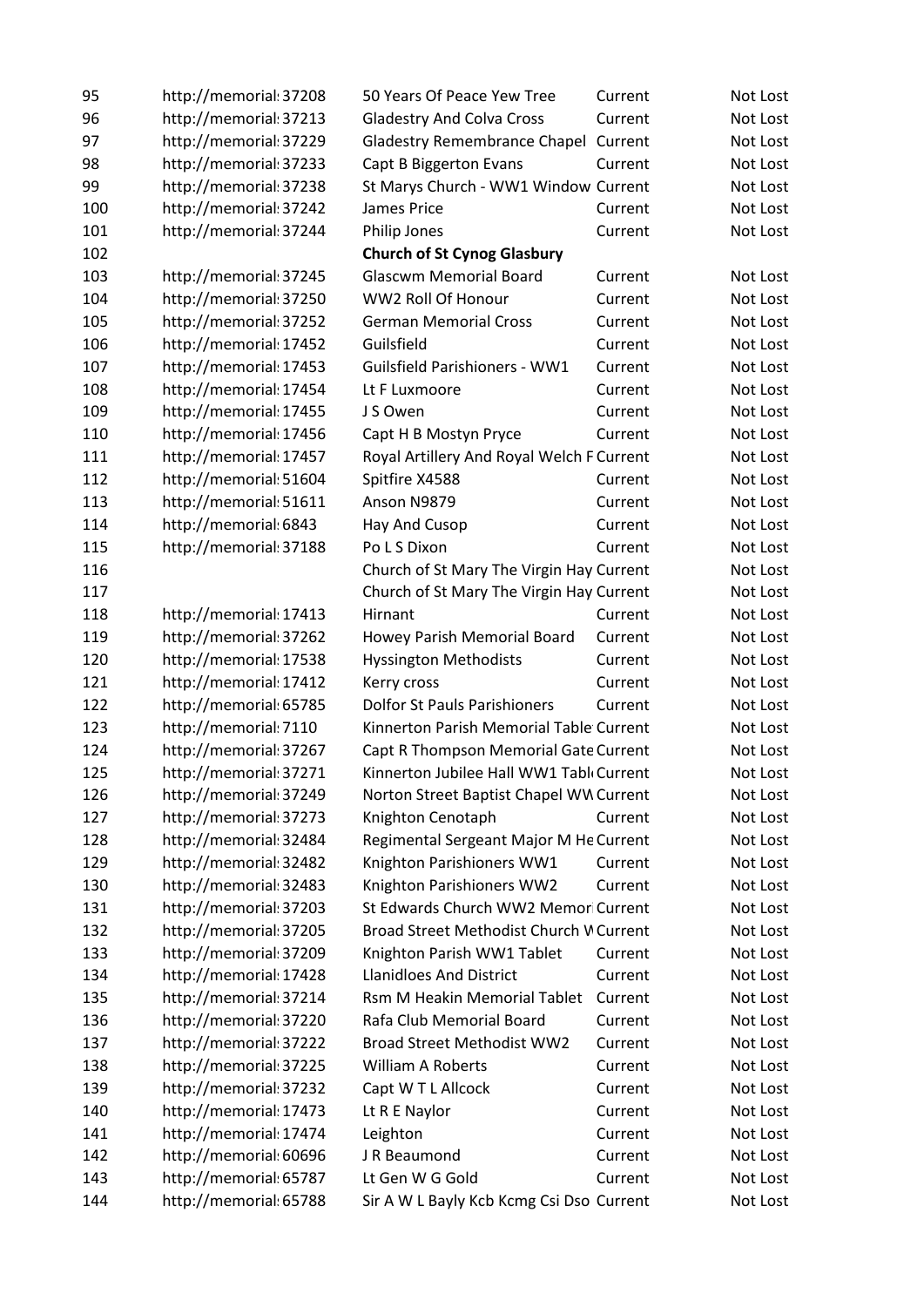| | | | | |
|---|---|---|---|---|
| 95 | http://memorial: 37208 | 50 Years Of Peace Yew Tree | Current | Not Lost |
| 96 | http://memorial: 37213 | Gladestry And Colva Cross | Current | Not Lost |
| 97 | http://memorial: 37229 | Gladestry Remembrance Chapel | Current | Not Lost |
| 98 | http://memorial: 37233 | Capt B Biggerton Evans | Current | Not Lost |
| 99 | http://memorial: 37238 | St Marys Church - WW1 Window | Current | Not Lost |
| 100 | http://memorial: 37242 | James Price | Current | Not Lost |
| 101 | http://memorial: 37244 | Philip Jones | Current | Not Lost |
| 102 | | **Church of St Cynog Glasbury** | | |
| 103 | http://memorial: 37245 | Glascwm Memorial Board | Current | Not Lost |
| 104 | http://memorial: 37250 | WW2 Roll Of Honour | Current | Not Lost |
| 105 | http://memorial: 37252 | German Memorial Cross | Current | Not Lost |
| 106 | http://memorial: 17452 | Guilsfield | Current | Not Lost |
| 107 | http://memorial: 17453 | Guilsfield Parishioners - WW1 | Current | Not Lost |
| 108 | http://memorial: 17454 | Lt F Luxmoore | Current | Not Lost |
| 109 | http://memorial: 17455 | J S Owen | Current | Not Lost |
| 110 | http://memorial: 17456 | Capt H B Mostyn Pryce | Current | Not Lost |
| 111 | http://memorial: 17457 | Royal Artillery And Royal Welch F | Current | Not Lost |
| 112 | http://memorial: 51604 | Spitfire X4588 | Current | Not Lost |
| 113 | http://memorial: 51611 | Anson N9879 | Current | Not Lost |
| 114 | http://memorial: 6843 | Hay And Cusop | Current | Not Lost |
| 115 | http://memorial: 37188 | Po L S Dixon | Current | Not Lost |
| 116 | | Church of St Mary The Virgin Hay | Current | Not Lost |
| 117 | | Church of St Mary The Virgin Hay | Current | Not Lost |
| 118 | http://memorial: 17413 | Hirnant | Current | Not Lost |
| 119 | http://memorial: 37262 | Howey Parish Memorial Board | Current | Not Lost |
| 120 | http://memorial: 17538 | Hyssington Methodists | Current | Not Lost |
| 121 | http://memorial: 17412 | Kerry cross | Current | Not Lost |
| 122 | http://memorial: 65785 | Dolfor St Pauls Parishioners | Current | Not Lost |
| 123 | http://memorial: 7110 | Kinnerton Parish Memorial Table | Current | Not Lost |
| 124 | http://memorial: 37267 | Capt R Thompson Memorial Gate | Current | Not Lost |
| 125 | http://memorial: 37271 | Kinnerton Jubilee Hall WW1 Tabl | Current | Not Lost |
| 126 | http://memorial: 37249 | Norton Street Baptist Chapel WW | Current | Not Lost |
| 127 | http://memorial: 37273 | Knighton Cenotaph | Current | Not Lost |
| 128 | http://memorial: 32484 | Regimental Sergeant Major M He | Current | Not Lost |
| 129 | http://memorial: 32482 | Knighton Parishioners WW1 | Current | Not Lost |
| 130 | http://memorial: 32483 | Knighton Parishioners WW2 | Current | Not Lost |
| 131 | http://memorial: 37203 | St Edwards Church WW2 Memori | Current | Not Lost |
| 132 | http://memorial: 37205 | Broad Street Methodist Church W | Current | Not Lost |
| 133 | http://memorial: 37209 | Knighton Parish WW1 Tablet | Current | Not Lost |
| 134 | http://memorial: 17428 | Llanidloes And District | Current | Not Lost |
| 135 | http://memorial: 37214 | Rsm M Heakin Memorial Tablet | Current | Not Lost |
| 136 | http://memorial: 37220 | Rafa Club Memorial Board | Current | Not Lost |
| 137 | http://memorial: 37222 | Broad Street Methodist WW2 | Current | Not Lost |
| 138 | http://memorial: 37225 | William A Roberts | Current | Not Lost |
| 139 | http://memorial: 37232 | Capt W T L Allcock | Current | Not Lost |
| 140 | http://memorial: 17473 | Lt R E Naylor | Current | Not Lost |
| 141 | http://memorial: 17474 | Leighton | Current | Not Lost |
| 142 | http://memorial: 60696 | J R Beaumond | Current | Not Lost |
| 143 | http://memorial: 65787 | Lt Gen W G Gold | Current | Not Lost |
| 144 | http://memorial: 65788 | Sir A W L Bayly Kcb Kcmg Csi Dso | Current | Not Lost |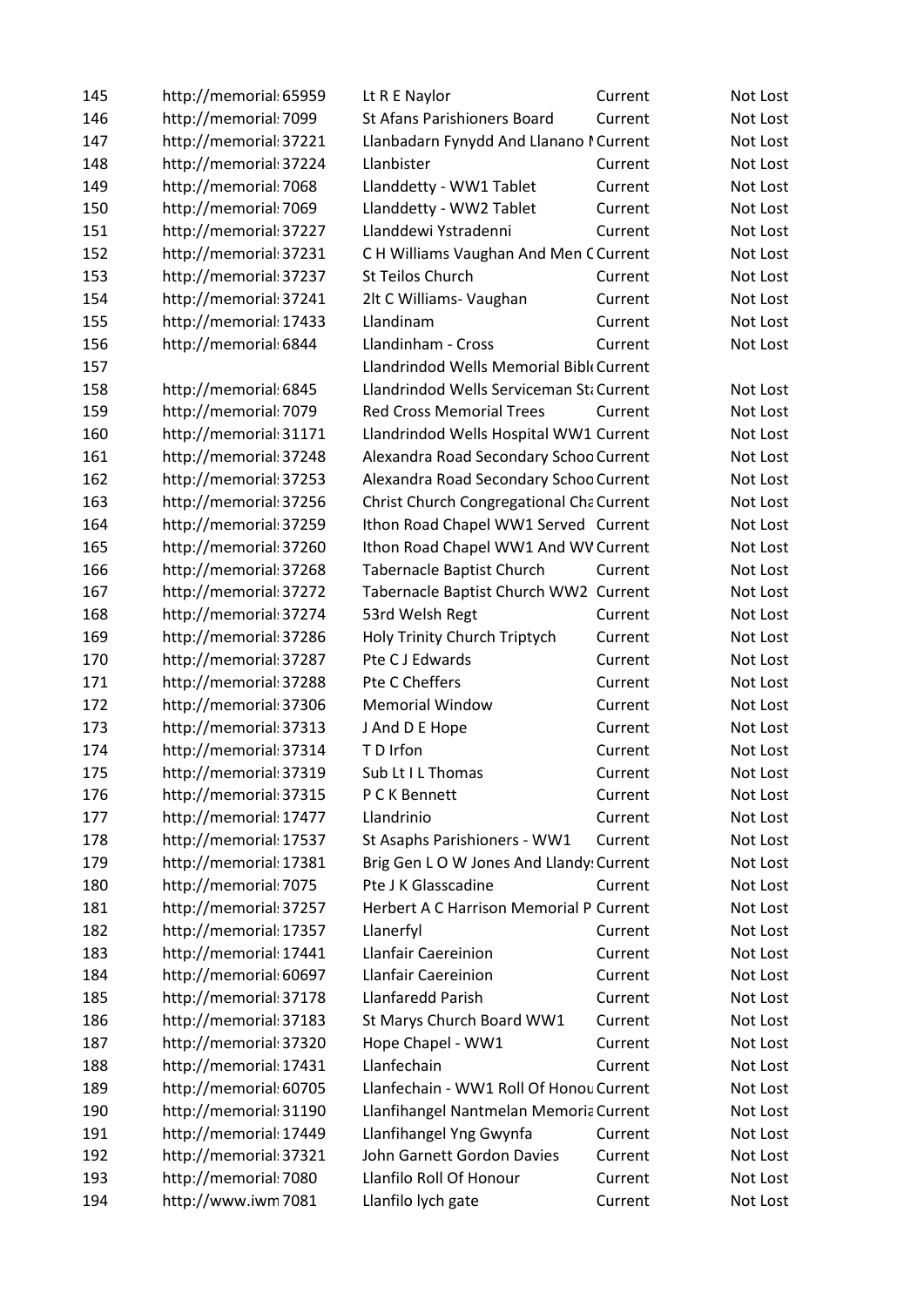| | | | | |
|---|---|---|---|---|
| 145 | http://memorial: 65959 | Lt R E Naylor | Current | Not Lost |
| 146 | http://memorial: 7099 | St Afans Parishioners Board | Current | Not Lost |
| 147 | http://memorial: 37221 | Llanbadarn Fynydd And Llanano I Current | | Not Lost |
| 148 | http://memorial: 37224 | Llanbister | Current | Not Lost |
| 149 | http://memorial: 7068 | Llanddetty - WW1 Tablet | Current | Not Lost |
| 150 | http://memorial: 7069 | Llanddetty - WW2 Tablet | Current | Not Lost |
| 151 | http://memorial: 37227 | Llanddewi Ystradenni | Current | Not Lost |
| 152 | http://memorial: 37231 | C H Williams Vaughan And Men C Current | | Not Lost |
| 153 | http://memorial: 37237 | St Teilos Church | Current | Not Lost |
| 154 | http://memorial: 37241 | 2lt C Williams- Vaughan | Current | Not Lost |
| 155 | http://memorial: 17433 | Llandinam | Current | Not Lost |
| 156 | http://memorial: 6844 | Llandinham - Cross | Current | Not Lost |
| 157 | | Llandrindod Wells Memorial Bibl Current | | |
| 158 | http://memorial: 6845 | Llandrindod Wells Serviceman St Current | | Not Lost |
| 159 | http://memorial: 7079 | Red Cross Memorial Trees | Current | Not Lost |
| 160 | http://memorial: 31171 | Llandrindod Wells Hospital WW1 Current | | Not Lost |
| 161 | http://memorial: 37248 | Alexandra Road Secondary Schoo Current | | Not Lost |
| 162 | http://memorial: 37253 | Alexandra Road Secondary Schoo Current | | Not Lost |
| 163 | http://memorial: 37256 | Christ Church Congregational Cha Current | | Not Lost |
| 164 | http://memorial: 37259 | Ithon Road Chapel WW1 Served | Current | Not Lost |
| 165 | http://memorial: 37260 | Ithon Road Chapel WW1 And WV Current | | Not Lost |
| 166 | http://memorial: 37268 | Tabernacle Baptist Church | Current | Not Lost |
| 167 | http://memorial: 37272 | Tabernacle Baptist Church WW2 | Current | Not Lost |
| 168 | http://memorial: 37274 | 53rd Welsh Regt | Current | Not Lost |
| 169 | http://memorial: 37286 | Holy Trinity Church Triptych | Current | Not Lost |
| 170 | http://memorial: 37287 | Pte C J Edwards | Current | Not Lost |
| 171 | http://memorial: 37288 | Pte C Cheffers | Current | Not Lost |
| 172 | http://memorial: 37306 | Memorial Window | Current | Not Lost |
| 173 | http://memorial: 37313 | J And D E Hope | Current | Not Lost |
| 174 | http://memorial: 37314 | T D Irfon | Current | Not Lost |
| 175 | http://memorial: 37319 | Sub Lt I L Thomas | Current | Not Lost |
| 176 | http://memorial: 37315 | P C K Bennett | Current | Not Lost |
| 177 | http://memorial: 17477 | Llandrinio | Current | Not Lost |
| 178 | http://memorial: 17537 | St Asaphs Parishioners - WW1 | Current | Not Lost |
| 179 | http://memorial: 17381 | Brig Gen L O W Jones And Llandy Current | | Not Lost |
| 180 | http://memorial: 7075 | Pte J K Glasscadine | Current | Not Lost |
| 181 | http://memorial: 37257 | Herbert A C Harrison Memorial P Current | | Not Lost |
| 182 | http://memorial: 17357 | Llanerfyl | Current | Not Lost |
| 183 | http://memorial: 17441 | Llanfair Caereinion | Current | Not Lost |
| 184 | http://memorial: 60697 | Llanfair Caereinion | Current | Not Lost |
| 185 | http://memorial: 37178 | Llanfaredd Parish | Current | Not Lost |
| 186 | http://memorial: 37183 | St Marys Church Board WW1 | Current | Not Lost |
| 187 | http://memorial: 37320 | Hope Chapel - WW1 | Current | Not Lost |
| 188 | http://memorial: 17431 | Llanfechain | Current | Not Lost |
| 189 | http://memorial: 60705 | Llanfechain - WW1 Roll Of Honou Current | | Not Lost |
| 190 | http://memorial: 31190 | Llanfihangel Nantmelan Memoria Current | | Not Lost |
| 191 | http://memorial: 17449 | Llanfihangel Yng Gwynfa | Current | Not Lost |
| 192 | http://memorial: 37321 | John Garnett Gordon Davies | Current | Not Lost |
| 193 | http://memorial: 7080 | Llanfilo Roll Of Honour | Current | Not Lost |
| 194 | http://www.iwm 7081 | Llanfilo lych gate | Current | Not Lost |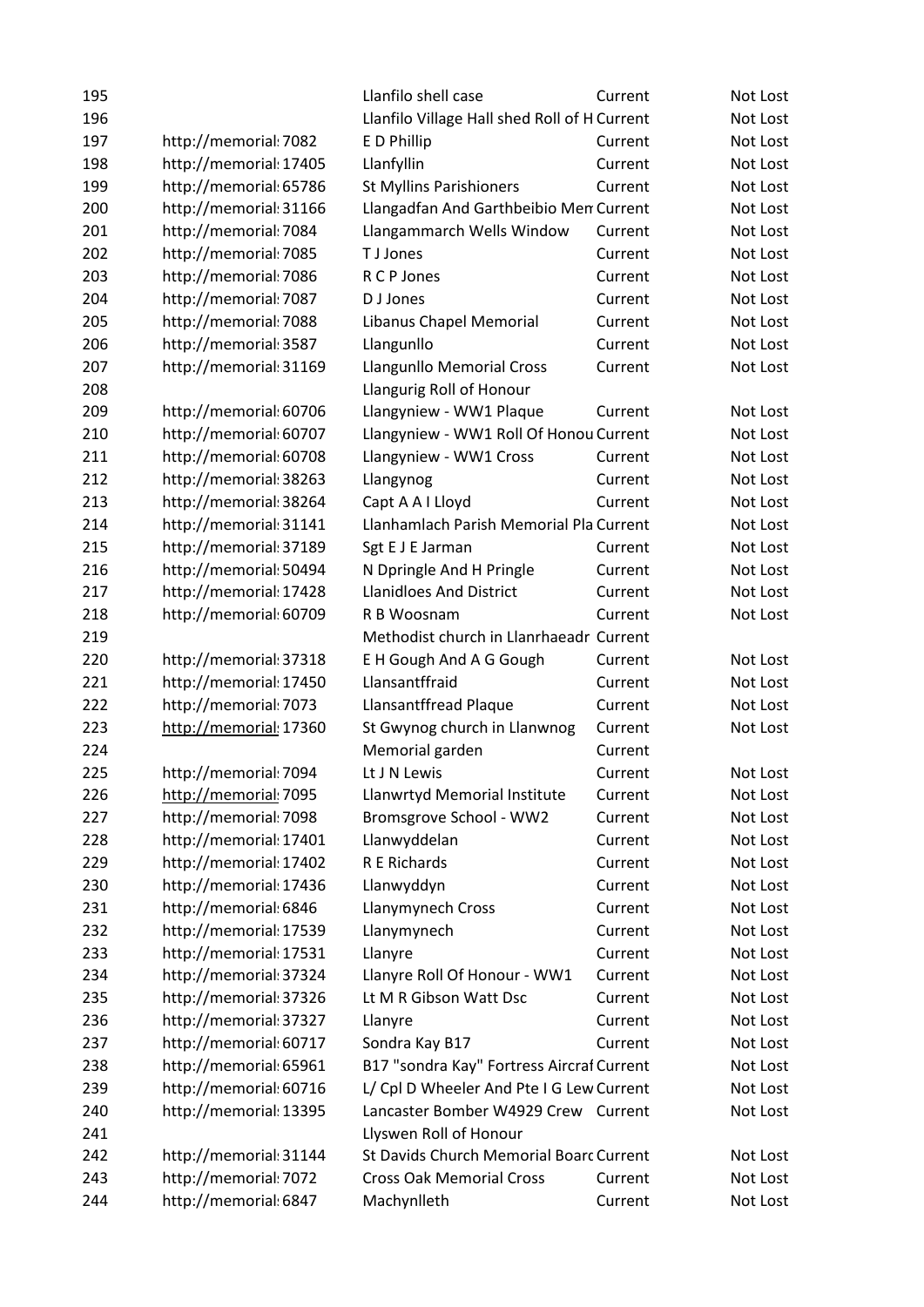| | | | | |
|---|---|---|---|---|
| 195 | | Llanfilo shell case | Current | Not Lost |
| 196 | | Llanfilo Village Hall shed Roll of H | Current | Not Lost |
| 197 | http://memorial: 7082 | E D Phillip | Current | Not Lost |
| 198 | http://memorial: 17405 | Llanfyllin | Current | Not Lost |
| 199 | http://memorial: 65786 | St Myllins Parishioners | Current | Not Lost |
| 200 | http://memorial: 31166 | Llangadfan And Garthbeibio Mem | Current | Not Lost |
| 201 | http://memorial: 7084 | Llangammarch Wells Window | Current | Not Lost |
| 202 | http://memorial: 7085 | T J Jones | Current | Not Lost |
| 203 | http://memorial: 7086 | R C P Jones | Current | Not Lost |
| 204 | http://memorial: 7087 | D J Jones | Current | Not Lost |
| 205 | http://memorial: 7088 | Libanus Chapel Memorial | Current | Not Lost |
| 206 | http://memorial: 3587 | Llangunllo | Current | Not Lost |
| 207 | http://memorial: 31169 | Llangunllo Memorial Cross | Current | Not Lost |
| 208 | | Llangurig Roll of Honour | | |
| 209 | http://memorial: 60706 | Llangyniew - WW1 Plaque | Current | Not Lost |
| 210 | http://memorial: 60707 | Llangyniew - WW1 Roll Of Honou | Current | Not Lost |
| 211 | http://memorial: 60708 | Llangyniew - WW1 Cross | Current | Not Lost |
| 212 | http://memorial: 38263 | Llangynog | Current | Not Lost |
| 213 | http://memorial: 38264 | Capt A A I Lloyd | Current | Not Lost |
| 214 | http://memorial: 31141 | Llanhamlach Parish Memorial Pla | Current | Not Lost |
| 215 | http://memorial: 37189 | Sgt E J E Jarman | Current | Not Lost |
| 216 | http://memorial: 50494 | N Dpringle And H Pringle | Current | Not Lost |
| 217 | http://memorial: 17428 | Llanidloes And District | Current | Not Lost |
| 218 | http://memorial: 60709 | R B Woosnam | Current | Not Lost |
| 219 | | Methodist church in Llanrhaeadr | Current | |
| 220 | http://memorial: 37318 | E H Gough And A G Gough | Current | Not Lost |
| 221 | http://memorial: 17450 | Llansantffraid | Current | Not Lost |
| 222 | http://memorial: 7073 | Llansantffread Plaque | Current | Not Lost |
| 223 | http://memorial: 17360 | St Gwynog church in Llanwnog | Current | Not Lost |
| 224 | | Memorial garden | Current | |
| 225 | http://memorial: 7094 | Lt J N Lewis | Current | Not Lost |
| 226 | http://memorial: 7095 | Llanwrtyd Memorial Institute | Current | Not Lost |
| 227 | http://memorial: 7098 | Bromsgrove School - WW2 | Current | Not Lost |
| 228 | http://memorial: 17401 | Llanwyddelan | Current | Not Lost |
| 229 | http://memorial: 17402 | R E Richards | Current | Not Lost |
| 230 | http://memorial: 17436 | Llanwyddyn | Current | Not Lost |
| 231 | http://memorial: 6846 | Llanymynech Cross | Current | Not Lost |
| 232 | http://memorial: 17539 | Llanymynech | Current | Not Lost |
| 233 | http://memorial: 17531 | Llanyre | Current | Not Lost |
| 234 | http://memorial: 37324 | Llanyre Roll Of Honour - WW1 | Current | Not Lost |
| 235 | http://memorial: 37326 | Lt M R Gibson Watt Dsc | Current | Not Lost |
| 236 | http://memorial: 37327 | Llanyre | Current | Not Lost |
| 237 | http://memorial: 60717 | Sondra Kay B17 | Current | Not Lost |
| 238 | http://memorial: 65961 | B17 "sondra Kay" Fortress Aircraf | Current | Not Lost |
| 239 | http://memorial: 60716 | L/ Cpl D Wheeler And Pte I G Lew | Current | Not Lost |
| 240 | http://memorial: 13395 | Lancaster Bomber W4929 Crew | Current | Not Lost |
| 241 | | Llyswen Roll of Honour | | |
| 242 | http://memorial: 31144 | St Davids Church Memorial Boarc | Current | Not Lost |
| 243 | http://memorial: 7072 | Cross Oak Memorial Cross | Current | Not Lost |
| 244 | http://memorial: 6847 | Machynlleth | Current | Not Lost |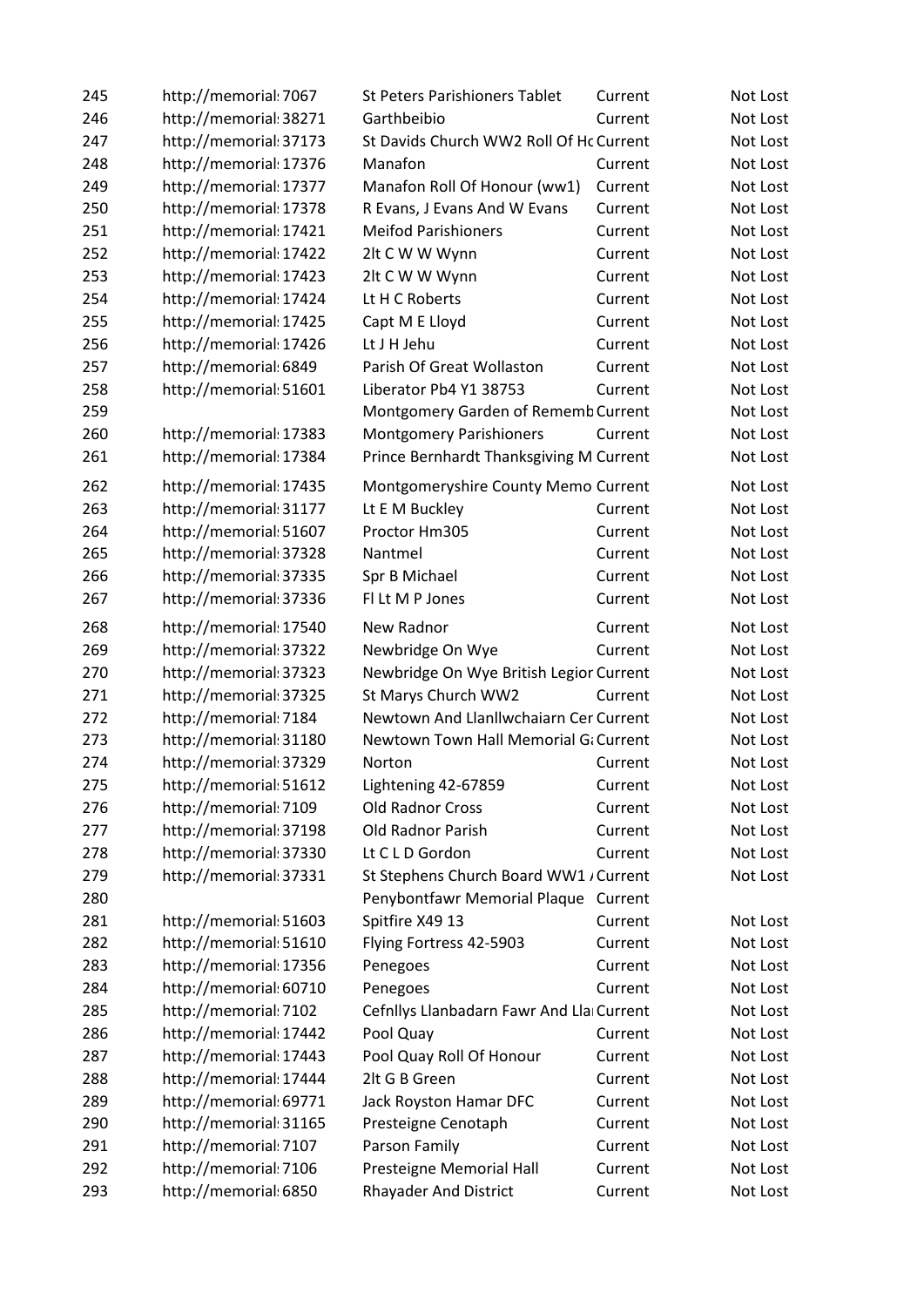| | | | | |
|---|---|---|---|---|
| 245 | http://memorial: 7067 | St Peters Parishioners Tablet | Current | Not Lost |
| 246 | http://memorial: 38271 | Garthbeibio | Current | Not Lost |
| 247 | http://memorial: 37173 | St Davids Church WW2 Roll Of Hc | Current | Not Lost |
| 248 | http://memorial: 17376 | Manafon | Current | Not Lost |
| 249 | http://memorial: 17377 | Manafon Roll Of Honour (ww1) | Current | Not Lost |
| 250 | http://memorial: 17378 | R Evans, J Evans And W Evans | Current | Not Lost |
| 251 | http://memorial: 17421 | Meifod Parishioners | Current | Not Lost |
| 252 | http://memorial: 17422 | 2lt C W W Wynn | Current | Not Lost |
| 253 | http://memorial: 17423 | 2lt C W W Wynn | Current | Not Lost |
| 254 | http://memorial: 17424 | Lt H C Roberts | Current | Not Lost |
| 255 | http://memorial: 17425 | Capt M E Lloyd | Current | Not Lost |
| 256 | http://memorial: 17426 | Lt J H Jehu | Current | Not Lost |
| 257 | http://memorial: 6849 | Parish Of Great Wollaston | Current | Not Lost |
| 258 | http://memorial: 51601 | Liberator Pb4 Y1 38753 | Current | Not Lost |
| 259 | | Montgomery Garden of Rememb | Current | Not Lost |
| 260 | http://memorial: 17383 | Montgomery Parishioners | Current | Not Lost |
| 261 | http://memorial: 17384 | Prince Bernhardt Thanksgiving M | Current | Not Lost |
| 262 | http://memorial: 17435 | Montgomeryshire County Memo | Current | Not Lost |
| 263 | http://memorial: 31177 | Lt E M Buckley | Current | Not Lost |
| 264 | http://memorial: 51607 | Proctor Hm305 | Current | Not Lost |
| 265 | http://memorial: 37328 | Nantmel | Current | Not Lost |
| 266 | http://memorial: 37335 | Spr B Michael | Current | Not Lost |
| 267 | http://memorial: 37336 | Fl Lt M P Jones | Current | Not Lost |
| 268 | http://memorial: 17540 | New Radnor | Current | Not Lost |
| 269 | http://memorial: 37322 | Newbridge On Wye | Current | Not Lost |
| 270 | http://memorial: 37323 | Newbridge On Wye British Legior | Current | Not Lost |
| 271 | http://memorial: 37325 | St Marys Church WW2 | Current | Not Lost |
| 272 | http://memorial: 7184 | Newtown And Llanllwchaiarn Cer | Current | Not Lost |
| 273 | http://memorial: 31180 | Newtown Town Hall Memorial G | Current | Not Lost |
| 274 | http://memorial: 37329 | Norton | Current | Not Lost |
| 275 | http://memorial: 51612 | Lightening 42-67859 | Current | Not Lost |
| 276 | http://memorial: 7109 | Old Radnor Cross | Current | Not Lost |
| 277 | http://memorial: 37198 | Old Radnor Parish | Current | Not Lost |
| 278 | http://memorial: 37330 | Lt C L D Gordon | Current | Not Lost |
| 279 | http://memorial: 37331 | St Stephens Church Board WW1 / | Current | Not Lost |
| 280 | | Penybontfawr Memorial Plaque | Current | |
| 281 | http://memorial: 51603 | Spitfire X49 13 | Current | Not Lost |
| 282 | http://memorial: 51610 | Flying Fortress 42-5903 | Current | Not Lost |
| 283 | http://memorial: 17356 | Penegoes | Current | Not Lost |
| 284 | http://memorial: 60710 | Penegoes | Current | Not Lost |
| 285 | http://memorial: 7102 | Cefnllys Llanbadarn Fawr And Lla | Current | Not Lost |
| 286 | http://memorial: 17442 | Pool Quay | Current | Not Lost |
| 287 | http://memorial: 17443 | Pool Quay Roll Of Honour | Current | Not Lost |
| 288 | http://memorial: 17444 | 2lt G B Green | Current | Not Lost |
| 289 | http://memorial: 69771 | Jack Royston Hamar DFC | Current | Not Lost |
| 290 | http://memorial: 31165 | Presteigne Cenotaph | Current | Not Lost |
| 291 | http://memorial: 7107 | Parson Family | Current | Not Lost |
| 292 | http://memorial: 7106 | Presteigne Memorial Hall | Current | Not Lost |
| 293 | http://memorial: 6850 | Rhayader And District | Current | Not Lost |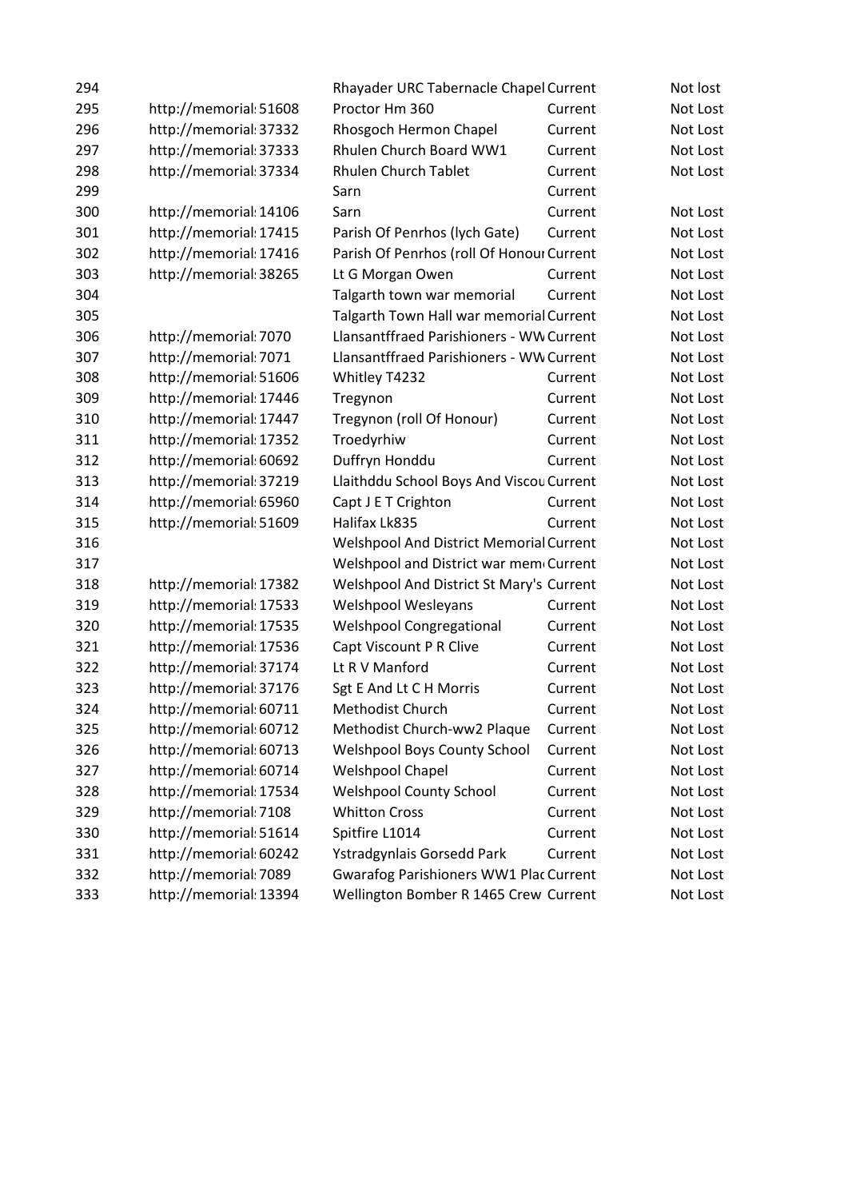| | | | | |
|---|---|---|---|---|
| 294 | | Rhayader URC Tabernacle Chapel | Current | Not lost |
| 295 | http://memorial 51608 | Proctor Hm 360 | Current | Not Lost |
| 296 | http://memorial 37332 | Rhosgoch Hermon Chapel | Current | Not Lost |
| 297 | http://memorial 37333 | Rhulen Church Board WW1 | Current | Not Lost |
| 298 | http://memorial 37334 | Rhulen Church Tablet | Current | Not Lost |
| 299 | | Sarn | Current | |
| 300 | http://memorial 14106 | Sarn | Current | Not Lost |
| 301 | http://memorial 17415 | Parish Of Penrhos (lych Gate) | Current | Not Lost |
| 302 | http://memorial 17416 | Parish Of Penrhos (roll Of Honour | Current | Not Lost |
| 303 | http://memorial 38265 | Lt G Morgan Owen | Current | Not Lost |
| 304 | | Talgarth town war memorial | Current | Not Lost |
| 305 | | Talgarth Town Hall war memorial | Current | Not Lost |
| 306 | http://memorial 7070 | Llansantffraed Parishioners - WW | Current | Not Lost |
| 307 | http://memorial 7071 | Llansantffraed Parishioners - WW | Current | Not Lost |
| 308 | http://memorial 51606 | Whitley T4232 | Current | Not Lost |
| 309 | http://memorial 17446 | Tregynon | Current | Not Lost |
| 310 | http://memorial 17447 | Tregynon (roll Of Honour) | Current | Not Lost |
| 311 | http://memorial 17352 | Troedyrhiw | Current | Not Lost |
| 312 | http://memorial 60692 | Duffryn Honddu | Current | Not Lost |
| 313 | http://memorial 37219 | Llaithddu School Boys And Viscou | Current | Not Lost |
| 314 | http://memorial 65960 | Capt J E T Crighton | Current | Not Lost |
| 315 | http://memorial 51609 | Halifax Lk835 | Current | Not Lost |
| 316 | | Welshpool And District Memorial | Current | Not Lost |
| 317 | | Welshpool and District war mem | Current | Not Lost |
| 318 | http://memorial 17382 | Welshpool And District St Mary's | Current | Not Lost |
| 319 | http://memorial 17533 | Welshpool Wesleyans | Current | Not Lost |
| 320 | http://memorial 17535 | Welshpool Congregational | Current | Not Lost |
| 321 | http://memorial 17536 | Capt Viscount P R Clive | Current | Not Lost |
| 322 | http://memorial 37174 | Lt R V Manford | Current | Not Lost |
| 323 | http://memorial 37176 | Sgt E And Lt C H Morris | Current | Not Lost |
| 324 | http://memorial 60711 | Methodist Church | Current | Not Lost |
| 325 | http://memorial 60712 | Methodist Church-ww2 Plaque | Current | Not Lost |
| 326 | http://memorial 60713 | Welshpool Boys County School | Current | Not Lost |
| 327 | http://memorial 60714 | Welshpool Chapel | Current | Not Lost |
| 328 | http://memorial 17534 | Welshpool County School | Current | Not Lost |
| 329 | http://memorial 7108 | Whitton Cross | Current | Not Lost |
| 330 | http://memorial 51614 | Spitfire L1014 | Current | Not Lost |
| 331 | http://memorial 60242 | Ystradgynlais Gorsedd Park | Current | Not Lost |
| 332 | http://memorial 7089 | Gwarafog Parishioners WW1 Plac | Current | Not Lost |
| 333 | http://memorial 13394 | Wellington Bomber R 1465 Crew | Current | Not Lost |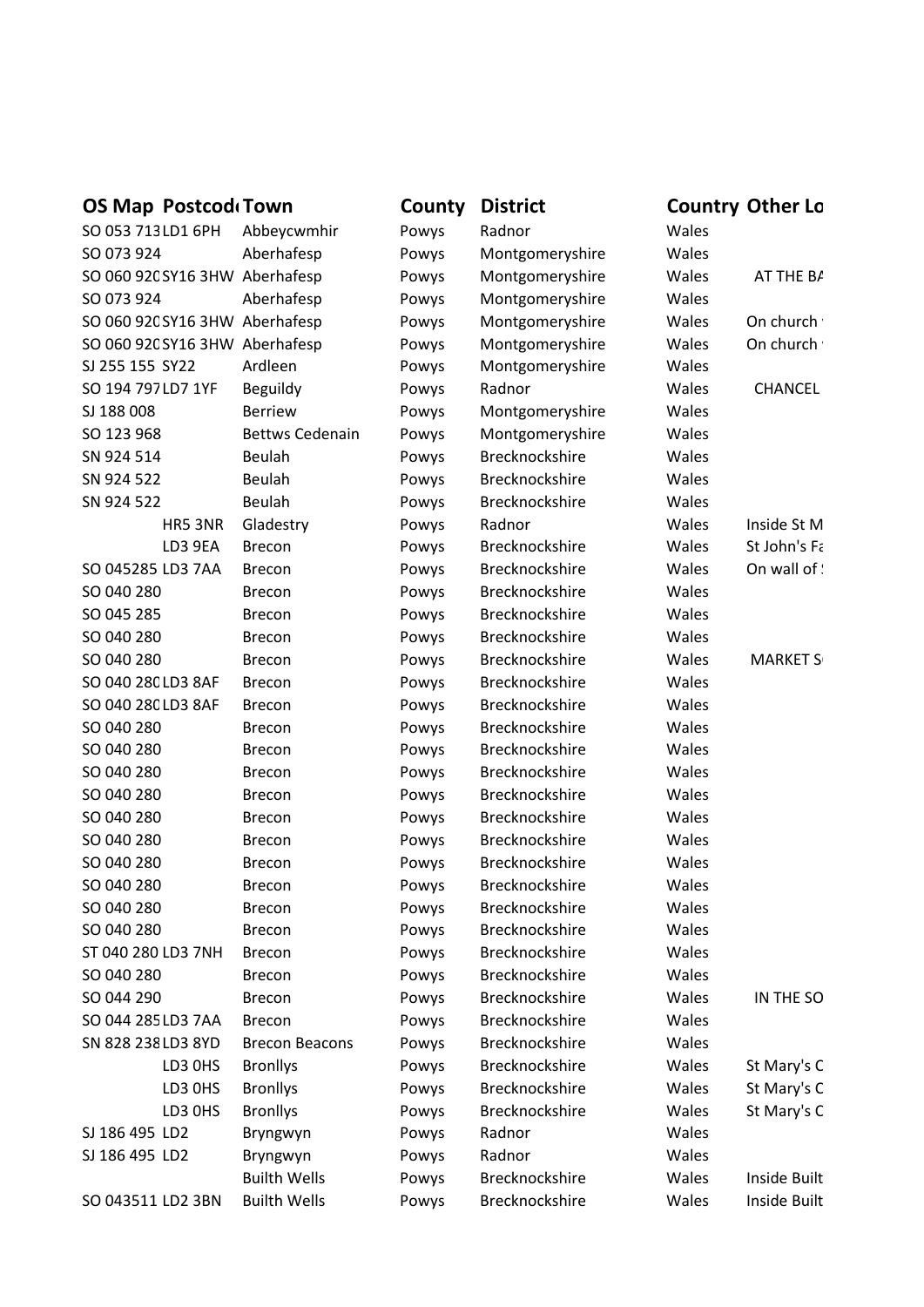| OS Map | Postcode | Town | County | District | Country | Other Lo |
|---|---|---|---|---|---|---|
| SO 053 713 | LD1 6PH | Abbeycwmhir | Powys | Radnor | Wales | |
| SO 073 924 | | Aberhafesp | Powys | Montgomeryshire | Wales | |
| SO 060 920 | SY16 3HW | Aberhafesp | Powys | Montgomeryshire | Wales | AT THE BA |
| SO 073 924 | | Aberhafesp | Powys | Montgomeryshire | Wales | |
| SO 060 920 | SY16 3HW | Aberhafesp | Powys | Montgomeryshire | Wales | On church |
| SO 060 920 | SY16 3HW | Aberhafesp | Powys | Montgomeryshire | Wales | On church |
| SJ 255 155 | SY22 | Ardleen | Powys | Montgomeryshire | Wales | |
| SO 194 797 | LD7 1YF | Beguildy | Powys | Radnor | Wales | CHANCEL |
| SJ 188 008 | | Berriew | Powys | Montgomeryshire | Wales | |
| SO 123 968 | | Bettws Cedenain | Powys | Montgomeryshire | Wales | |
| SN 924 514 | | Beulah | Powys | Brecknockshire | Wales | |
| SN 924 522 | | Beulah | Powys | Brecknockshire | Wales | |
| SN 924 522 | | Beulah | Powys | Brecknockshire | Wales | |
| | HR5 3NR | Gladestry | Powys | Radnor | Wales | Inside St M |
| | LD3 9EA | Brecon | Powys | Brecknockshire | Wales | St John's Fa |
| SO 045285 | LD3 7AA | Brecon | Powys | Brecknockshire | Wales | On wall of S |
| SO 040 280 | | Brecon | Powys | Brecknockshire | Wales | |
| SO 045 285 | | Brecon | Powys | Brecknockshire | Wales | |
| SO 040 280 | | Brecon | Powys | Brecknockshire | Wales | |
| SO 040 280 | | Brecon | Powys | Brecknockshire | Wales | MARKET S |
| SO 040 280 | LD3 8AF | Brecon | Powys | Brecknockshire | Wales | |
| SO 040 280 | LD3 8AF | Brecon | Powys | Brecknockshire | Wales | |
| SO 040 280 | | Brecon | Powys | Brecknockshire | Wales | |
| SO 040 280 | | Brecon | Powys | Brecknockshire | Wales | |
| SO 040 280 | | Brecon | Powys | Brecknockshire | Wales | |
| SO 040 280 | | Brecon | Powys | Brecknockshire | Wales | |
| SO 040 280 | | Brecon | Powys | Brecknockshire | Wales | |
| SO 040 280 | | Brecon | Powys | Brecknockshire | Wales | |
| SO 040 280 | | Brecon | Powys | Brecknockshire | Wales | |
| SO 040 280 | | Brecon | Powys | Brecknockshire | Wales | |
| SO 040 280 | | Brecon | Powys | Brecknockshire | Wales | |
| SO 040 280 | | Brecon | Powys | Brecknockshire | Wales | |
| ST 040 280 | LD3 7NH | Brecon | Powys | Brecknockshire | Wales | |
| SO 040 280 | | Brecon | Powys | Brecknockshire | Wales | |
| SO 044 290 | | Brecon | Powys | Brecknockshire | Wales | IN THE SO |
| SO 044 285 | LD3 7AA | Brecon | Powys | Brecknockshire | Wales | |
| SN 828 238 | LD3 8YD | Brecon Beacons | Powys | Brecknockshire | Wales | |
| | LD3 0HS | Bronllys | Powys | Brecknockshire | Wales | St Mary's C |
| | LD3 0HS | Bronllys | Powys | Brecknockshire | Wales | St Mary's C |
| | LD3 0HS | Bronllys | Powys | Brecknockshire | Wales | St Mary's C |
| SJ 186 495 | LD2 | Bryngwyn | Powys | Radnor | Wales | |
| SJ 186 495 | LD2 | Bryngwyn | Powys | Radnor | Wales | |
| | | Builth Wells | Powys | Brecknockshire | Wales | Inside Built |
| SO 043511 | LD2 3BN | Builth Wells | Powys | Brecknockshire | Wales | Inside Built |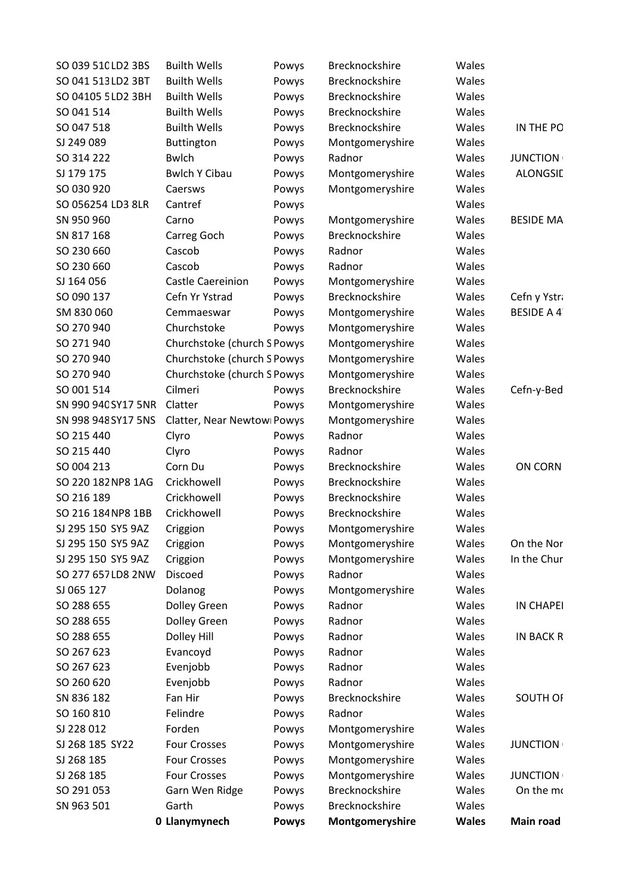| | | | | | |
|---|---|---|---|---|---|
| SO 039 510 LD2 3BS | Builth Wells | Powys | Brecknockshire | Wales | |
| SO 041 513 LD2 3BT | Builth Wells | Powys | Brecknockshire | Wales | |
| SO 04105 5 LD2 3BH | Builth Wells | Powys | Brecknockshire | Wales | |
| SO 041 514 | Builth Wells | Powys | Brecknockshire | Wales | |
| SO 047 518 | Builth Wells | Powys | Brecknockshire | Wales | IN THE PO |
| SJ 249 089 | Buttington | Powys | Montgomeryshire | Wales | |
| SO 314 222 | Bwlch | Powys | Radnor | Wales | JUNCTION |
| SJ 179 175 | Bwlch Y Cibau | Powys | Montgomeryshire | Wales | ALONGSID |
| SO 030 920 | Caersws | Powys | Montgomeryshire | Wales | |
| SO 056254 LD3 8LR | Cantref | Powys | | Wales | |
| SN 950 960 | Carno | Powys | Montgomeryshire | Wales | BESIDE MA |
| SN 817 168 | Carreg Goch | Powys | Brecknockshire | Wales | |
| SO 230 660 | Cascob | Powys | Radnor | Wales | |
| SO 230 660 | Cascob | Powys | Radnor | Wales | |
| SJ 164 056 | Castle Caereinion | Powys | Montgomeryshire | Wales | |
| SO 090 137 | Cefn Yr Ystrad | Powys | Brecknockshire | Wales | Cefn y Ystr |
| SM 830 060 | Cemmaeswar | Powys | Montgomeryshire | Wales | BESIDE A 4 |
| SO 270 940 | Churchstoke | Powys | Montgomeryshire | Wales | |
| SO 271 940 | Churchstoke (church S | Powys | Montgomeryshire | Wales | |
| SO 270 940 | Churchstoke (church S | Powys | Montgomeryshire | Wales | |
| SO 270 940 | Churchstoke (church S | Powys | Montgomeryshire | Wales | |
| SO 001 514 | Cilmeri | Powys | Brecknockshire | Wales | Cefn-y-Bed |
| SN 990 940 SY17 5NR | Clatter | Powys | Montgomeryshire | Wales | |
| SN 998 948 SY17 5NS | Clatter, Near Newtow | Powys | Montgomeryshire | Wales | |
| SO 215 440 | Clyro | Powys | Radnor | Wales | |
| SO 215 440 | Clyro | Powys | Radnor | Wales | |
| SO 004 213 | Corn Du | Powys | Brecknockshire | Wales | ON CORN |
| SO 220 182 NP8 1AG | Crickhowell | Powys | Brecknockshire | Wales | |
| SO 216 189 | Crickhowell | Powys | Brecknockshire | Wales | |
| SO 216 184 NP8 1BB | Crickhowell | Powys | Brecknockshire | Wales | |
| SJ 295 150 SY5 9AZ | Criggion | Powys | Montgomeryshire | Wales | |
| SJ 295 150 SY5 9AZ | Criggion | Powys | Montgomeryshire | Wales | On the Nor |
| SJ 295 150 SY5 9AZ | Criggion | Powys | Montgomeryshire | Wales | In the Chur |
| SO 277 657 LD8 2NW | Discoed | Powys | Radnor | Wales | |
| SJ 065 127 | Dolanog | Powys | Montgomeryshire | Wales | |
| SO 288 655 | Dolley Green | Powys | Radnor | Wales | IN CHAPEL |
| SO 288 655 | Dolley Green | Powys | Radnor | Wales | |
| SO 288 655 | Dolley Hill | Powys | Radnor | Wales | IN BACK R |
| SO 267 623 | Evancoyd | Powys | Radnor | Wales | |
| SO 267 623 | Evenjobb | Powys | Radnor | Wales | |
| SO 260 620 | Evenjobb | Powys | Radnor | Wales | |
| SN 836 182 | Fan Hir | Powys | Brecknockshire | Wales | SOUTH OF |
| SO 160 810 | Felindre | Powys | Radnor | Wales | |
| SJ 228 012 | Forden | Powys | Montgomeryshire | Wales | |
| SJ 268 185 SY22 | Four Crosses | Powys | Montgomeryshire | Wales | JUNCTION |
| SJ 268 185 | Four Crosses | Powys | Montgomeryshire | Wales | |
| SJ 268 185 | Four Crosses | Powys | Montgomeryshire | Wales | JUNCTION |
| SO 291 053 | Garn Wen Ridge | Powys | Brecknockshire | Wales | On the mo |
| SN 963 501 | Garth | Powys | Brecknockshire | Wales | |
| 0 | **Llanymynech** | **Powys** | **Montgomeryshire** | **Wales** | **Main road** |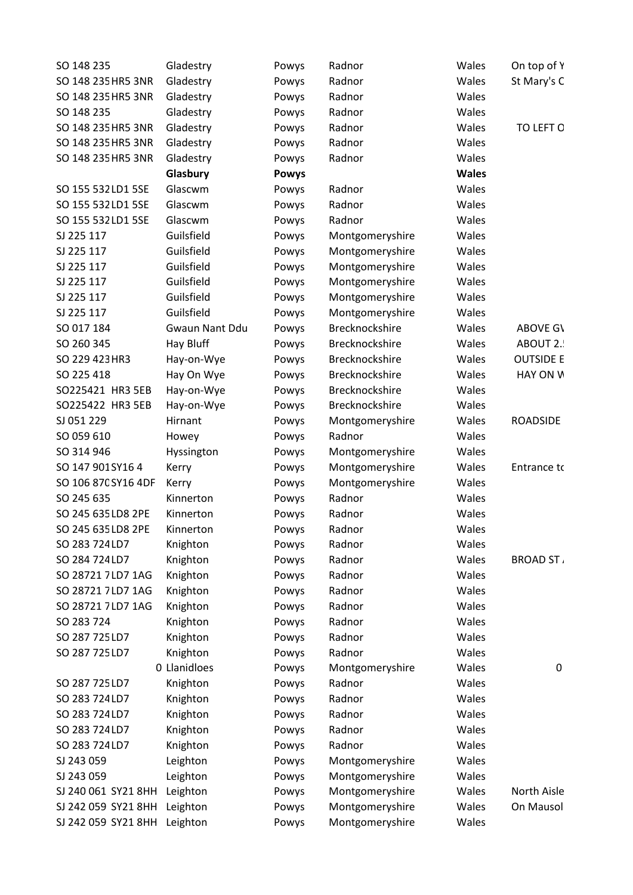| | | | | | |
|---|---|---|---|---|---|
| SO 148 235 | Gladestry | Powys | Radnor | Wales | On top of Y |
| SO 148 235 HR5 3NR | Gladestry | Powys | Radnor | Wales | St Mary's C |
| SO 148 235 HR5 3NR | Gladestry | Powys | Radnor | Wales | |
| SO 148 235 | Gladestry | Powys | Radnor | Wales | |
| SO 148 235 HR5 3NR | Gladestry | Powys | Radnor | Wales | TO LEFT O |
| SO 148 235 HR5 3NR | Gladestry | Powys | Radnor | Wales | |
| SO 148 235 HR5 3NR | Gladestry | Powys | Radnor | Wales | |
| | **Glasbury** | **Powys** | | **Wales** | |
| SO 155 532 LD1 5SE | Glascwm | Powys | Radnor | Wales | |
| SO 155 532 LD1 5SE | Glascwm | Powys | Radnor | Wales | |
| SO 155 532 LD1 5SE | Glascwm | Powys | Radnor | Wales | |
| SJ 225 117 | Guilsfield | Powys | Montgomeryshire | Wales | |
| SJ 225 117 | Guilsfield | Powys | Montgomeryshire | Wales | |
| SJ 225 117 | Guilsfield | Powys | Montgomeryshire | Wales | |
| SJ 225 117 | Guilsfield | Powys | Montgomeryshire | Wales | |
| SJ 225 117 | Guilsfield | Powys | Montgomeryshire | Wales | |
| SJ 225 117 | Guilsfield | Powys | Montgomeryshire | Wales | |
| SO 017 184 | Gwaun Nant Ddu | Powys | Brecknockshire | Wales | ABOVE GV |
| SO 260 345 | Hay Bluff | Powys | Brecknockshire | Wales | ABOUT 2.! |
| SO 229 423 HR3 | Hay-on-Wye | Powys | Brecknockshire | Wales | OUTSIDE E |
| SO 225 418 | Hay On Wye | Powys | Brecknockshire | Wales | HAY ON W |
| SO225421 HR3 5EB | Hay-on-Wye | Powys | Brecknockshire | Wales | |
| SO225422 HR3 5EB | Hay-on-Wye | Powys | Brecknockshire | Wales | |
| SJ 051 229 | Hirnant | Powys | Montgomeryshire | Wales | ROADSIDE |
| SO 059 610 | Howey | Powys | Radnor | Wales | |
| SO 314 946 | Hyssington | Powys | Montgomeryshire | Wales | |
| SO 147 901 SY16 4 | Kerry | Powys | Montgomeryshire | Wales | Entrance tc |
| SO 106 870 SY16 4DF | Kerry | Powys | Montgomeryshire | Wales | |
| SO 245 635 | Kinnerton | Powys | Radnor | Wales | |
| SO 245 635 LD8 2PE | Kinnerton | Powys | Radnor | Wales | |
| SO 245 635 LD8 2PE | Kinnerton | Powys | Radnor | Wales | |
| SO 283 724 LD7 | Knighton | Powys | Radnor | Wales | |
| SO 284 724 LD7 | Knighton | Powys | Radnor | Wales | BROAD ST / |
| SO 28721 7 LD7 1AG | Knighton | Powys | Radnor | Wales | |
| SO 28721 7 LD7 1AG | Knighton | Powys | Radnor | Wales | |
| SO 28721 7 LD7 1AG | Knighton | Powys | Radnor | Wales | |
| SO 283 724 | Knighton | Powys | Radnor | Wales | |
| SO 287 725 LD7 | Knighton | Powys | Radnor | Wales | |
| SO 287 725 LD7 | Knighton | Powys | Radnor | Wales | |
| 0 | Llanidloes | Powys | Montgomeryshire | Wales | 0 |
| SO 287 725 LD7 | Knighton | Powys | Radnor | Wales | |
| SO 283 724 LD7 | Knighton | Powys | Radnor | Wales | |
| SO 283 724 LD7 | Knighton | Powys | Radnor | Wales | |
| SO 283 724 LD7 | Knighton | Powys | Radnor | Wales | |
| SO 283 724 LD7 | Knighton | Powys | Radnor | Wales | |
| SJ 243 059 | Leighton | Powys | Montgomeryshire | Wales | |
| SJ 243 059 | Leighton | Powys | Montgomeryshire | Wales | |
| SJ 240 061 SY21 8HH | Leighton | Powys | Montgomeryshire | Wales | North Aisle |
| SJ 242 059 SY21 8HH | Leighton | Powys | Montgomeryshire | Wales | On Mausol |
| SJ 242 059 SY21 8HH | Leighton | Powys | Montgomeryshire | Wales | |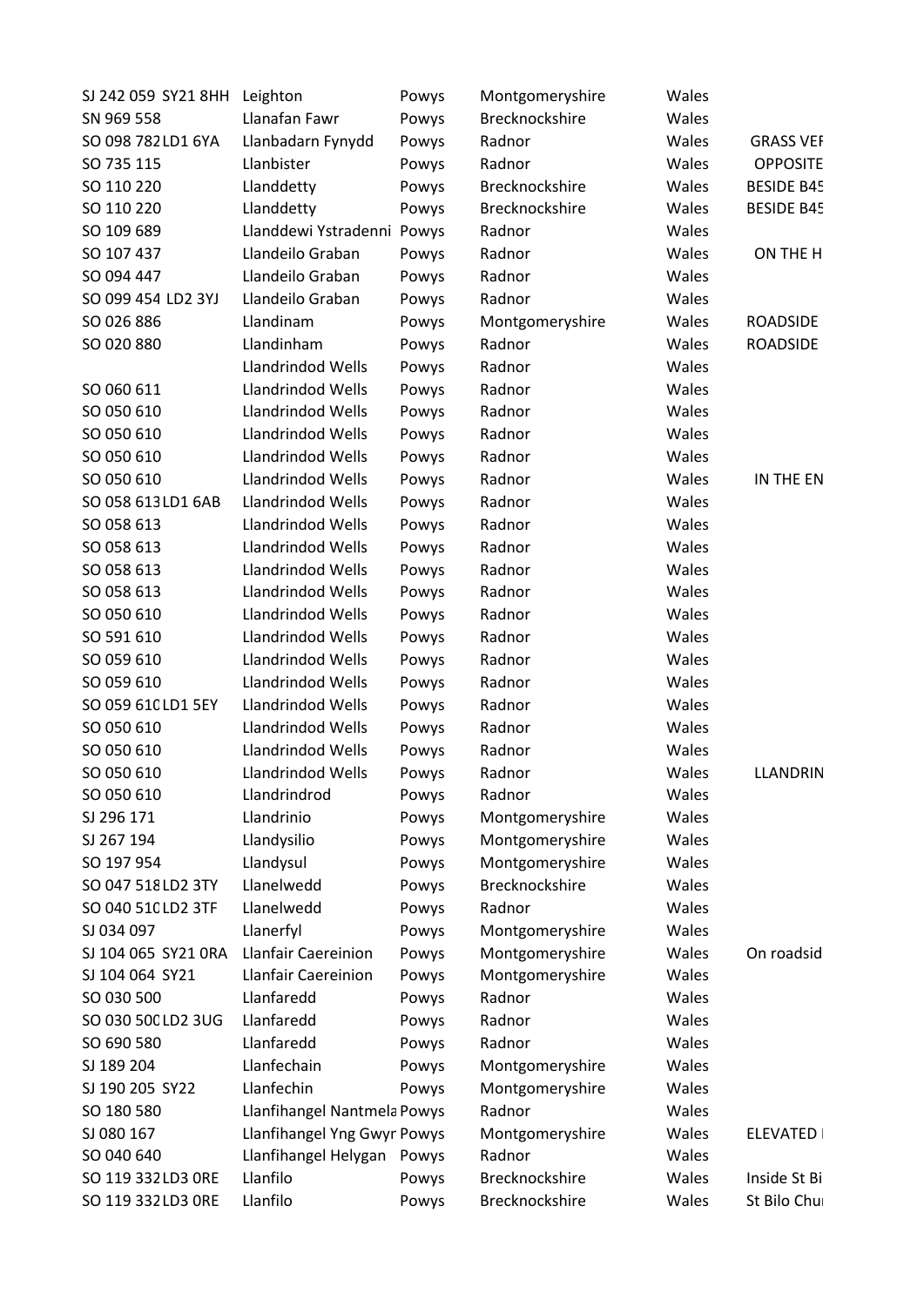| | | | | | |
|---|---|---|---|---|---|
| SJ 242 059 SY21 8HH | Leighton | Powys | Montgomeryshire | Wales | |
| SN 969 558 | Llanafan Fawr | Powys | Brecknockshire | Wales | |
| SO 098 782 LD1 6YA | Llanbadarn Fynydd | Powys | Radnor | Wales | GRASS VEI |
| SO 735 115 | Llanbister | Powys | Radnor | Wales | OPPOSITE |
| SO 110 220 | Llanddetty | Powys | Brecknockshire | Wales | BESIDE B45 |
| SO 110 220 | Llanddetty | Powys | Brecknockshire | Wales | BESIDE B45 |
| SO 109 689 | Llanddewi Ystradenni | Powys | Radnor | Wales | |
| SO 107 437 | Llandeilo Graban | Powys | Radnor | Wales | ON THE H |
| SO 094 447 | Llandeilo Graban | Powys | Radnor | Wales | |
| SO 099 454 LD2 3YJ | Llandeilo Graban | Powys | Radnor | Wales | |
| SO 026 886 | Llandinam | Powys | Montgomeryshire | Wales | ROADSIDE |
| SO 020 880 | Llandinham | Powys | Radnor | Wales | ROADSIDE |
| | Llandrindod Wells | Powys | Radnor | Wales | |
| SO 060 611 | Llandrindod Wells | Powys | Radnor | Wales | |
| SO 050 610 | Llandrindod Wells | Powys | Radnor | Wales | |
| SO 050 610 | Llandrindod Wells | Powys | Radnor | Wales | |
| SO 050 610 | Llandrindod Wells | Powys | Radnor | Wales | |
| SO 050 610 | Llandrindod Wells | Powys | Radnor | Wales | IN THE EN |
| SO 058 613 LD1 6AB | Llandrindod Wells | Powys | Radnor | Wales | |
| SO 058 613 | Llandrindod Wells | Powys | Radnor | Wales | |
| SO 058 613 | Llandrindod Wells | Powys | Radnor | Wales | |
| SO 058 613 | Llandrindod Wells | Powys | Radnor | Wales | |
| SO 058 613 | Llandrindod Wells | Powys | Radnor | Wales | |
| SO 050 610 | Llandrindod Wells | Powys | Radnor | Wales | |
| SO 591 610 | Llandrindod Wells | Powys | Radnor | Wales | |
| SO 059 610 | Llandrindod Wells | Powys | Radnor | Wales | |
| SO 059 610 | Llandrindod Wells | Powys | Radnor | Wales | |
| SO 059 610 LD1 5EY | Llandrindod Wells | Powys | Radnor | Wales | |
| SO 050 610 | Llandrindod Wells | Powys | Radnor | Wales | |
| SO 050 610 | Llandrindod Wells | Powys | Radnor | Wales | |
| SO 050 610 | Llandrindod Wells | Powys | Radnor | Wales | LLANDRIN |
| SO 050 610 | Llandrindrod | Powys | Radnor | Wales | |
| SJ 296 171 | Llandrinio | Powys | Montgomeryshire | Wales | |
| SJ 267 194 | Llandysilio | Powys | Montgomeryshire | Wales | |
| SO 197 954 | Llandysul | Powys | Montgomeryshire | Wales | |
| SO 047 518 LD2 3TY | Llanelwedd | Powys | Brecknockshire | Wales | |
| SO 040 510 LD2 3TF | Llanelwedd | Powys | Radnor | Wales | |
| SJ 034 097 | Llanerfyl | Powys | Montgomeryshire | Wales | |
| SJ 104 065 SY21 0RA | Llanfair Caereinion | Powys | Montgomeryshire | Wales | On roadsid |
| SJ 104 064 SY21 | Llanfair Caereinion | Powys | Montgomeryshire | Wales | |
| SO 030 500 | Llanfaredd | Powys | Radnor | Wales | |
| SO 030 500 LD2 3UG | Llanfaredd | Powys | Radnor | Wales | |
| SO 690 580 | Llanfaredd | Powys | Radnor | Wales | |
| SJ 189 204 | Llanfechain | Powys | Montgomeryshire | Wales | |
| SJ 190 205 SY22 | Llanfechin | Powys | Montgomeryshire | Wales | |
| SO 180 580 | Llanfihangel Nantmela | Powys | Radnor | Wales | |
| SJ 080 167 | Llanfihangel Yng Gwyr | Powys | Montgomeryshire | Wales | ELEVATED |
| SO 040 640 | Llanfihangel Helygan | Powys | Radnor | Wales | |
| SO 119 332 LD3 0RE | Llanfilo | Powys | Brecknockshire | Wales | Inside St Bi |
| SO 119 332 LD3 0RE | Llanfilo | Powys | Brecknockshire | Wales | St Bilo Chu |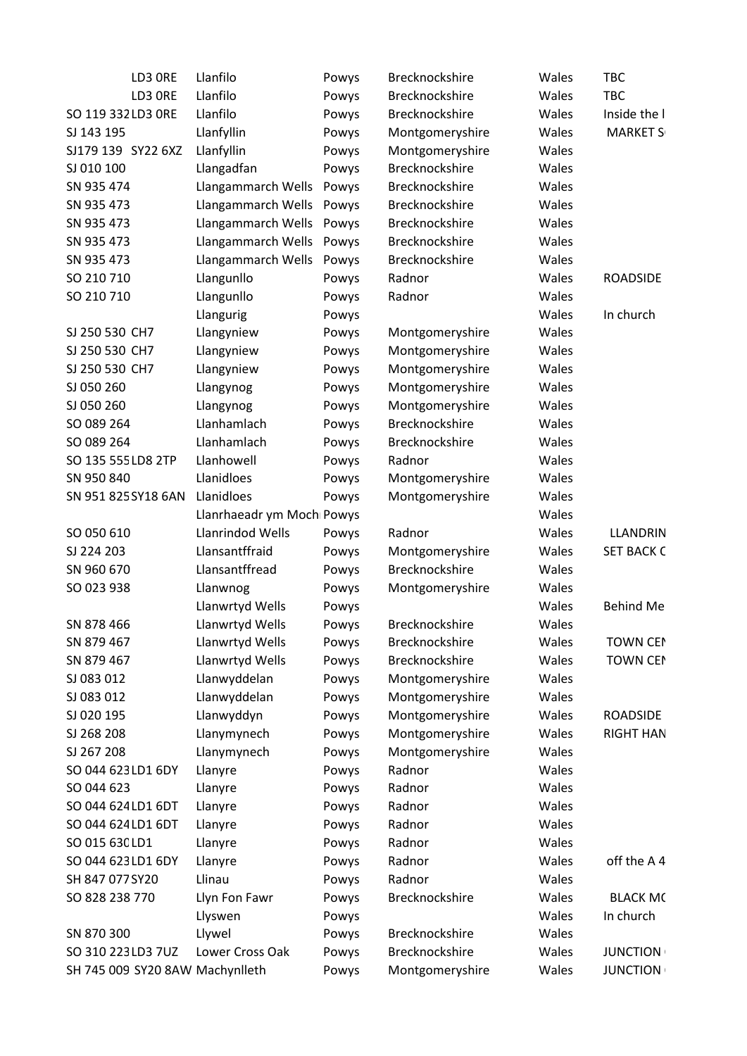| | | | | | |
|---|---|---|---|---|---|
| LD3 0RE | Llanfilo | Powys | Brecknockshire | Wales | TBC |
| LD3 0RE | Llanfilo | Powys | Brecknockshire | Wales | TBC |
| SO 119 332 LD3 0RE | Llanfilo | Powys | Brecknockshire | Wales | Inside the l |
| SJ 143 195 | Llanfyllin | Powys | Montgomeryshire | Wales | MARKET S |
| SJ179 139 SY22 6XZ | Llanfyllin | Powys | Montgomeryshire | Wales | |
| SJ 010 100 | Llangadfan | Powys | Brecknockshire | Wales | |
| SN 935 474 | Llangammarch Wells | Powys | Brecknockshire | Wales | |
| SN 935 473 | Llangammarch Wells | Powys | Brecknockshire | Wales | |
| SN 935 473 | Llangammarch Wells | Powys | Brecknockshire | Wales | |
| SN 935 473 | Llangammarch Wells | Powys | Brecknockshire | Wales | |
| SN 935 473 | Llangammarch Wells | Powys | Brecknockshire | Wales | |
| SO 210 710 | Llangunllo | Powys | Radnor | Wales | ROADSIDE |
| SO 210 710 | Llangunllo | Powys | Radnor | Wales | |
| | Llangurig | Powys | | Wales | In church |
| SJ 250 530 CH7 | Llangyniew | Powys | Montgomeryshire | Wales | |
| SJ 250 530 CH7 | Llangyniew | Powys | Montgomeryshire | Wales | |
| SJ 250 530 CH7 | Llangyniew | Powys | Montgomeryshire | Wales | |
| SJ 050 260 | Llangynog | Powys | Montgomeryshire | Wales | |
| SJ 050 260 | Llangynog | Powys | Montgomeryshire | Wales | |
| SO 089 264 | Llanhamlach | Powys | Brecknockshire | Wales | |
| SO 089 264 | Llanhamlach | Powys | Brecknockshire | Wales | |
| SO 135 555 LD8 2TP | Llanhowell | Powys | Radnor | Wales | |
| SN 950 840 | Llanidloes | Powys | Montgomeryshire | Wales | |
| SN 951 825 SY18 6AN | Llanidloes | Powys | Montgomeryshire | Wales | |
| | Llanrhaeadr ym Mochi | Powys | | Wales | |
| SO 050 610 | Llanrindod Wells | Powys | Radnor | Wales | LLANDRIN |
| SJ 224 203 | Llansantffraid | Powys | Montgomeryshire | Wales | SET BACK C |
| SN 960 670 | Llansantffread | Powys | Brecknockshire | Wales | |
| SO 023 938 | Llanwnog | Powys | Montgomeryshire | Wales | |
| | Llanwrtyd Wells | Powys | | Wales | Behind Me |
| SN 878 466 | Llanwrtyd Wells | Powys | Brecknockshire | Wales | |
| SN 879 467 | Llanwrtyd Wells | Powys | Brecknockshire | Wales | TOWN CEN |
| SN 879 467 | Llanwrtyd Wells | Powys | Brecknockshire | Wales | TOWN CEN |
| SJ 083 012 | Llanwyddelan | Powys | Montgomeryshire | Wales | |
| SJ 083 012 | Llanwyddelan | Powys | Montgomeryshire | Wales | |
| SJ 020 195 | Llanwyddyn | Powys | Montgomeryshire | Wales | ROADSIDE |
| SJ 268 208 | Llanymynech | Powys | Montgomeryshire | Wales | RIGHT HAN |
| SJ 267 208 | Llanymynech | Powys | Montgomeryshire | Wales | |
| SO 044 623 LD1 6DY | Llanyre | Powys | Radnor | Wales | |
| SO 044 623 | Llanyre | Powys | Radnor | Wales | |
| SO 044 624 LD1 6DT | Llanyre | Powys | Radnor | Wales | |
| SO 044 624 LD1 6DT | Llanyre | Powys | Radnor | Wales | |
| SO 015 630 LD1 | Llanyre | Powys | Radnor | Wales | |
| SO 044 623 LD1 6DY | Llanyre | Powys | Radnor | Wales | off the A 4 |
| SH 847 077 SY20 | Llinau | Powys | Radnor | Wales | |
| SO 828 238 770 | Llyn Fon Fawr | Powys | Brecknockshire | Wales | BLACK MC |
| | Llyswen | Powys | | Wales | In church |
| SN 870 300 | Llywel | Powys | Brecknockshire | Wales | |
| SO 310 223 LD3 7UZ | Lower Cross Oak | Powys | Brecknockshire | Wales | JUNCTION |
| SH 745 009 SY20 8AW | Machynlleth | Powys | Montgomeryshire | Wales | JUNCTION |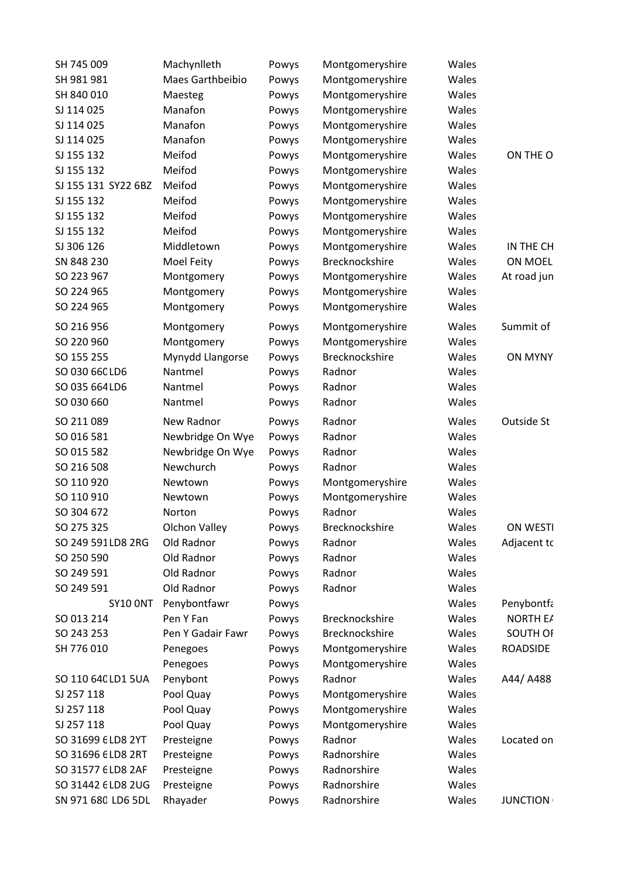| | | | | | |
|---|---|---|---|---|---|
| SH 745 009 | Machynlleth | Powys | Montgomeryshire | Wales | |
| SH 981 981 | Maes Garthbeibio | Powys | Montgomeryshire | Wales | |
| SH 840 010 | Maesteg | Powys | Montgomeryshire | Wales | |
| SJ 114 025 | Manafon | Powys | Montgomeryshire | Wales | |
| SJ 114 025 | Manafon | Powys | Montgomeryshire | Wales | |
| SJ 114 025 | Manafon | Powys | Montgomeryshire | Wales | |
| SJ 155 132 | Meifod | Powys | Montgomeryshire | Wales | ON THE O |
| SJ 155 132 | Meifod | Powys | Montgomeryshire | Wales | |
| SJ 155 131 SY22 6BZ | Meifod | Powys | Montgomeryshire | Wales | |
| SJ 155 132 | Meifod | Powys | Montgomeryshire | Wales | |
| SJ 155 132 | Meifod | Powys | Montgomeryshire | Wales | |
| SJ 155 132 | Meifod | Powys | Montgomeryshire | Wales | |
| SJ 306 126 | Middletown | Powys | Montgomeryshire | Wales | IN THE CH |
| SN 848 230 | Moel Feity | Powys | Brecknockshire | Wales | ON MOEL |
| SO 223 967 | Montgomery | Powys | Montgomeryshire | Wales | At road jun |
| SO 224 965 | Montgomery | Powys | Montgomeryshire | Wales | |
| SO 224 965 | Montgomery | Powys | Montgomeryshire | Wales | |
| SO 216 956 | Montgomery | Powys | Montgomeryshire | Wales | Summit of |
| SO 220 960 | Montgomery | Powys | Montgomeryshire | Wales | |
| SO 155 255 | Mynydd Llangorse | Powys | Brecknockshire | Wales | ON MYNY |
| SO 030 660 LD6 | Nantmel | Powys | Radnor | Wales | |
| SO 035 664 LD6 | Nantmel | Powys | Radnor | Wales | |
| SO 030 660 | Nantmel | Powys | Radnor | Wales | |
| SO 211 089 | New Radnor | Powys | Radnor | Wales | Outside St |
| SO 016 581 | Newbridge On Wye | Powys | Radnor | Wales | |
| SO 015 582 | Newbridge On Wye | Powys | Radnor | Wales | |
| SO 216 508 | Newchurch | Powys | Radnor | Wales | |
| SO 110 920 | Newtown | Powys | Montgomeryshire | Wales | |
| SO 110 910 | Newtown | Powys | Montgomeryshire | Wales | |
| SO 304 672 | Norton | Powys | Radnor | Wales | |
| SO 275 325 | Olchon Valley | Powys | Brecknockshire | Wales | ON WESTI |
| SO 249 591 LD8 2RG | Old Radnor | Powys | Radnor | Wales | Adjacent to |
| SO 250 590 | Old Radnor | Powys | Radnor | Wales | |
| SO 249 591 | Old Radnor | Powys | Radnor | Wales | |
| SO 249 591 | Old Radnor | Powys | Radnor | Wales | |
| SY10 0NT | Penybontfawr | Powys | | Wales | Penybontfa |
| SO 013 214 | Pen Y Fan | Powys | Brecknockshire | Wales | NORTH EA |
| SO 243 253 | Pen Y Gadair Fawr | Powys | Brecknockshire | Wales | SOUTH OF |
| SH 776 010 | Penegoes | Powys | Montgomeryshire | Wales | ROADSIDE |
| | Penegoes | Powys | Montgomeryshire | Wales | |
| SO 110 640 LD1 5UA | Penybont | Powys | Radnor | Wales | A44/ A488 |
| SJ 257 118 | Pool Quay | Powys | Montgomeryshire | Wales | |
| SJ 257 118 | Pool Quay | Powys | Montgomeryshire | Wales | |
| SJ 257 118 | Pool Quay | Powys | Montgomeryshire | Wales | |
| SO 31699 6 LD8 2YT | Presteigne | Powys | Radnor | Wales | Located on |
| SO 31696 6 LD8 2RT | Presteigne | Powys | Radnorshire | Wales | |
| SO 31577 6 LD8 2AF | Presteigne | Powys | Radnorshire | Wales | |
| SO 31442 6 LD8 2UG | Presteigne | Powys | Radnorshire | Wales | |
| SN 971 680 LD6 5DL | Rhayader | Powys | Radnorshire | Wales | JUNCTION |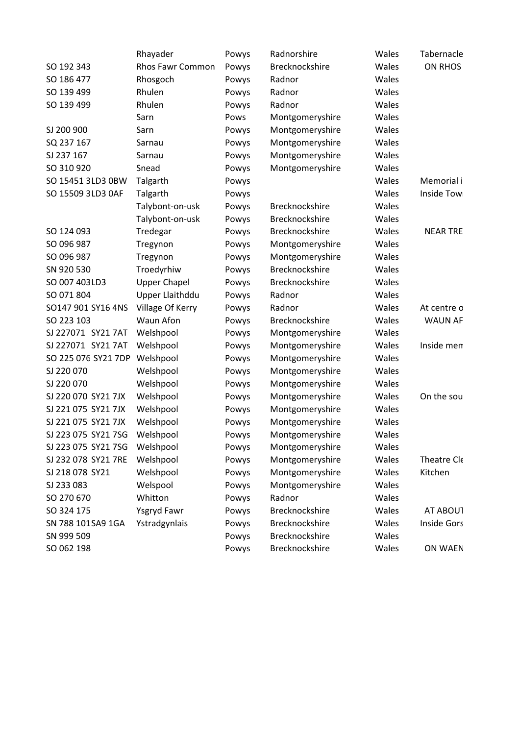| | | | | | |
|---|---|---|---|---|---|
| | Rhayader | Powys | Radnorshire | Wales | Tabernacle |
| SO 192 343 | Rhos Fawr Common | Powys | Brecknockshire | Wales | ON RHOS |
| SO 186 477 | Rhosgoch | Powys | Radnor | Wales | |
| SO 139 499 | Rhulen | Powys | Radnor | Wales | |
| SO 139 499 | Rhulen | Powys | Radnor | Wales | |
| | Sarn | Pows | Montgomeryshire | Wales | |
| SJ 200 900 | Sarn | Powys | Montgomeryshire | Wales | |
| SQ 237 167 | Sarnau | Powys | Montgomeryshire | Wales | |
| SJ 237 167 | Sarnau | Powys | Montgomeryshire | Wales | |
| SO 310 920 | Snead | Powys | Montgomeryshire | Wales | |
| SO 15451 3LD3 0BW | Talgarth | Powys | | Wales | Memorial i |
| SO 15509 3LD3 0AF | Talgarth | Powys | | Wales | Inside Tow |
| | Talybont-on-usk | Powys | Brecknockshire | Wales | |
| | Talybont-on-usk | Powys | Brecknockshire | Wales | |
| SO 124 093 | Tredegar | Powys | Brecknockshire | Wales | NEAR TRE |
| SO 096 987 | Tregynon | Powys | Montgomeryshire | Wales | |
| SO 096 987 | Tregynon | Powys | Montgomeryshire | Wales | |
| SN 920 530 | Troedyrhiw | Powys | Brecknockshire | Wales | |
| SO 007 403LD3 | Upper Chapel | Powys | Brecknockshire | Wales | |
| SO 071 804 | Upper Llaithddu | Powys | Radnor | Wales | |
| SO147 901 SY16 4NS | Village Of Kerry | Powys | Radnor | Wales | At centre o |
| SO 223 103 | Waun Afon | Powys | Brecknockshire | Wales | WAUN AF |
| SJ 227071 SY21 7AT | Welshpool | Powys | Montgomeryshire | Wales | |
| SJ 227071 SY21 7AT | Welshpool | Powys | Montgomeryshire | Wales | Inside mem |
| SO 225 076 SY21 7DP | Welshpool | Powys | Montgomeryshire | Wales | |
| SJ 220 070 | Welshpool | Powys | Montgomeryshire | Wales | |
| SJ 220 070 | Welshpool | Powys | Montgomeryshire | Wales | |
| SJ 220 070 SY21 7JX | Welshpool | Powys | Montgomeryshire | Wales | On the sou |
| SJ 221 075 SY21 7JX | Welshpool | Powys | Montgomeryshire | Wales | |
| SJ 221 075 SY21 7JX | Welshpool | Powys | Montgomeryshire | Wales | |
| SJ 223 075 SY21 7SG | Welshpool | Powys | Montgomeryshire | Wales | |
| SJ 223 075 SY21 7SG | Welshpool | Powys | Montgomeryshire | Wales | |
| SJ 232 078 SY21 7RE | Welshpool | Powys | Montgomeryshire | Wales | Theatre Cle |
| SJ 218 078 SY21 | Welshpool | Powys | Montgomeryshire | Wales | Kitchen |
| SJ 233 083 | Welspool | Powys | Montgomeryshire | Wales | |
| SO 270 670 | Whitton | Powys | Radnor | Wales | |
| SO 324 175 | Ysgryd Fawr | Powys | Brecknockshire | Wales | AT ABOUT |
| SN 788 101SA9 1GA | Ystradgynlais | Powys | Brecknockshire | Wales | Inside Gors |
| SN 999 509 | | Powys | Brecknockshire | Wales | |
| SO 062 198 | | Powys | Brecknockshire | Wales | ON WAEN |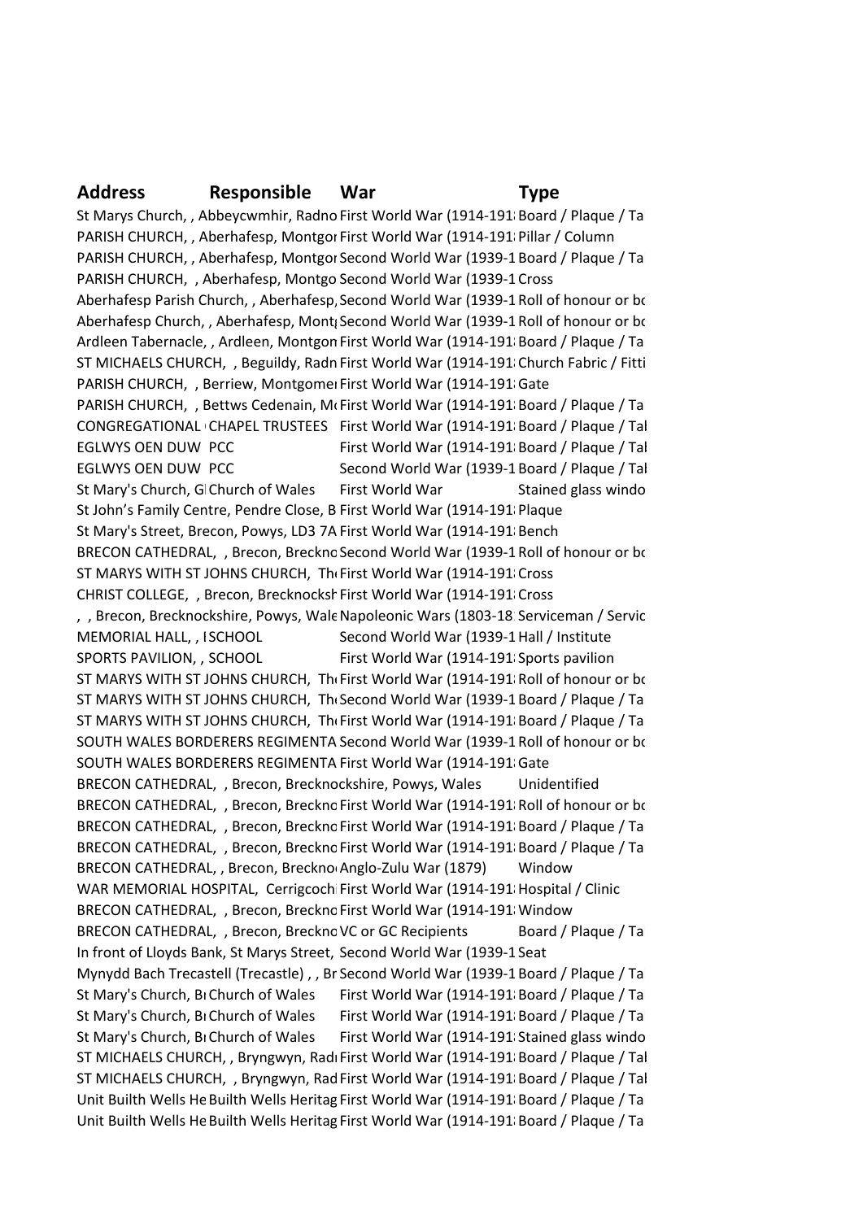| Address | Responsible | War | Type |
|---|---|---|---|
| St Marys Church, , Abbeycwmhir, Radno | | First World War (1914-191 | Board / Plaque / Ta |
| PARISH CHURCH, , Aberhafesp, Montgo | | First World War (1914-191 | Pillar / Column |
| PARISH CHURCH, , Aberhafesp, Montgo | | Second World War (1939-1 | Board / Plaque / Ta |
| PARISH CHURCH, , Aberhafesp, Montgo | | Second World War (1939-1 | Cross |
| Aberhafesp Parish Church, , Aberhafesp, | | Second World War (1939-1 | Roll of honour or bo |
| Aberhafesp Church, , Aberhafesp, Mont | | Second World War (1939-1 | Roll of honour or bo |
| Ardleen Tabernacle, , Ardleen, Montgon | | First World War (1914-191 | Board / Plaque / Ta |
| ST MICHAELS CHURCH, , Beguildy, Radn | | First World War (1914-191 | Church Fabric / Fitti |
| PARISH CHURCH, , Berriew, Montgome | | First World War (1914-191 | Gate |
| PARISH CHURCH, , Bettws Cedenain, M | | First World War (1914-191 | Board / Plaque / Ta |
| CONGREGATIONAL | CHAPEL TRUSTEES | First World War (1914-191 | Board / Plaque / Tal |
| EGLWYS OEN DUW | PCC | First World War (1914-191 | Board / Plaque / Tal |
| EGLWYS OEN DUW | PCC | Second World War (1939-1 | Board / Plaque / Tal |
| St Mary's Church, G | Church of Wales | First World War | Stained glass windo |
| St John's Family Centre, Pendre Close, B | | First World War (1914-191 | Plaque |
| St Mary's Street, Brecon, Powys, LD3 7A | | First World War (1914-191 | Bench |
| BRECON CATHEDRAL, , Brecon, Breckno | | Second World War (1939-1 | Roll of honour or bo |
| ST MARYS WITH ST JOHNS CHURCH, Th | | First World War (1914-191 | Cross |
| CHRIST COLLEGE, , Brecon, Brecknocksh | | First World War (1914-191 | Cross |
| , , Brecon, Brecknockshire, Powys, Wale | | Napoleonic Wars (1803-18 | Serviceman / Servic |
| MEMORIAL HALL, , I | SCHOOL | Second World War (1939-1 | Hall / Institute |
| SPORTS PAVILION, , | SCHOOL | First World War (1914-191 | Sports pavilion |
| ST MARYS WITH ST JOHNS CHURCH, Th | | First World War (1914-191 | Roll of honour or bo |
| ST MARYS WITH ST JOHNS CHURCH, Th | | Second World War (1939-1 | Board / Plaque / Ta |
| ST MARYS WITH ST JOHNS CHURCH, Th | | First World War (1914-191 | Board / Plaque / Ta |
| SOUTH WALES BORDERERS REGIMENTA | | Second World War (1939-1 | Roll of honour or bo |
| SOUTH WALES BORDERERS REGIMENTA | | First World War (1914-191 | Gate |
| BRECON CATHEDRAL, , Brecon, Brecknockshire, Powys, Wales | | | Unidentified |
| BRECON CATHEDRAL, , Brecon, Breckno | | First World War (1914-191 | Roll of honour or bo |
| BRECON CATHEDRAL, , Brecon, Breckno | | First World War (1914-191 | Board / Plaque / Ta |
| BRECON CATHEDRAL, , Brecon, Breckno | | First World War (1914-191 | Board / Plaque / Ta |
| BRECON CATHEDRAL, , Brecon, Breckno | | Anglo-Zulu War (1879) | Window |
| WAR MEMORIAL HOSPITAL, Cerrigcoch | | First World War (1914-191 | Hospital / Clinic |
| BRECON CATHEDRAL, , Brecon, Breckno | | First World War (1914-191 | Window |
| BRECON CATHEDRAL, , Brecon, Breckno | | VC or GC Recipients | Board / Plaque / Ta |
| In front of Lloyds Bank, St Marys Street, | | Second World War (1939-1 | Seat |
| Mynydd Bach Trecastell (Trecastle) , , Br | | Second World War (1939-1 | Board / Plaque / Ta |
| St Mary's Church, B | Church of Wales | First World War (1914-191 | Board / Plaque / Ta |
| St Mary's Church, B | Church of Wales | First World War (1914-191 | Board / Plaque / Ta |
| St Mary's Church, B | Church of Wales | First World War (1914-191 | Stained glass windo |
| ST MICHAELS CHURCH, , Bryngwyn, Rad | | First World War (1914-191 | Board / Plaque / Tal |
| ST MICHAELS CHURCH, , Bryngwyn, Rad | | First World War (1914-191 | Board / Plaque / Tal |
| Unit Builth Wells He | Builth Wells Heritag | First World War (1914-191 | Board / Plaque / Ta |
| Unit Builth Wells He | Builth Wells Heritag | First World War (1914-191 | Board / Plaque / Ta |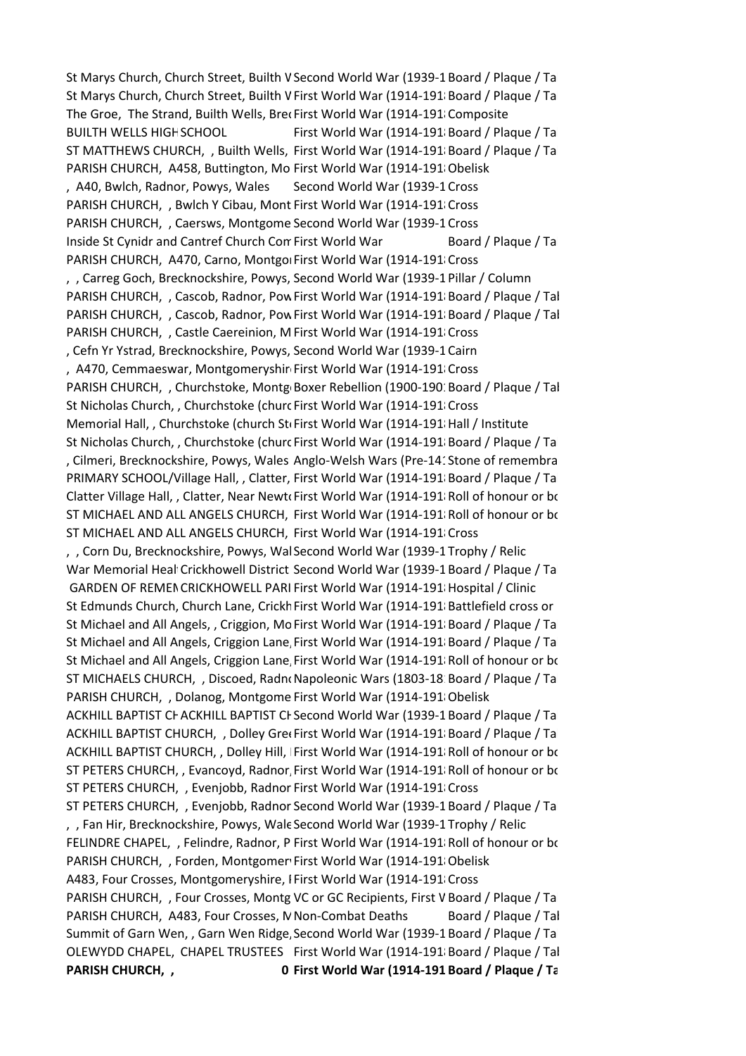| | | |
|---|---|---|
| St Marys Church, Church Street, Builth V | Second World War (1939-1 | Board / Plaque / Ta |
| St Marys Church, Church Street, Builth V | First World War (1914-191 | Board / Plaque / Ta |
| The Groe, The Strand, Builth Wells, Bre | First World War (1914-191 | Composite |
| BUILTH WELLS HIGH SCHOOL | First World War (1914-191 | Board / Plaque / Ta |
| ST MATTHEWS CHURCH, , Builth Wells, | First World War (1914-191 | Board / Plaque / Ta |
| PARISH CHURCH, A458, Buttington, Mo | First World War (1914-191 | Obelisk |
| , A40, Bwlch, Radnor, Powys, Wales | Second World War (1939-1 | Cross |
| PARISH CHURCH, , Bwlch Y Cibau, Mont | First World War (1914-191 | Cross |
| PARISH CHURCH, , Caersws, Montgome | Second World War (1939-1 | Cross |
| Inside St Cynidr and Cantref Church Con | First World War | Board / Plaque / Ta |
| PARISH CHURCH, A470, Carno, Montgo | First World War (1914-191 | Cross |
| , , Carreg Goch, Brecknockshire, Powys, | Second World War (1939-1 | Pillar / Column |
| PARISH CHURCH, , Cascob, Radnor, Pow | First World War (1914-191 | Board / Plaque / Tal |
| PARISH CHURCH, , Cascob, Radnor, Pow | First World War (1914-191 | Board / Plaque / Tal |
| PARISH CHURCH, , Castle Caereinion, M | First World War (1914-191 | Cross |
| , Cefn Yr Ystrad, Brecknockshire, Powys, | Second World War (1939-1 | Cairn |
| , A470, Cemmaeswar, Montgomeryshir | First World War (1914-191 | Cross |
| PARISH CHURCH, , Churchstoke, Montg | Boxer Rebellion (1900-190 | Board / Plaque / Tal |
| St Nicholas Church, , Churchstoke (churc | First World War (1914-191 | Cross |
| Memorial Hall, , Churchstoke (church St | First World War (1914-191 | Hall / Institute |
| St Nicholas Church, , Churchstoke (churc | First World War (1914-191 | Board / Plaque / Ta |
| , Cilmeri, Brecknockshire, Powys, Wales | Anglo-Welsh Wars (Pre-14 | Stone of remembra |
| PRIMARY SCHOOL/Village Hall, , Clatter, | First World War (1914-191 | Board / Plaque / Ta |
| Clatter Village Hall, , Clatter, Near Newt | First World War (1914-191 | Roll of honour or bo |
| ST MICHAEL AND ALL ANGELS CHURCH, | First World War (1914-191 | Roll of honour or bo |
| ST MICHAEL AND ALL ANGELS CHURCH, | First World War (1914-191 | Cross |
| , , Corn Du, Brecknockshire, Powys, Wal | Second World War (1939-1 | Trophy / Relic |
| War Memorial Heal Crickhowell District | Second World War (1939-1 | Board / Plaque / Ta |
| GARDEN OF REMEN CRICKHOWELL PARI | First World War (1914-191 | Hospital / Clinic |
| St Edmunds Church, Church Lane, Crickh | First World War (1914-191 | Battlefield cross or |
| St Michael and All Angels, , Criggion, Mo | First World War (1914-191 | Board / Plaque / Ta |
| St Michael and All Angels, Criggion Lane, | First World War (1914-191 | Board / Plaque / Ta |
| St Michael and All Angels, Criggion Lane, | First World War (1914-191 | Roll of honour or bo |
| ST MICHAELS CHURCH, , Discoed, Radn | Napoleonic Wars (1803-18 | Board / Plaque / Ta |
| PARISH CHURCH, , Dolanog, Montgome | First World War (1914-191 | Obelisk |
| ACKHILL BAPTIST CH ACKHILL BAPTIST CH | Second World War (1939-1 | Board / Plaque / Ta |
| ACKHILL BAPTIST CHURCH, , Dolley Gre | First World War (1914-191 | Board / Plaque / Ta |
| ACKHILL BAPTIST CHURCH, , Dolley Hill, | First World War (1914-191 | Roll of honour or bo |
| ST PETERS CHURCH, , Evancoyd, Radnor, | First World War (1914-191 | Roll of honour or bo |
| ST PETERS CHURCH, , Evenjobb, Radnor | First World War (1914-191 | Cross |
| ST PETERS CHURCH, , Evenjobb, Radnor | Second World War (1939-1 | Board / Plaque / Ta |
| , , Fan Hir, Brecknockshire, Powys, Wale | Second World War (1939-1 | Trophy / Relic |
| FELINDRE CHAPEL, , Felindre, Radnor, P | First World War (1914-191 | Roll of honour or bo |
| PARISH CHURCH, , Forden, Montgomer | First World War (1914-191 | Obelisk |
| A483, Four Crosses, Montgomeryshire, I | First World War (1914-191 | Cross |
| PARISH CHURCH, , Four Crosses, Montg | VC or GC Recipients, First V | Board / Plaque / Ta |
| PARISH CHURCH, A483, Four Crosses, M | Non-Combat Deaths | Board / Plaque / Tal |
| Summit of Garn Wen, , Garn Wen Ridge, | Second World War (1939-1 | Board / Plaque / Ta |
| OLEWYDD CHAPEL, CHAPEL TRUSTEES | First World War (1914-191 | Board / Plaque / Tal |
| **PARISH CHURCH, , 0** | **First World War (1914-191** | **Board / Plaque / Ta** |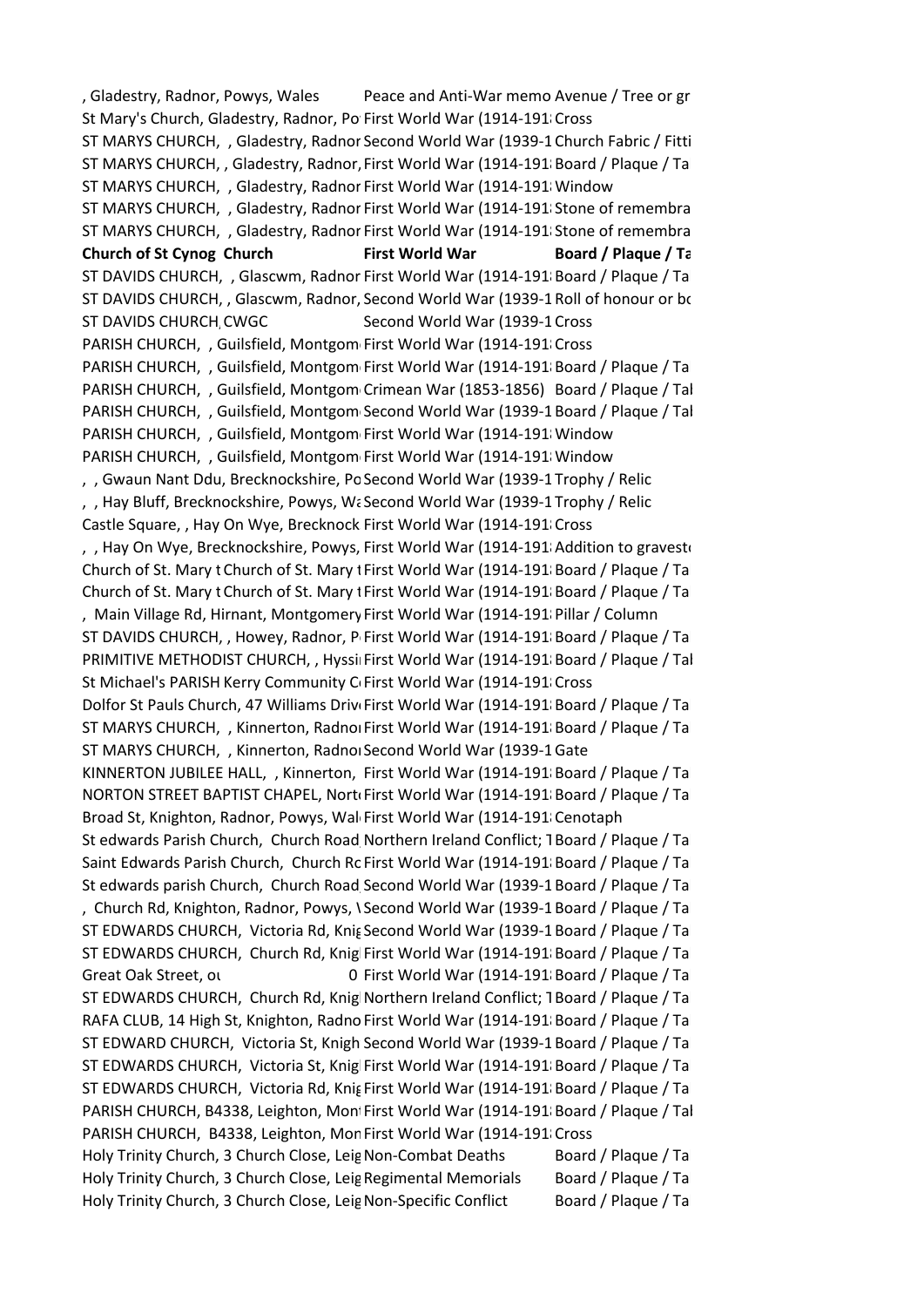| | | |
|---|---|---|
| , Gladestry, Radnor, Powys, Wales | Peace and Anti-War memo | Avenue / Tree or gr |
| St Mary's Church, Gladestry, Radnor, Po | First World War (1914-191 | Cross |
| ST MARYS CHURCH, , Gladestry, Radnor | Second World War (1939-1 | Church Fabric / Fitti |
| ST MARYS CHURCH, , Gladestry, Radnor, | First World War (1914-191 | Board / Plaque / Ta |
| ST MARYS CHURCH, , Gladestry, Radnor | First World War (1914-191 | Window |
| ST MARYS CHURCH, , Gladestry, Radnor | First World War (1914-191 | Stone of remembra |
| ST MARYS CHURCH, , Gladestry, Radnor | First World War (1914-191 | Stone of remembra |
| **Church of St Cynog Church** | **First World War** | **Board / Plaque / Ta** |
| ST DAVIDS CHURCH, , Glascwm, Radnor | First World War (1914-191 | Board / Plaque / Ta |
| ST DAVIDS CHURCH, , Glascwm, Radnor, | Second World War (1939-1 | Roll of honour or bo |
| ST DAVIDS CHURCH, CWGC | Second World War (1939-1 | Cross |
| PARISH CHURCH, , Guilsfield, Montgom | First World War (1914-191 | Cross |
| PARISH CHURCH, , Guilsfield, Montgom | First World War (1914-191 | Board / Plaque / Ta |
| PARISH CHURCH, , Guilsfield, Montgom | Crimean War (1853-1856) | Board / Plaque / Tal |
| PARISH CHURCH, , Guilsfield, Montgom | Second World War (1939-1 | Board / Plaque / Tal |
| PARISH CHURCH, , Guilsfield, Montgom | First World War (1914-191 | Window |
| PARISH CHURCH, , Guilsfield, Montgom | First World War (1914-191 | Window |
| , , Gwaun Nant Ddu, Brecknockshire, Po | Second World War (1939-1 | Trophy / Relic |
| , , Hay Bluff, Brecknockshire, Powys, Wa | Second World War (1939-1 | Trophy / Relic |
| Castle Square, , Hay On Wye, Brecknock | First World War (1914-191 | Cross |
| , , Hay On Wye, Brecknockshire, Powys, | First World War (1914-191 | Addition to gravest |
| Church of St. Mary t Church of St. Mary t | First World War (1914-191 | Board / Plaque / Ta |
| Church of St. Mary t Church of St. Mary t | First World War (1914-191 | Board / Plaque / Ta |
| , Main Village Rd, Hirnant, Montgomery | First World War (1914-191 | Pillar / Column |
| ST DAVIDS CHURCH, , Howey, Radnor, P | First World War (1914-191 | Board / Plaque / Ta |
| PRIMITIVE METHODIST CHURCH, , Hyssi | First World War (1914-191 | Board / Plaque / Tal |
| St Michael's PARISH Kerry Community C | First World War (1914-191 | Cross |
| Dolfor St Pauls Church, 47 Williams Driv | First World War (1914-191 | Board / Plaque / Ta |
| ST MARYS CHURCH, , Kinnerton, Radnor | First World War (1914-191 | Board / Plaque / Ta |
| ST MARYS CHURCH, , Kinnerton, Radnor | Second World War (1939-1 | Gate |
| KINNERTON JUBILEE HALL, , Kinnerton, | First World War (1914-191 | Board / Plaque / Ta |
| NORTON STREET BAPTIST CHAPEL, Nort | First World War (1914-191 | Board / Plaque / Ta |
| Broad St, Knighton, Radnor, Powys, Wal | First World War (1914-191 | Cenotaph |
| St edwards Parish Church, Church Road | Northern Ireland Conflict; T | Board / Plaque / Ta |
| Saint Edwards Parish Church, Church Ro | First World War (1914-191 | Board / Plaque / Ta |
| St edwards parish Church, Church Road | Second World War (1939-1 | Board / Plaque / Ta |
| , Church Rd, Knighton, Radnor, Powys, \ | Second World War (1939-1 | Board / Plaque / Ta |
| ST EDWARDS CHURCH, Victoria Rd, Knig | Second World War (1939-1 | Board / Plaque / Ta |
| ST EDWARDS CHURCH, Church Rd, Knig | First World War (1914-191 | Board / Plaque / Ta |
| Great Oak Street, ou 0 | First World War (1914-191 | Board / Plaque / Ta |
| ST EDWARDS CHURCH, Church Rd, Knig | Northern Ireland Conflict; T | Board / Plaque / Ta |
| RAFA CLUB, 14 High St, Knighton, Radno | First World War (1914-191 | Board / Plaque / Ta |
| ST EDWARD CHURCH, Victoria St, Knigh | Second World War (1939-1 | Board / Plaque / Ta |
| ST EDWARDS CHURCH, Victoria St, Knig | First World War (1914-191 | Board / Plaque / Ta |
| ST EDWARDS CHURCH, Victoria Rd, Knig | First World War (1914-191 | Board / Plaque / Ta |
| PARISH CHURCH, B4338, Leighton, Mon | First World War (1914-191 | Board / Plaque / Tal |
| PARISH CHURCH, B4338, Leighton, Mon | First World War (1914-191 | Cross |
| Holy Trinity Church, 3 Church Close, Leig | Non-Combat Deaths | Board / Plaque / Ta |
| Holy Trinity Church, 3 Church Close, Leig | Regimental Memorials | Board / Plaque / Ta |
| Holy Trinity Church, 3 Church Close, Leig | Non-Specific Conflict | Board / Plaque / Ta |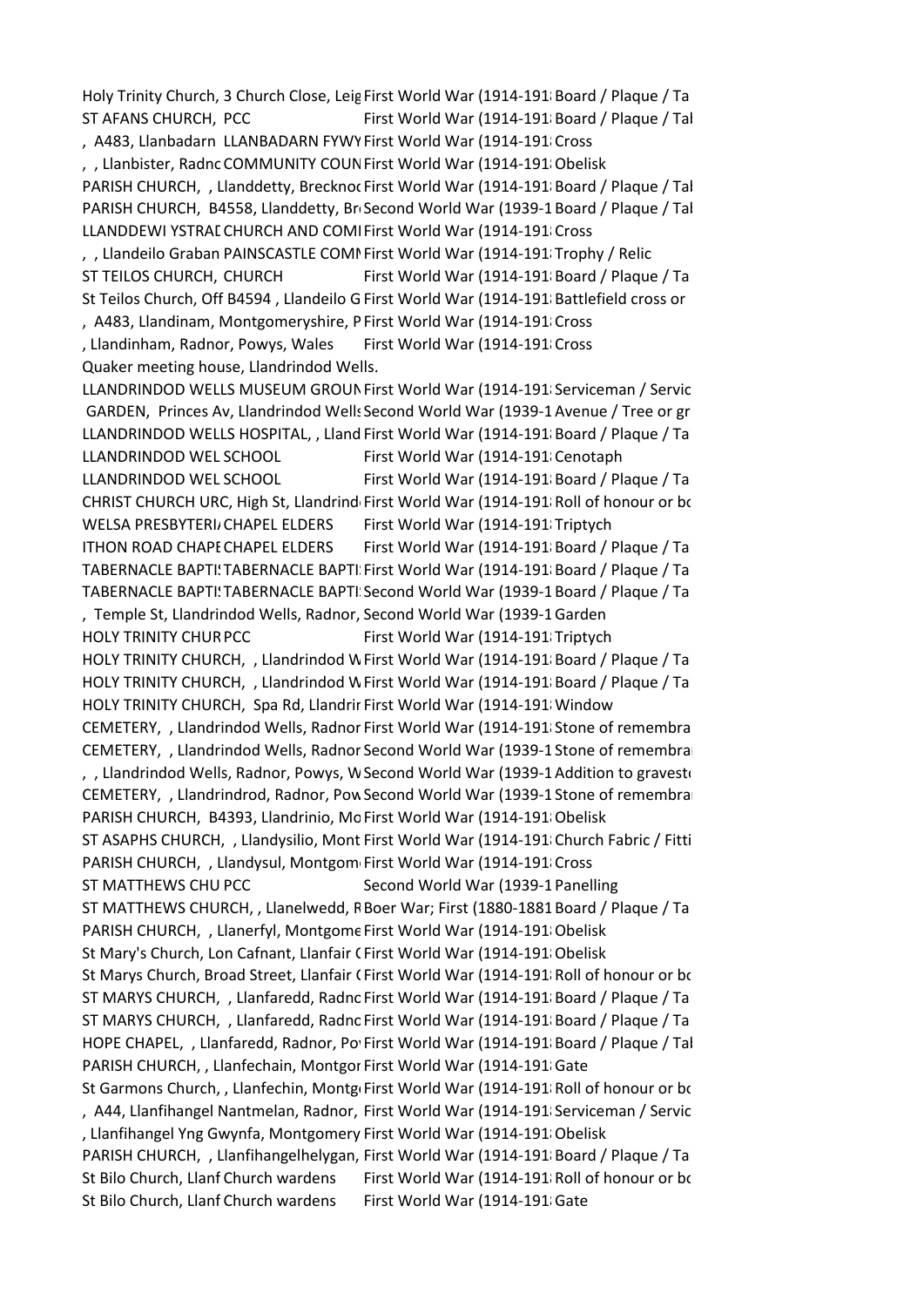| | | | |
|---|---|---|---|
| Holy Trinity Church, 3 Church Close, Leig | | First World War (1914-191 | Board / Plaque / Ta |
| ST AFANS CHURCH, | PCC | First World War (1914-191 | Board / Plaque / Tal |
| , A483, Llanbadarn | LLANBADARN FYWY | First World War (1914-191 | Cross |
| , , Llanbister, Radnc | COMMUNITY COUN | First World War (1914-191 | Obelisk |
| PARISH CHURCH, , Llanddetty, Brecknoc | | First World War (1914-191 | Board / Plaque / Tal |
| PARISH CHURCH, B4558, Llanddetty, Br | | Second World War (1939-1 | Board / Plaque / Tal |
| LLANDDEWI YSTRAD | CHURCH AND COMI | First World War (1914-191 | Cross |
| , , Llandeilo Graban | PAINSCASTLE COMI | First World War (1914-191 | Trophy / Relic |
| ST TEILOS CHURCH, | CHURCH | First World War (1914-191 | Board / Plaque / Ta |
| St Teilos Church, Off B4594 , Llandeilo G | | First World War (1914-191 | Battlefield cross or |
| , A483, Llandinam, Montgomeryshire, P | | First World War (1914-191 | Cross |
| , Llandinham, Radnor, Powys, Wales | | First World War (1914-191 | Cross |
| Quaker meeting house, Llandrindod Wells. | | | |
| LLANDRINDOD WELLS MUSEUM GROUN | | First World War (1914-191 | Serviceman / Servic |
| GARDEN, Princes Av, Llandrindod Wells | | Second World War (1939-1 | Avenue / Tree or gr |
| LLANDRINDOD WELLS HOSPITAL, , Lland | | First World War (1914-191 | Board / Plaque / Ta |
| LLANDRINDOD WEL | SCHOOL | First World War (1914-191 | Cenotaph |
| LLANDRINDOD WEL | SCHOOL | First World War (1914-191 | Board / Plaque / Ta |
| CHRIST CHURCH URC, High St, Llandrind | | First World War (1914-191 | Roll of honour or bc |
| WELSA PRESBYTERI | CHAPEL ELDERS | First World War (1914-191 | Triptych |
| ITHON ROAD CHAPE | CHAPEL ELDERS | First World War (1914-191 | Board / Plaque / Ta |
| TABERNACLE BAPTI | TABERNACLE BAPTI | First World War (1914-191 | Board / Plaque / Ta |
| TABERNACLE BAPTI | TABERNACLE BAPTI | Second World War (1939-1 | Board / Plaque / Ta |
| , Temple St, Llandrindod Wells, Radnor, | | Second World War (1939-1 | Garden |
| HOLY TRINITY CHUR | PCC | First World War (1914-191 | Triptych |
| HOLY TRINITY CHURCH, , Llandrindod W | | First World War (1914-191 | Board / Plaque / Ta |
| HOLY TRINITY CHURCH, , Llandrindod W | | First World War (1914-191 | Board / Plaque / Ta |
| HOLY TRINITY CHURCH, Spa Rd, Llandrir | | First World War (1914-191 | Window |
| CEMETERY, , Llandrindod Wells, Radnor | | First World War (1914-191 | Stone of remembra |
| CEMETERY, , Llandrindod Wells, Radnor | | Second World War (1939-1 | Stone of remembra |
| , , Llandrindod Wells, Radnor, Powys, W | | Second World War (1939-1 | Addition to gravest |
| CEMETERY, , Llandrindrod, Radnor, Pow | | Second World War (1939-1 | Stone of remembra |
| PARISH CHURCH, B4393, Llandrinio, Mo | | First World War (1914-191 | Obelisk |
| ST ASAPHS CHURCH, , Llandysilio, Mont | | First World War (1914-191 | Church Fabric / Fitti |
| PARISH CHURCH, , Llandysul, Montgom | | First World War (1914-191 | Cross |
| ST MATTHEWS CHU | PCC | Second World War (1939-1 | Panelling |
| ST MATTHEWS CHURCH, , Llanelwedd, R | | Boer War; First (1880-1881 | Board / Plaque / Ta |
| PARISH CHURCH, , Llanerfyl, Montgome | | First World War (1914-191 | Obelisk |
| St Mary's Church, Lon Cafnant, Llanfair ( | | First World War (1914-191 | Obelisk |
| St Marys Church, Broad Street, Llanfair ( | | First World War (1914-191 | Roll of honour or bc |
| ST MARYS CHURCH, , Llanfaredd, Radnc | | First World War (1914-191 | Board / Plaque / Ta |
| ST MARYS CHURCH, , Llanfaredd, Radnc | | First World War (1914-191 | Board / Plaque / Ta |
| HOPE CHAPEL, , Llanfaredd, Radnor, Po | | First World War (1914-191 | Board / Plaque / Tal |
| PARISH CHURCH, , Llanfechain, Montgor | | First World War (1914-191 | Gate |
| St Garmons Church, , Llanfechin, Montg | | First World War (1914-191 | Roll of honour or bc |
| , A44, Llanfihangel Nantmelan, Radnor, | | First World War (1914-191 | Serviceman / Servic |
| , Llanfihangel Yng Gwynfa, Montgomery | | First World War (1914-191 | Obelisk |
| PARISH CHURCH, , Llanfihangelhelygan, | | First World War (1914-191 | Board / Plaque / Ta |
| St Bilo Church, Llanf | Church wardens | First World War (1914-191 | Roll of honour or bc |
| St Bilo Church, Llanf | Church wardens | First World War (1914-191 | Gate |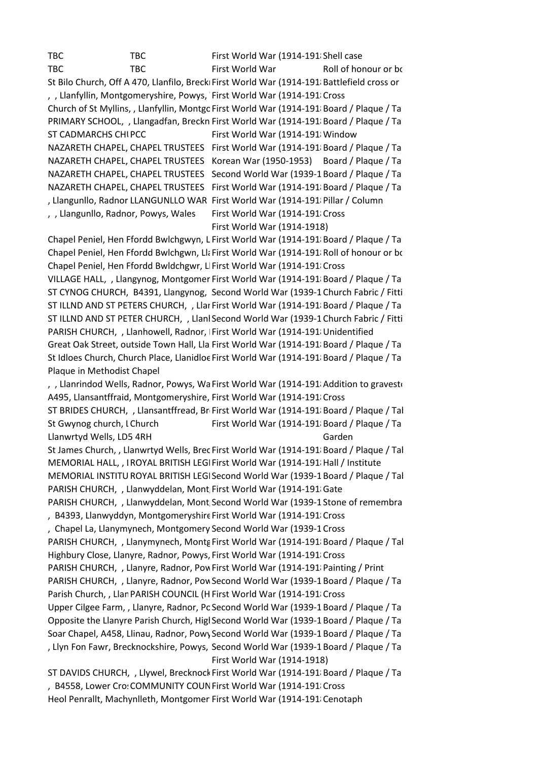| | | | |
|---|---|---|---|
| TBC | TBC | First World War (1914-191 | Shell case |
| TBC | TBC | First World War | Roll of honour or bo |
| St Bilo Church, Off A 470, Llanfilo, Breckn | | First World War (1914-191 | Battlefield cross or |
| , , Llanfyllin, Montgomeryshire, Powys, | | First World War (1914-191 | Cross |
| Church of St Myllins, , Llanfyllin, Montgo | | First World War (1914-191 | Board / Plaque / Ta |
| PRIMARY SCHOOL, , Llangadfan, Breckn | | First World War (1914-191 | Board / Plaque / Ta |
| ST CADMARCHS CHU | PCC | First World War (1914-191 | Window |
| NAZARETH CHAPEL, | CHAPEL TRUSTEES | First World War (1914-191 | Board / Plaque / Ta |
| NAZARETH CHAPEL, | CHAPEL TRUSTEES | Korean War (1950-1953) | Board / Plaque / Ta |
| NAZARETH CHAPEL, | CHAPEL TRUSTEES | Second World War (1939-1 | Board / Plaque / Ta |
| NAZARETH CHAPEL, | CHAPEL TRUSTEES | First World War (1914-191 | Board / Plaque / Ta |
| , Llangunllo, Radnor | LLANGUNLLO WAR | First World War (1914-191 | Pillar / Column |
| , , Llangunllo, Radnor, Powys, Wales | | First World War (1914-191 | Cross |
| | | First World War (1914-1918) | |
| Chapel Peniel, Hen Ffordd Bwlchgwyn, L | | First World War (1914-191 | Board / Plaque / Ta |
| Chapel Peniel, Hen Ffordd Bwlchgwn, Lla | | First World War (1914-191 | Roll of honour or bo |
| Chapel Peniel, Hen Ffordd Bwldchgwr, L | | First World War (1914-191 | Cross |
| VILLAGE HALL, , Llangynog, Montgomer | | First World War (1914-191 | Board / Plaque / Ta |
| ST CYNOG CHURCH, B4391, Llangynog, | | Second World War (1939-1 | Church Fabric / Fitti |
| ST ILLND AND ST PETERS CHURCH, , Llan | | First World War (1914-191 | Board / Plaque / Ta |
| ST ILLND AND ST PETER CHURCH, , Llanl | | Second World War (1939-1 | Church Fabric / Fitti |
| PARISH CHURCH, , Llanhowell, Radnor, | | First World War (1914-191 | Unidentified |
| Great Oak Street, outside Town Hall, Lla | | First World War (1914-191 | Board / Plaque / Ta |
| St Idloes Church, Church Place, Llanidloe | | First World War (1914-191 | Board / Plaque / Ta |
| Plaque in Methodist Chapel | | | |
| , , Llanrindod Wells, Radnor, Powys, Wa | | First World War (1914-191 | Addition to gravest |
| A495, Llansantffraid, Montgomeryshire, | | First World War (1914-191 | Cross |
| ST BRIDES CHURCH, , Llansantffread, Br | | First World War (1914-191 | Board / Plaque / Tal |
| St Gwynog church, L | Church | First World War (1914-191 | Board / Plaque / Ta |
| Llanwrtyd Wells, LD5 4RH | | | Garden |
| St James Church, , Llanwrtyd Wells, Brec | | First World War (1914-191 | Board / Plaque / Tal |
| MEMORIAL HALL, , I | ROYAL BRITISH LEGI | First World War (1914-191 | Hall / Institute |
| MEMORIAL INSTITU | ROYAL BRITISH LEGI | Second World War (1939-1 | Board / Plaque / Tal |
| PARISH CHURCH, , Llanwyddelan, Mont | | First World War (1914-191 | Gate |
| PARISH CHURCH, , Llanwyddelan, Mont | | Second World War (1939-1 | Stone of remembra |
| , B4393, Llanwyddyn, Montgomeryshire | | First World War (1914-191 | Cross |
| , Chapel La, Llanymynech, Montgomery | | Second World War (1939-1 | Cross |
| PARISH CHURCH, , Llanymynech, Montg | | First World War (1914-191 | Board / Plaque / Tal |
| Highbury Close, Llanyre, Radnor, Powys, | | First World War (1914-191 | Cross |
| PARISH CHURCH, , Llanyre, Radnor, Pow | | First World War (1914-191 | Painting / Print |
| PARISH CHURCH, , Llanyre, Radnor, Pow | | Second World War (1939-1 | Board / Plaque / Ta |
| Parish Church, , Llan | PARISH COUNCIL (H | First World War (1914-191 | Cross |
| Upper Cilgee Farm, , Llanyre, Radnor, Po | | Second World War (1939-1 | Board / Plaque / Ta |
| Opposite the Llanyre Parish Church, Higl | | Second World War (1939-1 | Board / Plaque / Ta |
| Soar Chapel, A458, Llinau, Radnor, Powy | | Second World War (1939-1 | Board / Plaque / Ta |
| , Llyn Fon Fawr, Brecknockshire, Powys, | | Second World War (1939-1 | Board / Plaque / Ta |
| | | First World War (1914-1918) | |
| ST DAVIDS CHURCH, , Llywel, Brecknock | | First World War (1914-191 | Board / Plaque / Ta |
| , B4558, Lower Cro | COMMUNITY COUN | First World War (1914-191 | Cross |
| Heol Penrallt, Machynlleth, Montgomer | | First World War (1914-191 | Cenotaph |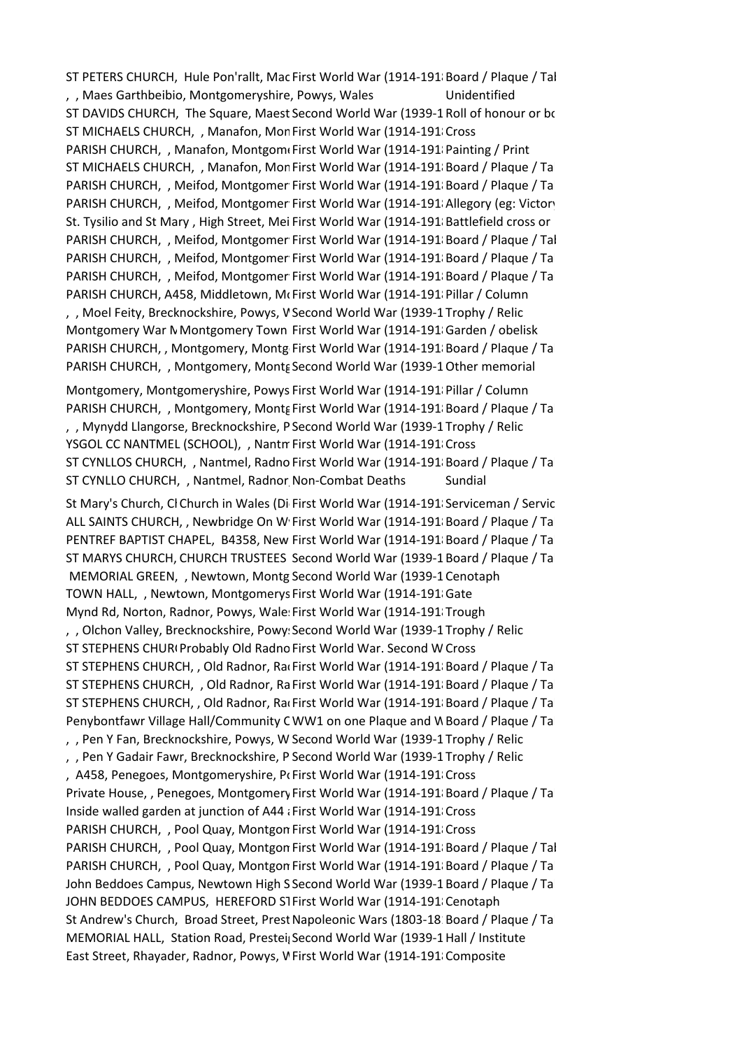| | | |
|---|---|---|
| ST PETERS CHURCH, Hule Pon'rallt, Mac | First World War (1914-191 | Board / Plaque / Tal |
| , , Maes Garthbeibio, Montgomeryshire, Powys, Wales | | Unidentified |
| ST DAVIDS CHURCH, The Square, Maest | Second World War (1939-1 | Roll of honour or bo |
| ST MICHAELS CHURCH, , Manafon, Mon | First World War (1914-191 | Cross |
| PARISH CHURCH, , Manafon, Montgom | First World War (1914-191 | Painting / Print |
| ST MICHAELS CHURCH, , Manafon, Mon | First World War (1914-191 | Board / Plaque / Ta |
| PARISH CHURCH, , Meifod, Montgomer | First World War (1914-191 | Board / Plaque / Ta |
| PARISH CHURCH, , Meifod, Montgomer | First World War (1914-191 | Allegory (eg: Victory |
| St. Tysilio and St Mary , High Street, Mei | First World War (1914-191 | Battlefield cross or |
| PARISH CHURCH, , Meifod, Montgomer | First World War (1914-191 | Board / Plaque / Tal |
| PARISH CHURCH, , Meifod, Montgomer | First World War (1914-191 | Board / Plaque / Ta |
| PARISH CHURCH, , Meifod, Montgomer | First World War (1914-191 | Board / Plaque / Ta |
| PARISH CHURCH, A458, Middletown, Mo | First World War (1914-191 | Pillar / Column |
| , , Moel Feity, Brecknockshire, Powys, W | Second World War (1939-1 | Trophy / Relic |
| Montgomery War M | Montgomery Town | First World War (1914-191 Garden / obelisk |
| PARISH CHURCH, , Montgomery, Montg | First World War (1914-191 | Board / Plaque / Ta |
| PARISH CHURCH, , Montgomery, Montg | Second World War (1939-1 | Other memorial |
| Montgomery, Montgomeryshire, Powys | First World War (1914-191 | Pillar / Column |
| PARISH CHURCH, , Montgomery, Montg | First World War (1914-191 | Board / Plaque / Ta |
| , , Mynydd Llangorse, Brecknockshire, P | Second World War (1939-1 | Trophy / Relic |
| YSGOL CC NANTMEL (SCHOOL), , Nantm | First World War (1914-191 | Cross |
| ST CYNLLOS CHURCH, , Nantmel, Radno | First World War (1914-191 | Board / Plaque / Ta |
| ST CYNLLO CHURCH, , Nantmel, Radnor | Non-Combat Deaths | Sundial |
| St Mary's Church, Cl Church in Wales (Di | First World War (1914-191 | Serviceman / Servic |
| ALL SAINTS CHURCH, , Newbridge On W | First World War (1914-191 | Board / Plaque / Ta |
| PENTREF BAPTIST CHAPEL, B4358, New | First World War (1914-191 | Board / Plaque / Ta |
| ST MARYS CHURCH, CHURCH TRUSTEES | Second World War (1939-1 | Board / Plaque / Ta |
| MEMORIAL GREEN, , Newtown, Montg | Second World War (1939-1 | Cenotaph |
| TOWN HALL, , Newtown, Montgomerys | First World War (1914-191 | Gate |
| Mynd Rd, Norton, Radnor, Powys, Wale | First World War (1914-191 | Trough |
| , , Olchon Valley, Brecknockshire, Powy | Second World War (1939-1 | Trophy / Relic |
| ST STEPHENS CHURC Probably Old Radno | First World War. Second W | Cross |
| ST STEPHENS CHURCH, , Old Radnor, Ra | First World War (1914-191 | Board / Plaque / Ta |
| ST STEPHENS CHURCH, , Old Radnor, Ra | First World War (1914-191 | Board / Plaque / Ta |
| ST STEPHENS CHURCH, , Old Radnor, Ra | First World War (1914-191 | Board / Plaque / Ta |
| Penybontfawr Village Hall/Community C | WW1 on one Plaque and W | Board / Plaque / Ta |
| , , Pen Y Fan, Brecknockshire, Powys, W | Second World War (1939-1 | Trophy / Relic |
| , , Pen Y Gadair Fawr, Brecknockshire, P | Second World War (1939-1 | Trophy / Relic |
| , A458, Penegoes, Montgomeryshire, Po | First World War (1914-191 | Cross |
| Private House, , Penegoes, Montgomery | First World War (1914-191 | Board / Plaque / Ta |
| Inside walled garden at junction of A44 a | First World War (1914-191 | Cross |
| PARISH CHURCH, , Pool Quay, Montgon | First World War (1914-191 | Cross |
| PARISH CHURCH, , Pool Quay, Montgon | First World War (1914-191 | Board / Plaque / Tal |
| PARISH CHURCH, , Pool Quay, Montgon | First World War (1914-191 | Board / Plaque / Ta |
| John Beddoes Campus, Newtown High S | Second World War (1939-1 | Board / Plaque / Ta |
| JOHN BEDDOES CAMPUS, HEREFORD ST | First World War (1914-191 | Cenotaph |
| St Andrew's Church, Broad Street, Prest | Napoleonic Wars (1803-18 | Board / Plaque / Ta |
| MEMORIAL HALL, Station Road, Presteig | Second World War (1939-1 | Hall / Institute |
| East Street, Rhayader, Radnor, Powys, W | First World War (1914-191 | Composite |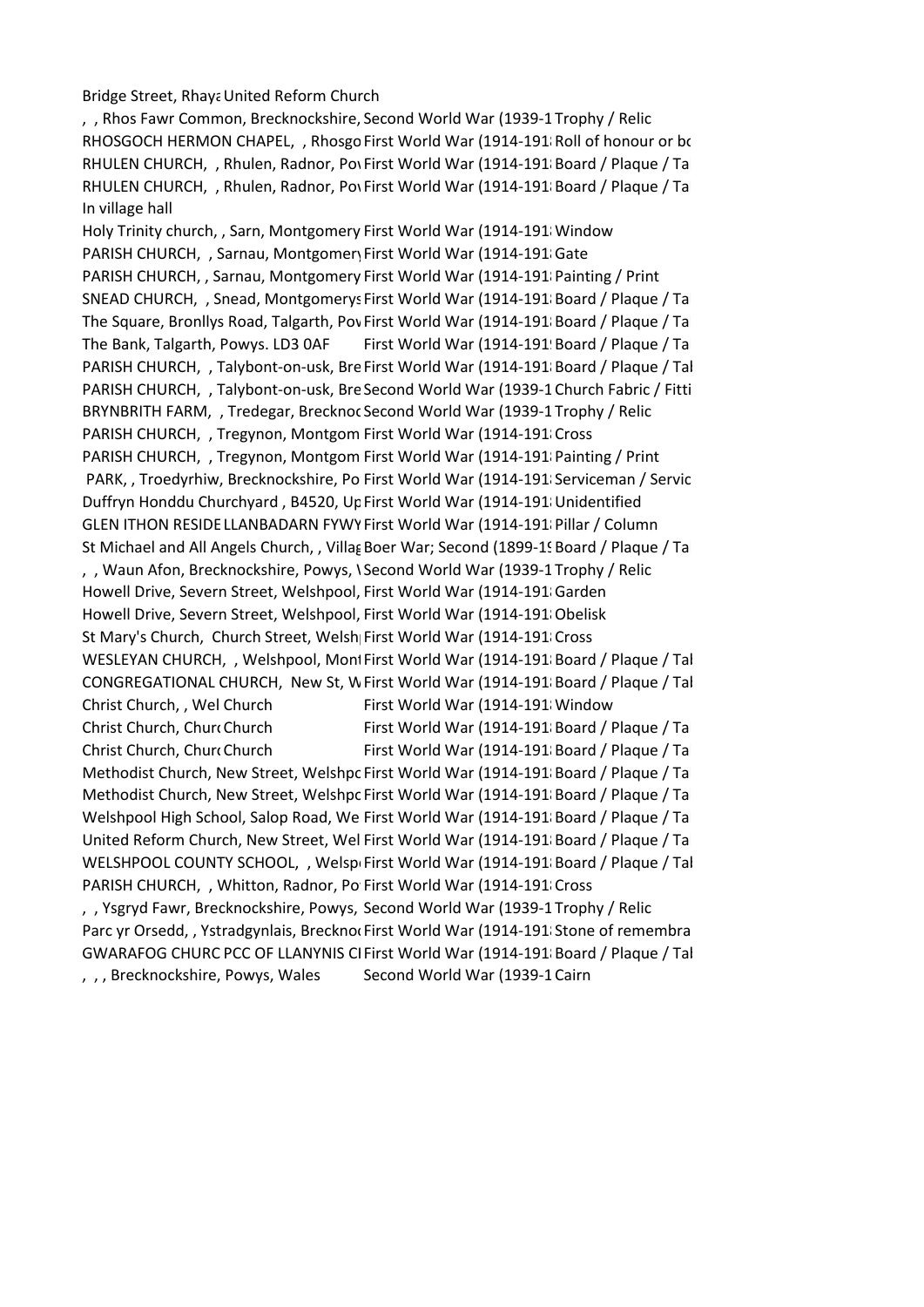| | | |
|---|---|---|
| Bridge Street, Rhaya | United Reform Church | |
| , , Rhos Fawr Common, Brecknockshire, | Second World War (1939-1 | Trophy / Relic |
| RHOSGOCH HERMON CHAPEL, , Rhosgo | First World War (1914-191 | Roll of honour or bo |
| RHULEN CHURCH, , Rhulen, Radnor, Po | First World War (1914-191 | Board / Plaque / Ta |
| RHULEN CHURCH, , Rhulen, Radnor, Po | First World War (1914-191 | Board / Plaque / Ta |
| In village hall | | |
| Holy Trinity church, , Sarn, Montgomery | First World War (1914-191 | Window |
| PARISH CHURCH, , Sarnau, Montgomery | First World War (1914-191 | Gate |
| PARISH CHURCH, , Sarnau, Montgomery | First World War (1914-191 | Painting / Print |
| SNEAD CHURCH, , Snead, Montgomerys | First World War (1914-191 | Board / Plaque / Ta |
| The Square, Bronllys Road, Talgarth, Pov | First World War (1914-191 | Board / Plaque / Ta |
| The Bank, Talgarth, Powys. LD3 0AF | First World War (1914-191 | Board / Plaque / Ta |
| PARISH CHURCH, , Talybont-on-usk, Bre | First World War (1914-191 | Board / Plaque / Tal |
| PARISH CHURCH, , Talybont-on-usk, Bre | Second World War (1939-1 | Church Fabric / Fitti |
| BRYNBRITH FARM, , Tredegar, Brecknoc | Second World War (1939-1 | Trophy / Relic |
| PARISH CHURCH, , Tregynon, Montgom | First World War (1914-191 | Cross |
| PARISH CHURCH, , Tregynon, Montgom | First World War (1914-191 | Painting / Print |
| PARK, , Troedyrhiw, Brecknockshire, Po | First World War (1914-191 | Serviceman / Servic |
| Duffryn Honddu Churchyard , B4520, Up | First World War (1914-191 | Unidentified |
| GLEN ITHON RESIDE | LLANBADARN FYWY First World War (1914-191 | Pillar / Column |
| St Michael and All Angels Church, , Villag | Boer War; Second (1899-19 | Board / Plaque / Ta |
| , , Waun Afon, Brecknockshire, Powys, \ | Second World War (1939-1 | Trophy / Relic |
| Howell Drive, Severn Street, Welshpool, | First World War (1914-191 | Garden |
| Howell Drive, Severn Street, Welshpool, | First World War (1914-191 | Obelisk |
| St Mary's Church, Church Street, Welsh | First World War (1914-191 | Cross |
| WESLEYAN CHURCH, , Welshpool, Mont | First World War (1914-191 | Board / Plaque / Tal |
| CONGREGATIONAL CHURCH, New St, W | First World War (1914-191 | Board / Plaque / Tal |
| Christ Church, , Wel Church | First World War (1914-191 | Window |
| Christ Church, Churc Church | First World War (1914-191 | Board / Plaque / Ta |
| Christ Church, Churc Church | First World War (1914-191 | Board / Plaque / Ta |
| Methodist Church, New Street, Welshpc | First World War (1914-191 | Board / Plaque / Ta |
| Methodist Church, New Street, Welshpc | First World War (1914-191 | Board / Plaque / Ta |
| Welshpool High School, Salop Road, We | First World War (1914-191 | Board / Plaque / Ta |
| United Reform Church, New Street, Wel | First World War (1914-191 | Board / Plaque / Ta |
| WELSHPOOL COUNTY SCHOOL, , Welsp | First World War (1914-191 | Board / Plaque / Tal |
| PARISH CHURCH, , Whitton, Radnor, Po | First World War (1914-191 | Cross |
| , , Ysgryd Fawr, Brecknockshire, Powys, | Second World War (1939-1 | Trophy / Relic |
| Parc yr Orsedd, , Ystradgynlais, Brecknoc | First World War (1914-191 | Stone of remembra |
| GWARAFOG CHURC PCC OF LLANYNIS CI | First World War (1914-191 | Board / Plaque / Tal |
| , , , Brecknockshire, Powys, Wales | Second World War (1939-1 | Cairn |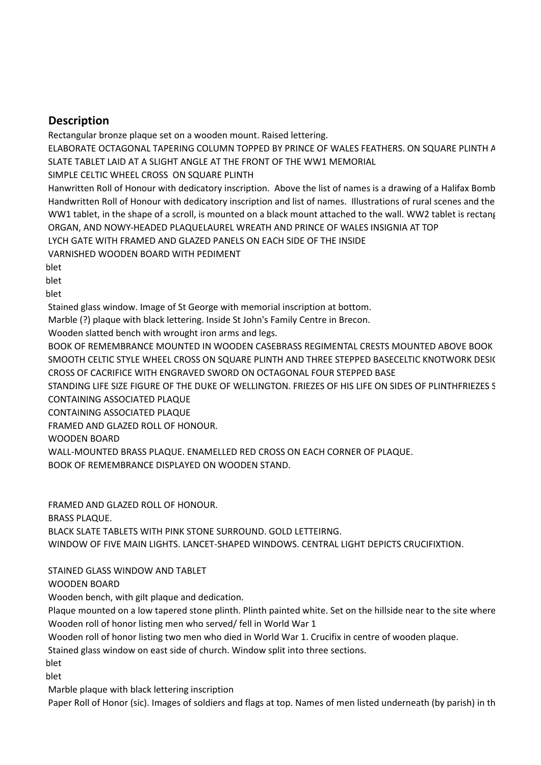## Description

Rectangular bronze plaque set on a wooden mount. Raised lettering.

ELABORATE OCTAGONAL TAPERING COLUMN TOPPED BY PRINCE OF WALES FEATHERS. ON SQUARE PLINTH A

SLATE TABLET LAID AT A SLIGHT ANGLE AT THE FRONT OF THE WW1 MEMORIAL

SIMPLE CELTIC WHEEL CROSS ON SQUARE PLINTH

Hanwritten Roll of Honour with dedicatory inscription. Above the list of names is a drawing of a Halifax Bomb

Handwritten Roll of Honour with dedicatory inscription and list of names. Illustrations of rural scenes and the

WW1 tablet, in the shape of a scroll, is mounted on a black mount attached to the wall. WW2 tablet is rectang

ORGAN, AND NOWY-HEADED PLAQUELAUREL WREATH AND PRINCE OF WALES INSIGNIA AT TOP

LYCH GATE WITH FRAMED AND GLAZED PANELS ON EACH SIDE OF THE INSIDE

VARNISHED WOODEN BOARD WITH PEDIMENT

blet

blet

blet

Stained glass window. Image of St George with memorial inscription at bottom.

Marble (?) plaque with black lettering. Inside St John's Family Centre in Brecon.

Wooden slatted bench with wrought iron arms and legs.

BOOK OF REMEMBRANCE MOUNTED IN WOODEN CASEBRASS REGIMENTAL CRESTS MOUNTED ABOVE BOOK

SMOOTH CELTIC STYLE WHEEL CROSS ON SQUARE PLINTH AND THREE STEPPED BASECELTIC KNOTWORK DESIG

CROSS OF CACRIFICE WITH ENGRAVED SWORD ON OCTAGONAL FOUR STEPPED BASE

STANDING LIFE SIZE FIGURE OF THE DUKE OF WELLINGTON. FRIEZES OF HIS LIFE ON SIDES OF PLINTHFRIEZES S

CONTAINING ASSOCIATED PLAQUE

CONTAINING ASSOCIATED PLAQUE

FRAMED AND GLAZED ROLL OF HONOUR.

WOODEN BOARD

WALL-MOUNTED BRASS PLAQUE. ENAMELLED RED CROSS ON EACH CORNER OF PLAQUE.

BOOK OF REMEMBRANCE DISPLAYED ON WOODEN STAND.

FRAMED AND GLAZED ROLL OF HONOUR.

BRASS PLAQUE.

BLACK SLATE TABLETS WITH PINK STONE SURROUND. GOLD LETTEIRNG.

WINDOW OF FIVE MAIN LIGHTS. LANCET-SHAPED WINDOWS. CENTRAL LIGHT DEPICTS CRUCIFIXTION.

STAINED GLASS WINDOW AND TABLET

WOODEN BOARD

Wooden bench, with gilt plaque and dedication.

Plaque mounted on a low tapered stone plinth. Plinth painted white. Set on the hillside near to the site where

Wooden roll of honor listing men who served/ fell in World War 1

Wooden roll of honor listing two men who died in World War 1. Crucifix in centre of wooden plaque.

Stained glass window on east side of church. Window split into three sections.

blet

blet

Marble plaque with black lettering inscription

Paper Roll of Honor (sic). Images of soldiers and flags at top. Names of men listed underneath (by parish) in th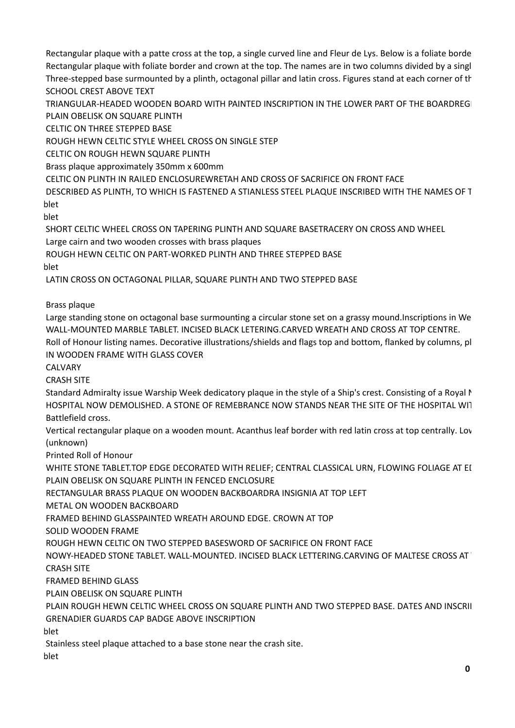Rectangular plaque with a patte cross at the top, a single curved line and Fleur de Lys. Below is a foliate borde

Rectangular plaque with foliate border and crown at the top. The names are in two columns divided by a singl

Three-stepped base surmounted by a plinth, octagonal pillar and latin cross. Figures stand at each corner of th

SCHOOL CREST ABOVE TEXT

TRIANGULAR-HEADED WOODEN BOARD WITH PAINTED INSCRIPTION IN THE LOWER PART OF THE BOARDREGI

PLAIN OBELISK ON SQUARE PLINTH

CELTIC ON THREE STEPPED BASE

ROUGH HEWN CELTIC STYLE WHEEL CROSS ON SINGLE STEP

CELTIC ON ROUGH HEWN SQUARE PLINTH

Brass plaque approximately 350mm x 600mm

CELTIC ON PLINTH IN RAILED ENCLOSUREWRETAH AND CROSS OF SACRIFICE ON FRONT FACE

DESCRIBED AS PLINTH, TO WHICH IS FASTENED A STIANLESS STEEL PLAQUE INSCRIBED WITH THE NAMES OF T

blet

blet

SHORT CELTIC WHEEL CROSS ON TAPERING PLINTH AND SQUARE BASETRACERY ON CROSS AND WHEEL

Large cairn and two wooden crosses with brass plaques

ROUGH HEWN CELTIC ON PART-WORKED PLINTH AND THREE STEPPED BASE

blet

LATIN CROSS ON OCTAGONAL PILLAR, SQUARE PLINTH AND TWO STEPPED BASE

Brass plaque

Large standing stone on octagonal base surmounting a circular stone set on a grassy mound.Inscriptions in We

WALL-MOUNTED MARBLE TABLET. INCISED BLACK LETERING.CARVED WREATH AND CROSS AT TOP CENTRE.

Roll of Honour listing names. Decorative illustrations/shields and flags top and bottom, flanked by columns, pl

IN WOODEN FRAME WITH GLASS COVER

CALVARY

CRASH SITE

Standard Admiralty issue Warship Week dedicatory plaque in the style of a Ship's crest. Consisting of a Royal N

HOSPITAL NOW DEMOLISHED. A STONE OF REMEBRANCE NOW STANDS NEAR THE SITE OF THE HOSPITAL WIT

Battlefield cross.

Vertical rectangular plaque on a wooden mount. Acanthus leaf border with red latin cross at top centrally. Lov

(unknown)

Printed Roll of Honour

WHITE STONE TABLET.TOP EDGE DECORATED WITH RELIEF; CENTRAL CLASSICAL URN, FLOWING FOLIAGE AT EI

PLAIN OBELISK ON SQUARE PLINTH IN FENCED ENCLOSURE

RECTANGULAR BRASS PLAQUE ON WOODEN BACKBOARDRA INSIGNIA AT TOP LEFT

METAL ON WOODEN BACKBOARD

FRAMED BEHIND GLASSPAINTED WREATH AROUND EDGE. CROWN AT TOP

SOLID WOODEN FRAME

ROUGH HEWN CELTIC ON TWO STEPPED BASESWORD OF SACRIFICE ON FRONT FACE

NOWY-HEADED STONE TABLET. WALL-MOUNTED. INCISED BLACK LETTERING.CARVING OF MALTESE CROSS AT

CRASH SITE

FRAMED BEHIND GLASS

PLAIN OBELISK ON SQUARE PLINTH

PLAIN ROUGH HEWN CELTIC WHEEL CROSS ON SQUARE PLINTH AND TWO STEPPED BASE. DATES AND INSCRII

GRENADIER GUARDS CAP BADGE ABOVE INSCRIPTION

blet

Stainless steel plaque attached to a base stone near the crash site.

blet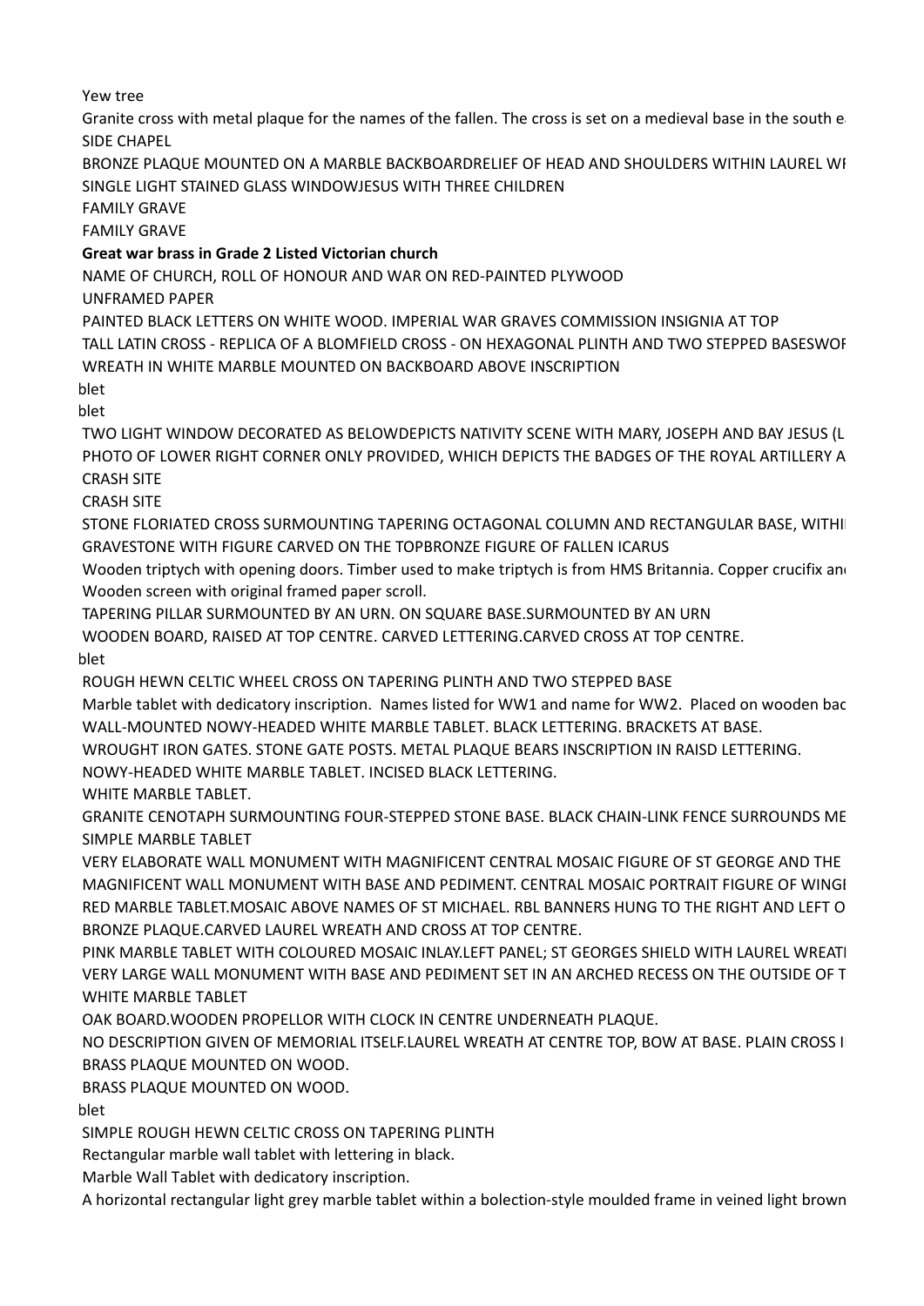Yew tree

Granite cross with metal plaque for the names of the fallen. The cross is set on a medieval base in the south e

SIDE CHAPEL

BRONZE PLAQUE MOUNTED ON A MARBLE BACKBOARDRELIEF OF HEAD AND SHOULDERS WITHIN LAUREL WI

SINGLE LIGHT STAINED GLASS WINDOWJESUS WITH THREE CHILDREN

FAMILY GRAVE

FAMILY GRAVE

**Great war brass in Grade 2 Listed Victorian church**

NAME OF CHURCH, ROLL OF HONOUR AND WAR ON RED-PAINTED PLYWOOD

UNFRAMED PAPER

PAINTED BLACK LETTERS ON WHITE WOOD. IMPERIAL WAR GRAVES COMMISSION INSIGNIA AT TOP

TALL LATIN CROSS - REPLICA OF A BLOMFIELD CROSS - ON HEXAGONAL PLINTH AND TWO STEPPED BASESWOI

WREATH IN WHITE MARBLE MOUNTED ON BACKBOARD ABOVE INSCRIPTION

blet

blet

TWO LIGHT WINDOW DECORATED AS BELOWDEPICTS NATIVITY SCENE WITH MARY, JOSEPH AND BAY JESUS (L

PHOTO OF LOWER RIGHT CORNER ONLY PROVIDED, WHICH DEPICTS THE BADGES OF THE ROYAL ARTILLERY A

CRASH SITE

CRASH SITE

STONE FLORIATED CROSS SURMOUNTING TAPERING OCTAGONAL COLUMN AND RECTANGULAR BASE, WITHI

GRAVESTONE WITH FIGURE CARVED ON THE TOPBRONZE FIGURE OF FALLEN ICARUS

Wooden triptych with opening doors. Timber used to make triptych is from HMS Britannia. Copper crucifix an

Wooden screen with original framed paper scroll.

TAPERING PILLAR SURMOUNTED BY AN URN. ON SQUARE BASE.SURMOUNTED BY AN URN

WOODEN BOARD, RAISED AT TOP CENTRE. CARVED LETTERING.CARVED CROSS AT TOP CENTRE.

blet

ROUGH HEWN CELTIC WHEEL CROSS ON TAPERING PLINTH AND TWO STEPPED BASE

Marble tablet with dedicatory inscription. Names listed for WW1 and name for WW2. Placed on wooden bac

WALL-MOUNTED NOWY-HEADED WHITE MARBLE TABLET. BLACK LETTERING. BRACKETS AT BASE.

WROUGHT IRON GATES. STONE GATE POSTS. METAL PLAQUE BEARS INSCRIPTION IN RAISD LETTERING.

NOWY-HEADED WHITE MARBLE TABLET. INCISED BLACK LETTERING.

WHITE MARBLE TABLET.

GRANITE CENOTAPH SURMOUNTING FOUR-STEPPED STONE BASE. BLACK CHAIN-LINK FENCE SURROUNDS ME

SIMPLE MARBLE TABLET

VERY ELABORATE WALL MONUMENT WITH MAGNIFICENT CENTRAL MOSAIC FIGURE OF ST GEORGE AND THE

MAGNIFICENT WALL MONUMENT WITH BASE AND PEDIMENT. CENTRAL MOSAIC PORTRAIT FIGURE OF WINGI

RED MARBLE TABLET.MOSAIC ABOVE NAMES OF ST MICHAEL. RBL BANNERS HUNG TO THE RIGHT AND LEFT O

BRONZE PLAQUE.CARVED LAUREL WREATH AND CROSS AT TOP CENTRE.

PINK MARBLE TABLET WITH COLOURED MOSAIC INLAY.LEFT PANEL; ST GEORGES SHIELD WITH LAUREL WREATI

VERY LARGE WALL MONUMENT WITH BASE AND PEDIMENT SET IN AN ARCHED RECESS ON THE OUTSIDE OF T

WHITE MARBLE TABLET

OAK BOARD.WOODEN PROPELLOR WITH CLOCK IN CENTRE UNDERNEATH PLAQUE.

NO DESCRIPTION GIVEN OF MEMORIAL ITSELF.LAUREL WREATH AT CENTRE TOP, BOW AT BASE. PLAIN CROSS I

BRASS PLAQUE MOUNTED ON WOOD.

BRASS PLAQUE MOUNTED ON WOOD.

blet

SIMPLE ROUGH HEWN CELTIC CROSS ON TAPERING PLINTH

Rectangular marble wall tablet with lettering in black.

Marble Wall Tablet with dedicatory inscription.

A horizontal rectangular light grey marble tablet within a bolection-style moulded frame in veined light brown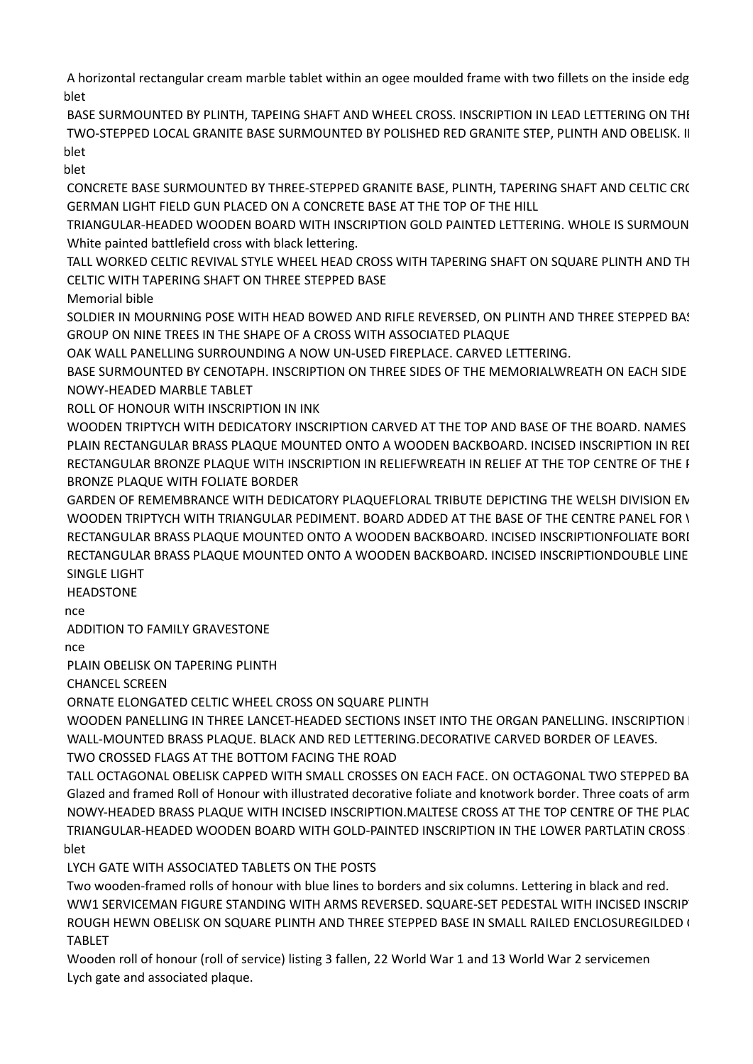A horizontal rectangular cream marble tablet within an ogee moulded frame with two fillets on the inside edg
blet

BASE SURMOUNTED BY PLINTH, TAPEING SHAFT AND WHEEL CROSS. INSCRIPTION IN LEAD LETTERING ON THE
TWO-STEPPED LOCAL GRANITE BASE SURMOUNTED BY POLISHED RED GRANITE STEP, PLINTH AND OBELISK. I
blet
blet

CONCRETE BASE SURMOUNTED BY THREE-STEPPED GRANITE BASE, PLINTH, TAPERING SHAFT AND CELTIC CRO
GERMAN LIGHT FIELD GUN PLACED ON A CONCRETE BASE AT THE TOP OF THE HILL
TRIANGULAR-HEADED WOODEN BOARD WITH INSCRIPTION GOLD PAINTED LETTERING. WHOLE IS SURMOUN
White painted battlefield cross with black lettering.
TALL WORKED CELTIC REVIVAL STYLE WHEEL HEAD CROSS WITH TAPERING SHAFT ON SQUARE PLINTH AND TH
CELTIC WITH TAPERING SHAFT ON THREE STEPPED BASE
Memorial bible
SOLDIER IN MOURNING POSE WITH HEAD BOWED AND RIFLE REVERSED, ON PLINTH AND THREE STEPPED BAS
GROUP ON NINE TREES IN THE SHAPE OF A CROSS WITH ASSOCIATED PLAQUE
OAK WALL PANELLING SURROUNDING A NOW UN-USED FIREPLACE. CARVED LETTERING.
BASE SURMOUNTED BY CENOTAPH. INSCRIPTION ON THREE SIDES OF THE MEMORIALWREATH ON EACH SIDE
NOWY-HEADED MARBLE TABLET
ROLL OF HONOUR WITH INSCRIPTION IN INK
WOODEN TRIPTYCH WITH DEDICATORY INSCRIPTION CARVED AT THE TOP AND BASE OF THE BOARD. NAMES
PLAIN RECTANGULAR BRASS PLAQUE MOUNTED ONTO A WOODEN BACKBOARD. INCISED INSCRIPTION IN RED
RECTANGULAR BRONZE PLAQUE WITH INSCRIPTION IN RELIEFWREATH IN RELIEF AT THE TOP CENTRE OF THE P
BRONZE PLAQUE WITH FOLIATE BORDER
GARDEN OF REMEMBRANCE WITH DEDICATORY PLAQUEFLORAL TRIBUTE DEPICTING THE WELSH DIVISION EM
WOODEN TRIPTYCH WITH TRIANGULAR PEDIMENT. BOARD ADDED AT THE BASE OF THE CENTRE PANEL FOR W
RECTANGULAR BRASS PLAQUE MOUNTED ONTO A WOODEN BACKBOARD. INCISED INSCRIPTIONFOLIATE BORD
RECTANGULAR BRASS PLAQUE MOUNTED ONTO A WOODEN BACKBOARD. INCISED INSCRIPTIONDOUBLE LINE
SINGLE LIGHT
HEADSTONE
nce
ADDITION TO FAMILY GRAVESTONE
nce
PLAIN OBELISK ON TAPERING PLINTH
CHANCEL SCREEN
ORNATE ELONGATED CELTIC WHEEL CROSS ON SQUARE PLINTH
WOODEN PANELLING IN THREE LANCET-HEADED SECTIONS INSET INTO THE ORGAN PANELLING. INSCRIPTION I
WALL-MOUNTED BRASS PLAQUE. BLACK AND RED LETTERING.DECORATIVE CARVED BORDER OF LEAVES.
TWO CROSSED FLAGS AT THE BOTTOM FACING THE ROAD
TALL OCTAGONAL OBELISK CAPPED WITH SMALL CROSSES ON EACH FACE. ON OCTAGONAL TWO STEPPED BA
Glazed and framed Roll of Honour with illustrated decorative foliate and knotwork border. Three coats of arm
NOWY-HEADED BRASS PLAQUE WITH INCISED INSCRIPTION.MALTESE CROSS AT THE TOP CENTRE OF THE PLAC
TRIANGULAR-HEADED WOODEN BOARD WITH GOLD-PAINTED INSCRIPTION IN THE LOWER PARTLATIN CROSS
blet

LYCH GATE WITH ASSOCIATED TABLETS ON THE POSTS
Two wooden-framed rolls of honour with blue lines to borders and six columns. Lettering in black and red.
WW1 SERVICEMAN FIGURE STANDING WITH ARMS REVERSED. SQUARE-SET PEDESTAL WITH INCISED INSCRIP
ROUGH HEWN OBELISK ON SQUARE PLINTH AND THREE STEPPED BASE IN SMALL RAILED ENCLOSUREGILDED (
TABLET
Wooden roll of honour (roll of service) listing 3 fallen, 22 World War 1 and 13 World War 2 servicemen
Lych gate and associated plaque.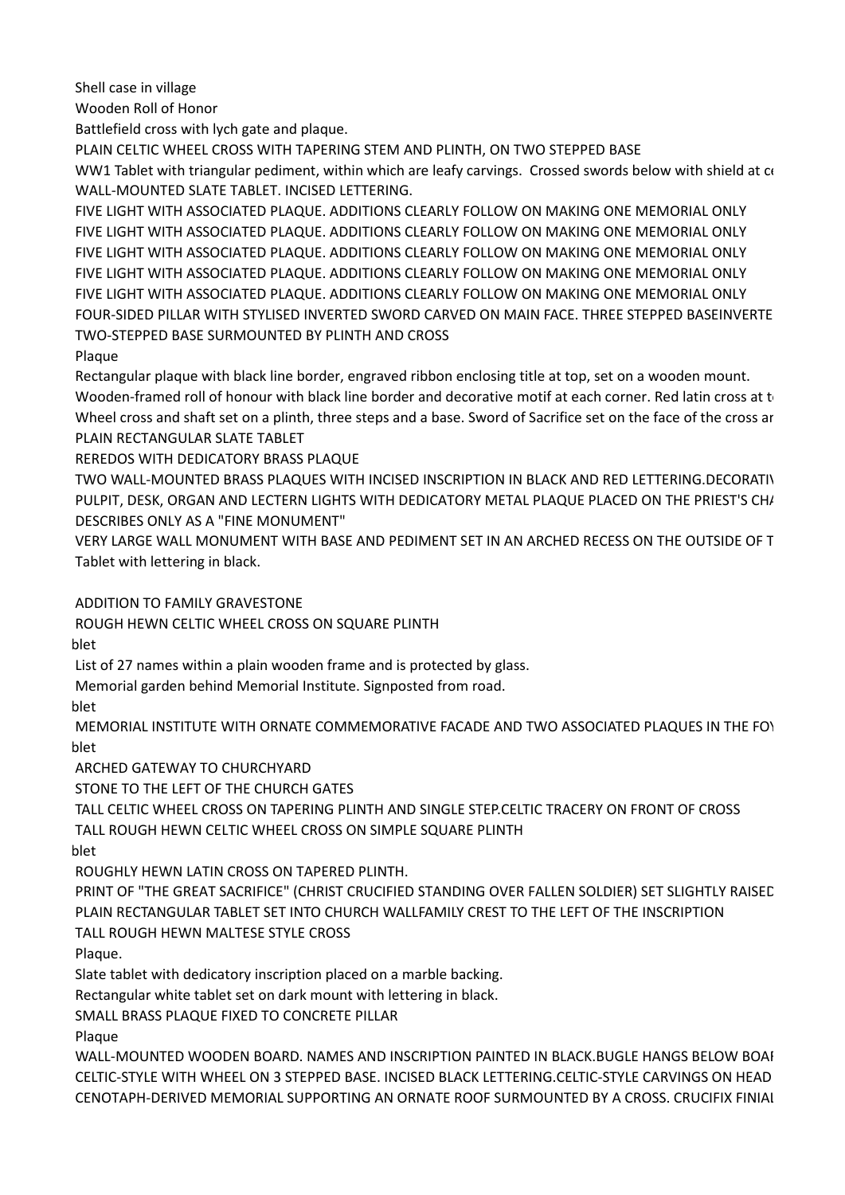Shell case in village

Wooden Roll of Honor

Battlefield cross with lych gate and plaque.

PLAIN CELTIC WHEEL CROSS WITH TAPERING STEM AND PLINTH, ON TWO STEPPED BASE

WW1 Tablet with triangular pediment, within which are leafy carvings. Crossed swords below with shield at ce

WALL-MOUNTED SLATE TABLET. INCISED LETTERING.

FIVE LIGHT WITH ASSOCIATED PLAQUE. ADDITIONS CLEARLY FOLLOW ON MAKING ONE MEMORIAL ONLY

FIVE LIGHT WITH ASSOCIATED PLAQUE. ADDITIONS CLEARLY FOLLOW ON MAKING ONE MEMORIAL ONLY

FIVE LIGHT WITH ASSOCIATED PLAQUE. ADDITIONS CLEARLY FOLLOW ON MAKING ONE MEMORIAL ONLY

FIVE LIGHT WITH ASSOCIATED PLAQUE. ADDITIONS CLEARLY FOLLOW ON MAKING ONE MEMORIAL ONLY

FIVE LIGHT WITH ASSOCIATED PLAQUE. ADDITIONS CLEARLY FOLLOW ON MAKING ONE MEMORIAL ONLY

FOUR-SIDED PILLAR WITH STYLISED INVERTED SWORD CARVED ON MAIN FACE. THREE STEPPED BASEINVERTE

TWO-STEPPED BASE SURMOUNTED BY PLINTH AND CROSS

Plaque

Rectangular plaque with black line border, engraved ribbon enclosing title at top, set on a wooden mount.

Wooden-framed roll of honour with black line border and decorative motif at each corner. Red latin cross at to

Wheel cross and shaft set on a plinth, three steps and a base. Sword of Sacrifice set on the face of the cross ar

PLAIN RECTANGULAR SLATE TABLET

REREDOS WITH DEDICATORY BRASS PLAQUE

TWO WALL-MOUNTED BRASS PLAQUES WITH INCISED INSCRIPTION IN BLACK AND RED LETTERING.DECORATIV

PULPIT, DESK, ORGAN AND LECTERN LIGHTS WITH DEDICATORY METAL PLAQUE PLACED ON THE PRIEST'S CHA

DESCRIBES ONLY AS A "FINE MONUMENT"

VERY LARGE WALL MONUMENT WITH BASE AND PEDIMENT SET IN AN ARCHED RECESS ON THE OUTSIDE OF T

Tablet with lettering in black.

ADDITION TO FAMILY GRAVESTONE

ROUGH HEWN CELTIC WHEEL CROSS ON SQUARE PLINTH

blet

List of 27 names within a plain wooden frame and is protected by glass.

Memorial garden behind Memorial Institute. Signposted from road.

blet

MEMORIAL INSTITUTE WITH ORNATE COMMEMORATIVE FACADE AND TWO ASSOCIATED PLAQUES IN THE FOY

blet

ARCHED GATEWAY TO CHURCHYARD

STONE TO THE LEFT OF THE CHURCH GATES

TALL CELTIC WHEEL CROSS ON TAPERING PLINTH AND SINGLE STEP.CELTIC TRACERY ON FRONT OF CROSS

TALL ROUGH HEWN CELTIC WHEEL CROSS ON SIMPLE SQUARE PLINTH

blet

ROUGHLY HEWN LATIN CROSS ON TAPERED PLINTH.

PRINT OF "THE GREAT SACRIFICE" (CHRIST CRUCIFIED STANDING OVER FALLEN SOLDIER) SET SLIGHTLY RAISED

PLAIN RECTANGULAR TABLET SET INTO CHURCH WALLFAMILY CREST TO THE LEFT OF THE INSCRIPTION

TALL ROUGH HEWN MALTESE STYLE CROSS

Plaque.

Slate tablet with dedicatory inscription placed on a marble backing.

Rectangular white tablet set on dark mount with lettering in black.

SMALL BRASS PLAQUE FIXED TO CONCRETE PILLAR

Plaque

WALL-MOUNTED WOODEN BOARD. NAMES AND INSCRIPTION PAINTED IN BLACK.BUGLE HANGS BELOW BOAR

CELTIC-STYLE WITH WHEEL ON 3 STEPPED BASE. INCISED BLACK LETTERING.CELTIC-STYLE CARVINGS ON HEAD

CENOTAPH-DERIVED MEMORIAL SUPPORTING AN ORNATE ROOF SURMOUNTED BY A CROSS. CRUCIFIX FINIAL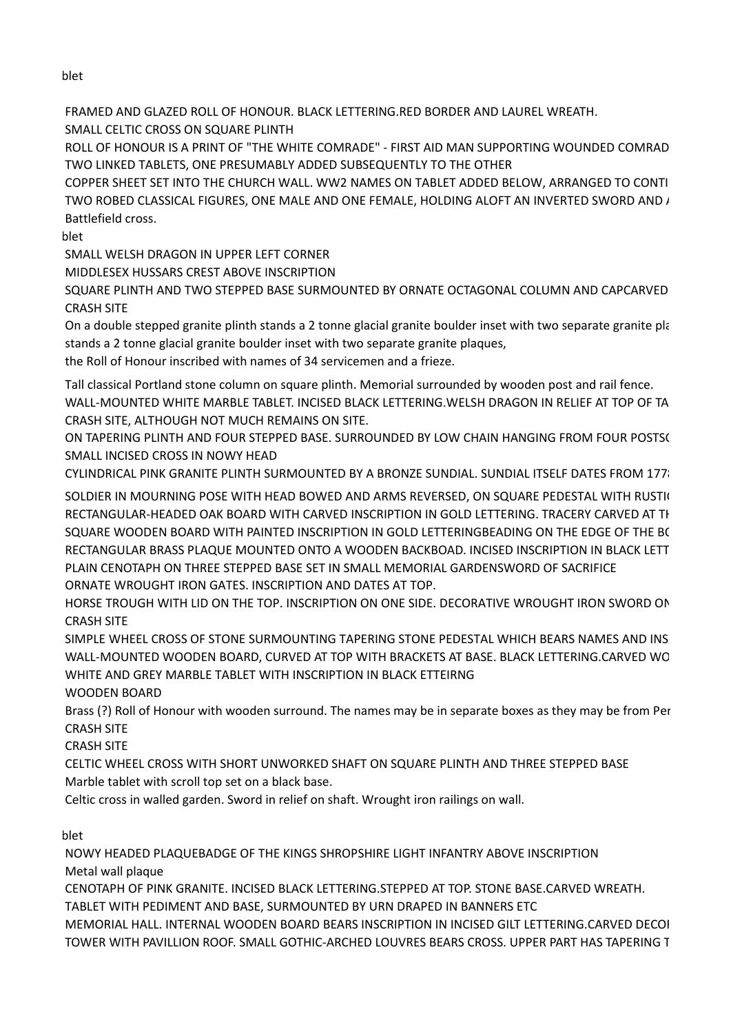blet

FRAMED AND GLAZED ROLL OF HONOUR. BLACK LETTERING.RED BORDER AND LAUREL WREATH.

SMALL CELTIC CROSS ON SQUARE PLINTH

ROLL OF HONOUR IS A PRINT OF "THE WHITE COMRADE" - FIRST AID MAN SUPPORTING WOUNDED COMRAD

TWO LINKED TABLETS, ONE PRESUMABLY ADDED SUBSEQUENTLY TO THE OTHER

COPPER SHEET SET INTO THE CHURCH WALL. WW2 NAMES ON TABLET ADDED BELOW, ARRANGED TO CONTI

TWO ROBED CLASSICAL FIGURES, ONE MALE AND ONE FEMALE, HOLDING ALOFT AN INVERTED SWORD AND A

Battlefield cross.

blet

SMALL WELSH DRAGON IN UPPER LEFT CORNER

MIDDLESEX HUSSARS CREST ABOVE INSCRIPTION

SQUARE PLINTH AND TWO STEPPED BASE SURMOUNTED BY ORNATE OCTAGONAL COLUMN AND CAPCARVED

CRASH SITE

On a double stepped granite plinth stands a 2 tonne glacial granite boulder inset with two separate granite pla stands a 2 tonne glacial granite boulder inset with two separate granite plaques, the Roll of Honour inscribed with names of 34 servicemen and a frieze.

Tall classical Portland stone column on square plinth. Memorial surrounded by wooden post and rail fence.

WALL-MOUNTED WHITE MARBLE TABLET. INCISED BLACK LETTERING.WELSH DRAGON IN RELIEF AT TOP OF TA

CRASH SITE, ALTHOUGH NOT MUCH REMAINS ON SITE.

ON TAPERING PLINTH AND FOUR STEPPED BASE. SURROUNDED BY LOW CHAIN HANGING FROM FOUR POSTSC

SMALL INCISED CROSS IN NOWY HEAD

CYLINDRICAL PINK GRANITE PLINTH SURMOUNTED BY A BRONZE SUNDIAL. SUNDIAL ITSELF DATES FROM 177

SOLDIER IN MOURNING POSE WITH HEAD BOWED AND ARMS REVERSED, ON SQUARE PEDESTAL WITH RUSTIC

RECTANGULAR-HEADED OAK BOARD WITH CARVED INSCRIPTION IN GOLD LETTERING. TRACERY CARVED AT TH

SQUARE WOODEN BOARD WITH PAINTED INSCRIPTION IN GOLD LETTERINGBEADING ON THE EDGE OF THE BO

RECTANGULAR BRASS PLAQUE MOUNTED ONTO A WOODEN BACKBOAD. INCISED INSCRIPTION IN BLACK LETT

PLAIN CENOTAPH ON THREE STEPPED BASE SET IN SMALL MEMORIAL GARDENSWORD OF SACRIFICE

ORNATE WROUGHT IRON GATES. INSCRIPTION AND DATES AT TOP.

HORSE TROUGH WITH LID ON THE TOP. INSCRIPTION ON ONE SIDE. DECORATIVE WROUGHT IRON SWORD ON

CRASH SITE

SIMPLE WHEEL CROSS OF STONE SURMOUNTING TAPERING STONE PEDESTAL WHICH BEARS NAMES AND INS

WALL-MOUNTED WOODEN BOARD, CURVED AT TOP WITH BRACKETS AT BASE. BLACK LETTERING.CARVED WO

WHITE AND GREY MARBLE TABLET WITH INSCRIPTION IN BLACK ETTEIRNG

WOODEN BOARD

Brass (?) Roll of Honour with wooden surround. The names may be in separate boxes as they may be from Per

CRASH SITE

CRASH SITE

CELTIC WHEEL CROSS WITH SHORT UNWORKED SHAFT ON SQUARE PLINTH AND THREE STEPPED BASE

Marble tablet with scroll top set on a black base.

Celtic cross in walled garden. Sword in relief on shaft. Wrought iron railings on wall.

blet

NOWY HEADED PLAQUEBADGE OF THE KINGS SHROPSHIRE LIGHT INFANTRY ABOVE INSCRIPTION

Metal wall plaque

CENOTAPH OF PINK GRANITE. INCISED BLACK LETTERING.STEPPED AT TOP. STONE BASE.CARVED WREATH.

TABLET WITH PEDIMENT AND BASE, SURMOUNTED BY URN DRAPED IN BANNERS ETC

MEMORIAL HALL. INTERNAL WOODEN BOARD BEARS INSCRIPTION IN INCISED GILT LETTERING.CARVED DECOI

TOWER WITH PAVILLION ROOF. SMALL GOTHIC-ARCHED LOUVRES BEARS CROSS. UPPER PART HAS TAPERING T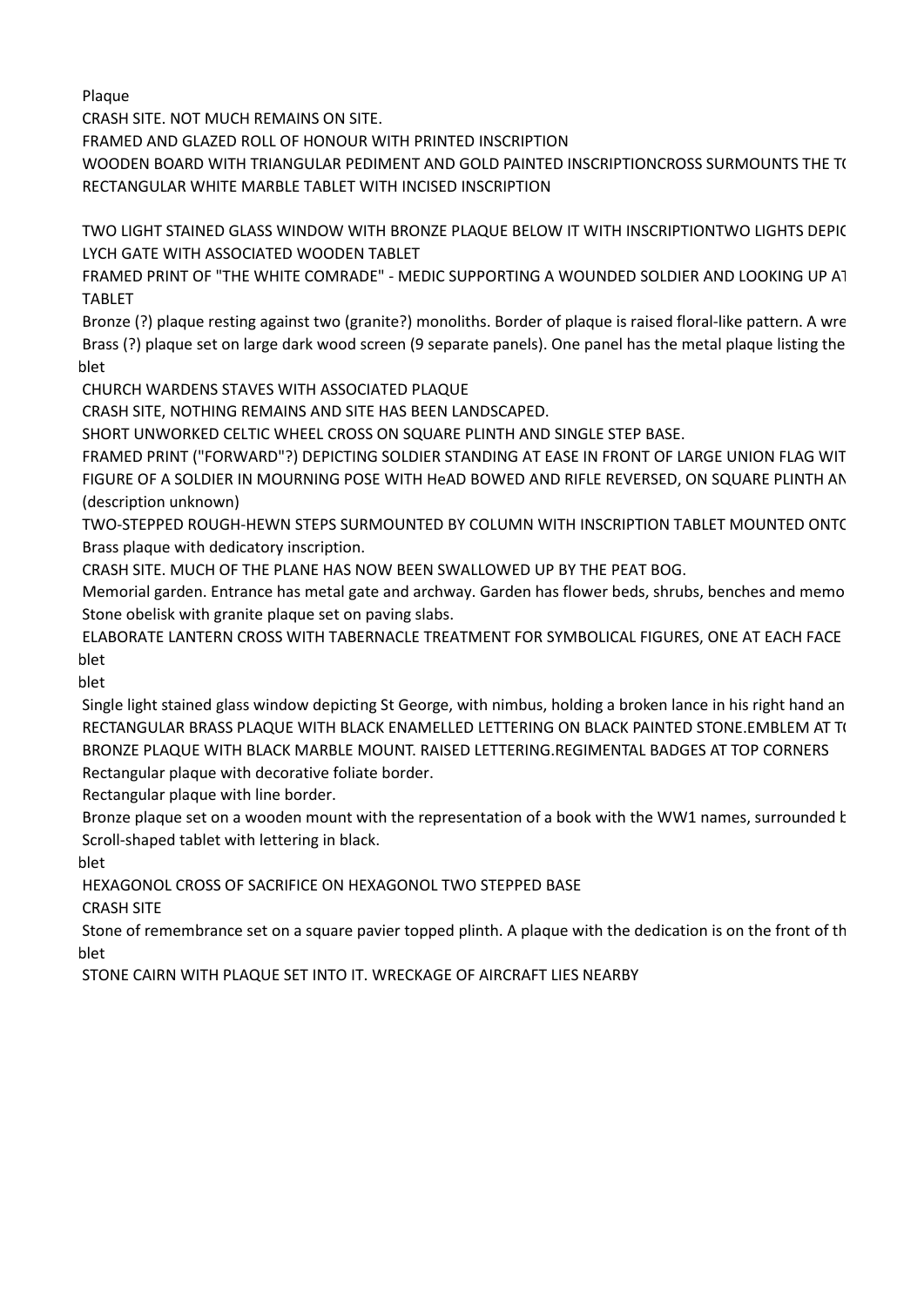Plaque

CRASH SITE. NOT MUCH REMAINS ON SITE.

FRAMED AND GLAZED ROLL OF HONOUR WITH PRINTED INSCRIPTION

WOODEN BOARD WITH TRIANGULAR PEDIMENT AND GOLD PAINTED INSCRIPTIONCROSS SURMOUNTS THE TO

RECTANGULAR WHITE MARBLE TABLET WITH INCISED INSCRIPTION

TWO LIGHT STAINED GLASS WINDOW WITH BRONZE PLAQUE BELOW IT WITH INSCRIPTIONTWO LIGHTS DEPIC

LYCH GATE WITH ASSOCIATED WOODEN TABLET

FRAMED PRINT OF "THE WHITE COMRADE" - MEDIC SUPPORTING A WOUNDED SOLDIER AND LOOKING UP AT

TABLET

Bronze (?) plaque resting against two (granite?) monoliths. Border of plaque is raised floral-like pattern. A wre

Brass (?) plaque set on large dark wood screen (9 separate panels). One panel has the metal plaque listing the

blet

CHURCH WARDENS STAVES WITH ASSOCIATED PLAQUE

CRASH SITE, NOTHING REMAINS AND SITE HAS BEEN LANDSCAPED.

SHORT UNWORKED CELTIC WHEEL CROSS ON SQUARE PLINTH AND SINGLE STEP BASE.

FRAMED PRINT ("FORWARD"?) DEPICTING SOLDIER STANDING AT EASE IN FRONT OF LARGE UNION FLAG WIT

FIGURE OF A SOLDIER IN MOURNING POSE WITH HeAD BOWED AND RIFLE REVERSED, ON SQUARE PLINTH AN

(description unknown)

TWO-STEPPED ROUGH-HEWN STEPS SURMOUNTED BY COLUMN WITH INSCRIPTION TABLET MOUNTED ONTO

Brass plaque with dedicatory inscription.

CRASH SITE. MUCH OF THE PLANE HAS NOW BEEN SWALLOWED UP BY THE PEAT BOG.

Memorial garden. Entrance has metal gate and archway. Garden has flower beds, shrubs, benches and memo

Stone obelisk with granite plaque set on paving slabs.

ELABORATE LANTERN CROSS WITH TABERNACLE TREATMENT FOR SYMBOLICAL FIGURES, ONE AT EACH FACE

blet

blet

Single light stained glass window depicting St George, with nimbus, holding a broken lance in his right hand an

RECTANGULAR BRASS PLAQUE WITH BLACK ENAMELLED LETTERING ON BLACK PAINTED STONE.EMBLEM AT TO

BRONZE PLAQUE WITH BLACK MARBLE MOUNT. RAISED LETTERING.REGIMENTAL BADGES AT TOP CORNERS

Rectangular plaque with decorative foliate border.

Rectangular plaque with line border.

Bronze plaque set on a wooden mount with the representation of a book with the WW1 names, surrounded b

Scroll-shaped tablet with lettering in black.

blet

HEXAGONOL CROSS OF SACRIFICE ON HEXAGONOL TWO STEPPED BASE

CRASH SITE

Stone of remembrance set on a square pavier topped plinth. A plaque with the dedication is on the front of th

blet

STONE CAIRN WITH PLAQUE SET INTO IT. WRECKAGE OF AIRCRAFT LIES NEARBY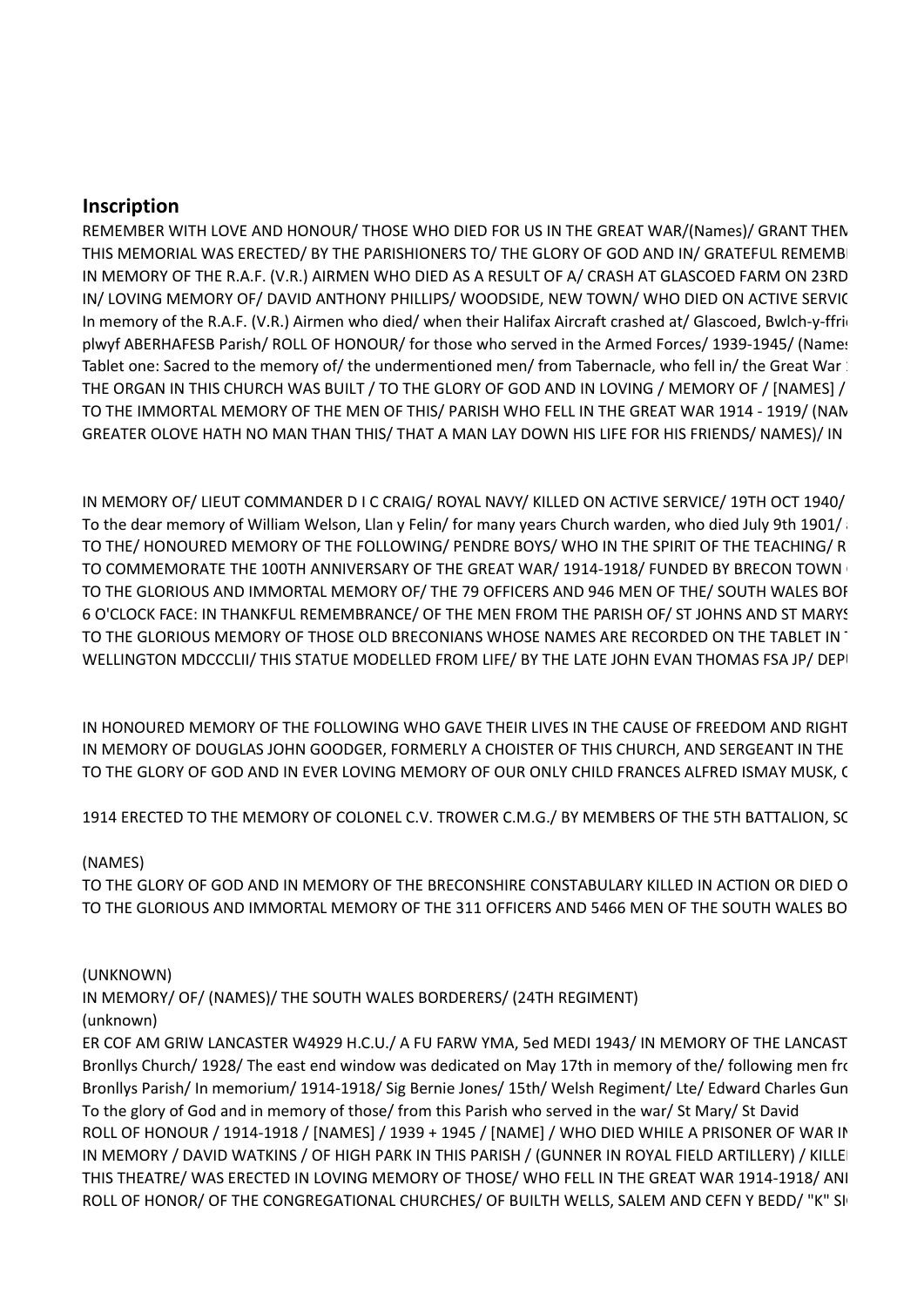## Inscription

REMEMBER WITH LOVE AND HONOUR/ THOSE WHO DIED FOR US IN THE GREAT WAR/(Names)/ GRANT THEM
THIS MEMORIAL WAS ERECTED/ BY THE PARISHIONERS TO/ THE GLORY OF GOD AND IN/ GRATEFUL REMEMB
IN MEMORY OF THE R.A.F. (V.R.) AIRMEN WHO DIED AS A RESULT OF A/ CRASH AT GLASCOED FARM ON 23RD
IN/ LOVING MEMORY OF/ DAVID ANTHONY PHILLIPS/ WOODSIDE, NEW TOWN/ WHO DIED ON ACTIVE SERVIC
In memory of the R.A.F. (V.R.) Airmen who died/ when their Halifax Aircraft crashed at/ Glascoed, Bwlch-y-ffri
plwyf ABERHAFESB Parish/ ROLL OF HONOUR/ for those who served in the Armed Forces/ 1939-1945/ (Names
Tablet one: Sacred to the memory of/ the undermentioned men/ from Tabernacle, who fell in/ the Great War
THE ORGAN IN THIS CHURCH WAS BUILT / TO THE GLORY OF GOD AND IN LOVING / MEMORY OF / [NAMES] /
TO THE IMMORTAL MEMORY OF THE MEN OF THIS/ PARISH WHO FELL IN THE GREAT WAR 1914 - 1919/ (NAM
GREATER OLOVE HATH NO MAN THAN THIS/ THAT A MAN LAY DOWN HIS LIFE FOR HIS FRIENDS/ NAMES)/ IN

IN MEMORY OF/ LIEUT COMMANDER D I C CRAIG/ ROYAL NAVY/ KILLED ON ACTIVE SERVICE/ 19TH OCT 1940/
To the dear memory of William Welson, Llan y Felin/ for many years Church warden, who died July 9th 1901/
TO THE/ HONOURED MEMORY OF THE FOLLOWING/ PENDRE BOYS/ WHO IN THE SPIRIT OF THE TEACHING/ R
TO COMMEMORATE THE 100TH ANNIVERSARY OF THE GREAT WAR/ 1914-1918/ FUNDED BY BRECON TOWN
TO THE GLORIOUS AND IMMORTAL MEMORY OF/ THE 79 OFFICERS AND 946 MEN OF THE/ SOUTH WALES BOR
6 O'CLOCK FACE: IN THANKFUL REMEMBRANCE/ OF THE MEN FROM THE PARISH OF/ ST JOHNS AND ST MARYS
TO THE GLORIOUS MEMORY OF THOSE OLD BRECONIANS WHOSE NAMES ARE RECORDED ON THE TABLET IN
WELLINGTON MDCCCLII/ THIS STATUE MODELLED FROM LIFE/ BY THE LATE JOHN EVAN THOMAS FSA JP/ DEP

IN HONOURED MEMORY OF THE FOLLOWING WHO GAVE THEIR LIVES IN THE CAUSE OF FREEDOM AND RIGHT
IN MEMORY OF DOUGLAS JOHN GOODGER, FORMERLY A CHOISTER OF THIS CHURCH, AND SERGEANT IN THE
TO THE GLORY OF GOD AND IN EVER LOVING MEMORY OF OUR ONLY CHILD FRANCES ALFRED ISMAY MUSK, C

1914 ERECTED TO THE MEMORY OF COLONEL C.V. TROWER C.M.G./ BY MEMBERS OF THE 5TH BATTALION, SC

(NAMES)
TO THE GLORY OF GOD AND IN MEMORY OF THE BRECONSHIRE CONSTABULARY KILLED IN ACTION OR DIED O
TO THE GLORIOUS AND IMMORTAL MEMORY OF THE 311 OFFICERS AND 5466 MEN OF THE SOUTH WALES BO

(UNKNOWN)
IN MEMORY/ OF/ (NAMES)/ THE SOUTH WALES BORDERERS/ (24TH REGIMENT)
(unknown)
ER COF AM GRIW LANCASTER W4929 H.C.U./ A FU FARW YMA, 5ed MEDI 1943/ IN MEMORY OF THE LANCAST
Bronllys Church/ 1928/ The east end window was dedicated on May 17th in memory of the/ following men fr
Bronllys Parish/ In memorium/ 1914-1918/ Sig Bernie Jones/ 15th/ Welsh Regiment/ Lte/ Edward Charles Gun
To the glory of God and in memory of those/ from this Parish who served in the war/ St Mary/ St David
ROLL OF HONOUR / 1914-1918 / [NAMES] / 1939 + 1945 / [NAME] / WHO DIED WHILE A PRISONER OF WAR IN
IN MEMORY / DAVID WATKINS / OF HIGH PARK IN THIS PARISH / (GUNNER IN ROYAL FIELD ARTILLERY) / KILLE
THIS THEATRE/ WAS ERECTED IN LOVING MEMORY OF THOSE/ WHO FELL IN THE GREAT WAR 1914-1918/ AN
ROLL OF HONOR/ OF THE CONGREGATIONAL CHURCHES/ OF BUILTH WELLS, SALEM AND CEFN Y BEDD/ "K" SI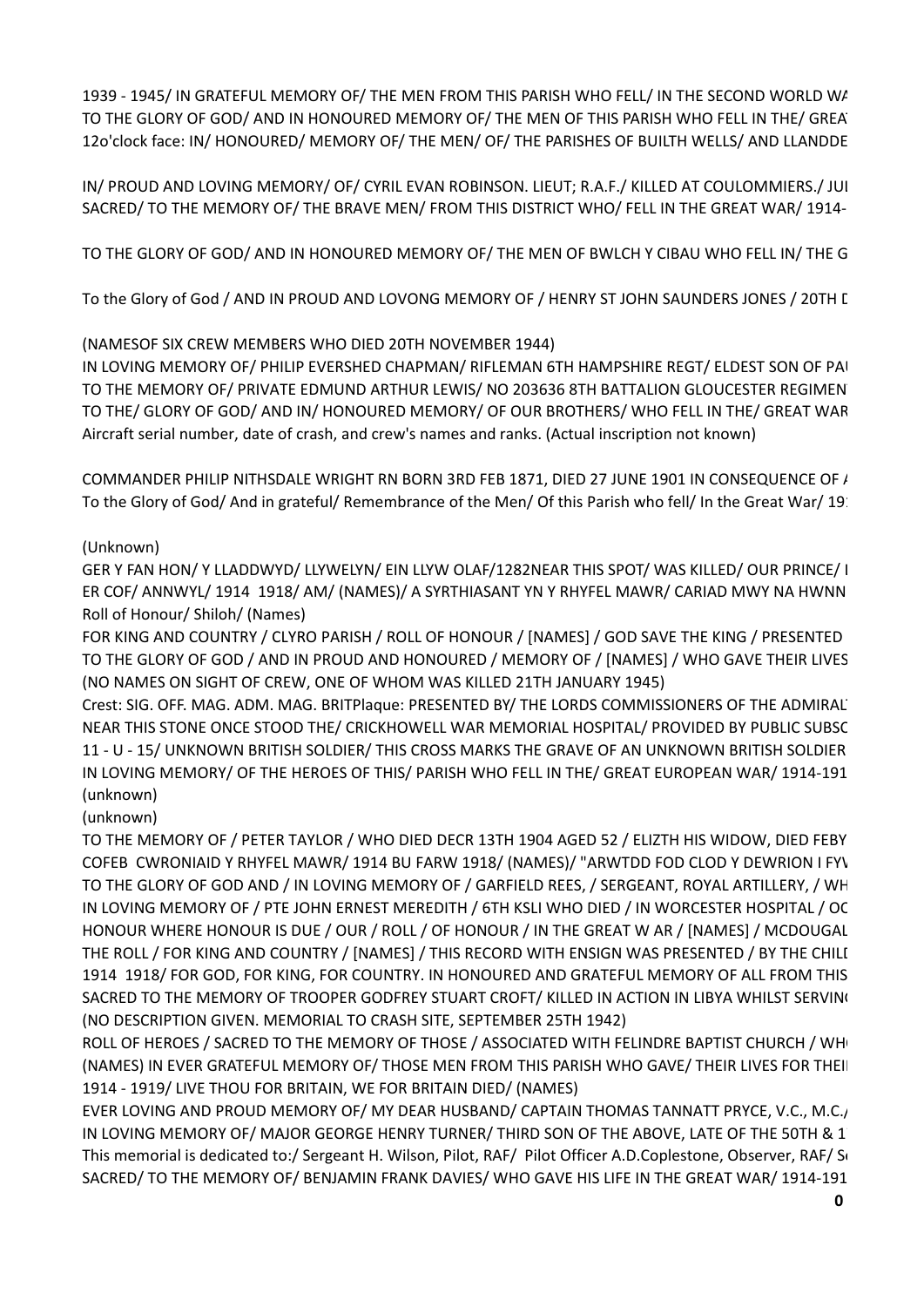1939 - 1945/ IN GRATEFUL MEMORY OF/ THE MEN FROM THIS PARISH WHO FELL/ IN THE SECOND WORLD WA
TO THE GLORY OF GOD/ AND IN HONOURED MEMORY OF/ THE MEN OF THIS PARISH WHO FELL IN THE/ GREAT
12o'clock face: IN/ HONOURED/ MEMORY OF/ THE MEN/ OF/ THE PARISHES OF BUILTH WELLS/ AND LLANDDE

IN/ PROUD AND LOVING MEMORY/ OF/ CYRIL EVAN ROBINSON. LIEUT; R.A.F./ KILLED AT COULOMMIERS./ JUI
SACRED/ TO THE MEMORY OF/ THE BRAVE MEN/ FROM THIS DISTRICT WHO/ FELL IN THE GREAT WAR/ 1914-

TO THE GLORY OF GOD/ AND IN HONOURED MEMORY OF/ THE MEN OF BWLCH Y CIBAU WHO FELL IN/ THE G

To the Glory of God / AND IN PROUD AND LOVONG MEMORY OF / HENRY ST JOHN SAUNDERS JONES / 20TH D

(NAMESOF SIX CREW MEMBERS WHO DIED 20TH NOVEMBER 1944)
IN LOVING MEMORY OF/ PHILIP EVERSHED CHAPMAN/ RIFLEMAN 6TH HAMPSHIRE REGT/ ELDEST SON OF PAU
TO THE MEMORY OF/ PRIVATE EDMUND ARTHUR LEWIS/ NO 203636 8TH BATTALION GLOUCESTER REGIMEN
TO THE/ GLORY OF GOD/ AND IN/ HONOURED MEMORY/ OF OUR BROTHERS/ WHO FELL IN THE/ GREAT WAR
Aircraft serial number, date of crash, and crew's names and ranks. (Actual inscription not known)

COMMANDER PHILIP NITHSDALE WRIGHT RN BORN 3RD FEB 1871, DIED 27 JUNE 1901 IN CONSEQUENCE OF A
To the Glory of God/ And in grateful/ Remembrance of the Men/ Of this Parish who fell/ In the Great War/ 19

(Unknown)
GER Y FAN HON/ Y LLADDWYD/ LLYWELYN/ EIN LLYW OLAF/1282NEAR THIS SPOT/ WAS KILLED/ OUR PRINCE/ L
ER COF/ ANNWYL/ 1914 1918/ AM/ (NAMES)/ A SYRTHIASANT YN Y RHYFEL MAWR/ CARIAD MWY NA HWNN
Roll of Honour/ Shiloh/ (Names)
FOR KING AND COUNTRY / CLYRO PARISH / ROLL OF HONOUR / [NAMES] / GOD SAVE THE KING / PRESENTED
TO THE GLORY OF GOD / AND IN PROUD AND HONOURED / MEMORY OF / [NAMES] / WHO GAVE THEIR LIVES
(NO NAMES ON SIGHT OF CREW, ONE OF WHOM WAS KILLED 21TH JANUARY 1945)
Crest: SIG. OFF. MAG. ADM. MAG. BRITPlaque: PRESENTED BY/ THE LORDS COMMISSIONERS OF THE ADMIRAL
NEAR THIS STONE ONCE STOOD THE/ CRICKHOWELL WAR MEMORIAL HOSPITAL/ PROVIDED BY PUBLIC SUBSC
11 - U - 15/ UNKNOWN BRITISH SOLDIER/ THIS CROSS MARKS THE GRAVE OF AN UNKNOWN BRITISH SOLDIER
IN LOVING MEMORY/ OF THE HEROES OF THIS/ PARISH WHO FELL IN THE/ GREAT EUROPEAN WAR/ 1914-191
(unknown)
(unknown)
TO THE MEMORY OF / PETER TAYLOR / WHO DIED DECR 13TH 1904 AGED 52 / ELIZTH HIS WIDOW, DIED FEBY
COFEB CWRONIAID Y RHYFEL MAWR/ 1914 BU FARW 1918/ (NAMES)/ "ARWTDD FOD CLOD Y DEWRION I FYV
TO THE GLORY OF GOD AND / IN LOVING MEMORY OF / GARFIELD REES, / SERGEANT, ROYAL ARTILLERY, / WH
IN LOVING MEMORY OF / PTE JOHN ERNEST MEREDITH / 6TH KSLI WHO DIED / IN WORCESTER HOSPITAL / OC
HONOUR WHERE HONOUR IS DUE / OUR / ROLL / OF HONOUR / IN THE GREAT W AR / [NAMES] / MCDOUGAL
THE ROLL / FOR KING AND COUNTRY / [NAMES] / THIS RECORD WITH ENSIGN WAS PRESENTED / BY THE CHILD
1914 1918/ FOR GOD, FOR KING, FOR COUNTRY. IN HONOURED AND GRATEFUL MEMORY OF ALL FROM THIS
SACRED TO THE MEMORY OF TROOPER GODFREY STUART CROFT/ KILLED IN ACTION IN LIBYA WHILST SERVING
(NO DESCRIPTION GIVEN. MEMORIAL TO CRASH SITE, SEPTEMBER 25TH 1942)
ROLL OF HEROES / SACRED TO THE MEMORY OF THOSE / ASSOCIATED WITH FELINDRE BAPTIST CHURCH / WHO
(NAMES) IN EVER GRATEFUL MEMORY OF/ THOSE MEN FROM THIS PARISH WHO GAVE/ THEIR LIVES FOR THEI
1914 - 1919/ LIVE THOU FOR BRITAIN, WE FOR BRITAIN DIED/ (NAMES)
EVER LOVING AND PROUD MEMORY OF/ MY DEAR HUSBAND/ CAPTAIN THOMAS TANNATT PRYCE, V.C., M.C./
IN LOVING MEMORY OF/ MAJOR GEORGE HENRY TURNER/ THIRD SON OF THE ABOVE, LATE OF THE 50TH & 1
This memorial is dedicated to:/ Sergeant H. Wilson, Pilot, RAF/ Pilot Officer A.D.Coplestone, Observer, RAF/ Se
SACRED/ TO THE MEMORY OF/ BENJAMIN FRANK DAVIES/ WHO GAVE HIS LIFE IN THE GREAT WAR/ 1914-191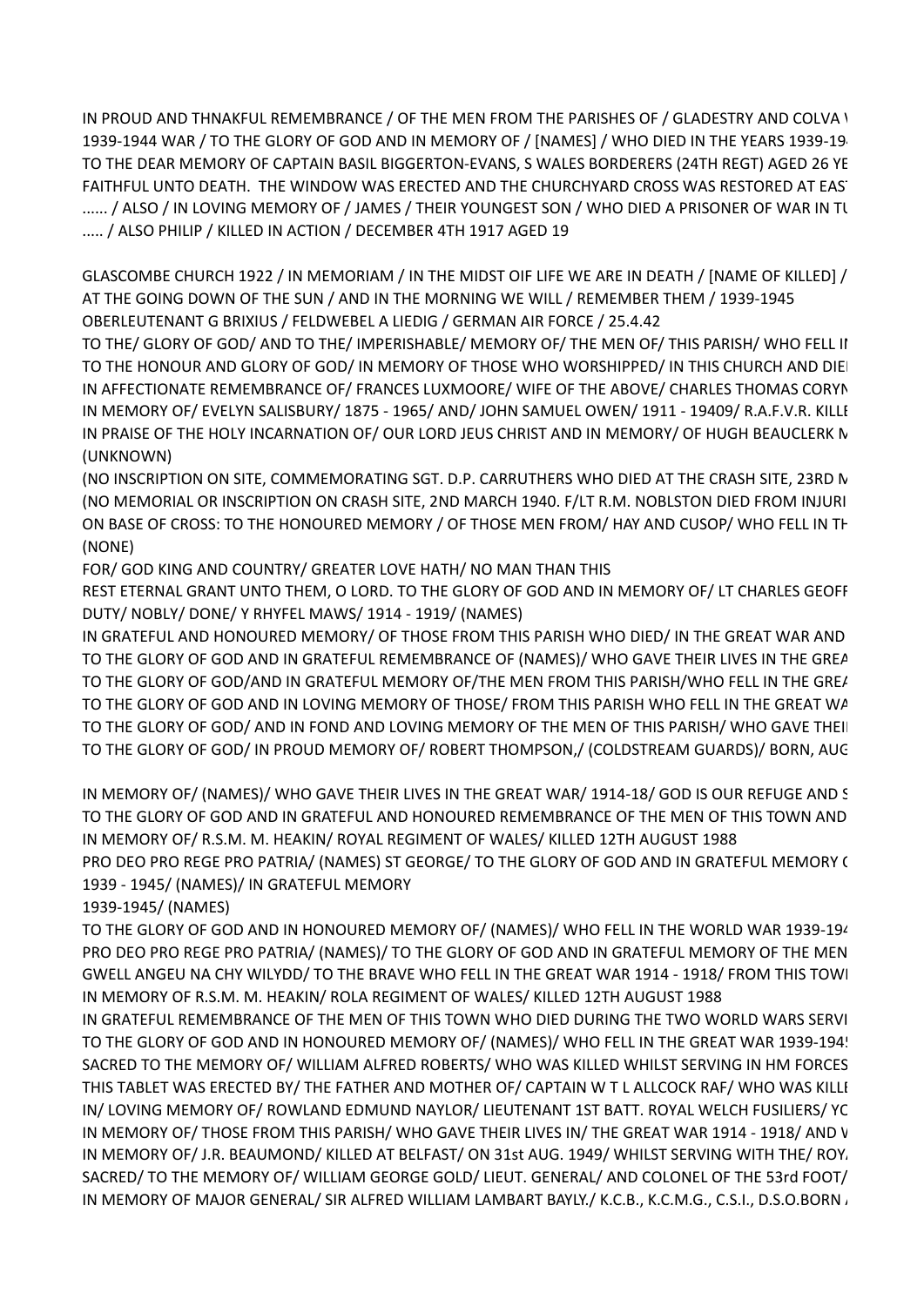IN PROUD AND THNAKFUL REMEMBRANCE / OF THE MEN FROM THE PARISHES OF / GLADESTRY AND COLVA \
1939-1944 WAR / TO THE GLORY OF GOD AND IN MEMORY OF / [NAMES] / WHO DIED IN THE YEARS 1939-19
TO THE DEAR MEMORY OF CAPTAIN BASIL BIGGERTON-EVANS, S WALES BORDERERS (24TH REGT) AGED 26 YE
FAITHFUL UNTO DEATH. THE WINDOW WAS ERECTED AND THE CHURCHYARD CROSS WAS RESTORED AT EAST
...... / ALSO / IN LOVING MEMORY OF / JAMES / THEIR YOUNGEST SON / WHO DIED A PRISONER OF WAR IN TU
..... / ALSO PHILIP / KILLED IN ACTION / DECEMBER 4TH 1917 AGED 19

GLASCOMBE CHURCH 1922 / IN MEMORIAM / IN THE MIDST OIF LIFE WE ARE IN DEATH / [NAME OF KILLED] /
AT THE GOING DOWN OF THE SUN / AND IN THE MORNING WE WILL / REMEMBER THEM / 1939-1945
OBERLEUTENANT G BRIXIUS / FELDWEBEL A LIEDIG / GERMAN AIR FORCE / 25.4.42
TO THE/ GLORY OF GOD/ AND TO THE/ IMPERISHABLE/ MEMORY OF/ THE MEN OF/ THIS PARISH/ WHO FELL IN
TO THE HONOUR AND GLORY OF GOD/ IN MEMORY OF THOSE WHO WORSHIPPED/ IN THIS CHURCH AND DIEI
IN AFFECTIONATE REMEMBRANCE OF/ FRANCES LUXMOORE/ WIFE OF THE ABOVE/ CHARLES THOMAS CORYN
IN MEMORY OF/ EVELYN SALISBURY/ 1875 - 1965/ AND/ JOHN SAMUEL OWEN/ 1911 - 19409/ R.A.F.V.R. KILLE
IN PRAISE OF THE HOLY INCARNATION OF/ OUR LORD JEUS CHRIST AND IN MEMORY/ OF HUGH BEAUCLERK M
(UNKNOWN)
(NO INSCRIPTION ON SITE, COMMEMORATING SGT. D.P. CARRUTHERS WHO DIED AT THE CRASH SITE, 23RD M
(NO MEMORIAL OR INSCRIPTION ON CRASH SITE, 2ND MARCH 1940. F/LT R.M. NOBLSTON DIED FROM INJURI
ON BASE OF CROSS: TO THE HONOURED MEMORY / OF THOSE MEN FROM/ HAY AND CUSOP/ WHO FELL IN TH
(NONE)
FOR/ GOD KING AND COUNTRY/ GREATER LOVE HATH/ NO MAN THAN THIS
REST ETERNAL GRANT UNTO THEM, O LORD. TO THE GLORY OF GOD AND IN MEMORY OF/ LT CHARLES GEOFF
DUTY/ NOBLY/ DONE/ Y RHYFEL MAWS/ 1914 - 1919/ (NAMES)
IN GRATEFUL AND HONOURED MEMORY/ OF THOSE FROM THIS PARISH WHO DIED/ IN THE GREAT WAR AND
TO THE GLORY OF GOD AND IN GRATEFUL REMEMBRANCE OF (NAMES)/ WHO GAVE THEIR LIVES IN THE GREA
TO THE GLORY OF GOD/AND IN GRATEFUL MEMORY OF/THE MEN FROM THIS PARISH/WHO FELL IN THE GREA
TO THE GLORY OF GOD AND IN LOVING MEMORY OF THOSE/ FROM THIS PARISH WHO FELL IN THE GREAT WA
TO THE GLORY OF GOD/ AND IN FOND AND LOVING MEMORY OF THE MEN OF THIS PARISH/ WHO GAVE THEI
TO THE GLORY OF GOD/ IN PROUD MEMORY OF/ ROBERT THOMPSON,/ (COLDSTREAM GUARDS)/ BORN, AUG

IN MEMORY OF/ (NAMES)/ WHO GAVE THEIR LIVES IN THE GREAT WAR/ 1914-18/ GOD IS OUR REFUGE AND S
TO THE GLORY OF GOD AND IN GRATEFUL AND HONOURED REMEMBRANCE OF THE MEN OF THIS TOWN AND
IN MEMORY OF/ R.S.M. M. HEAKIN/ ROYAL REGIMENT OF WALES/ KILLED 12TH AUGUST 1988
PRO DEO PRO REGE PRO PATRIA/ (NAMES) ST GEORGE/ TO THE GLORY OF GOD AND IN GRATEFUL MEMORY C
1939 - 1945/ (NAMES)/ IN GRATEFUL MEMORY
1939-1945/ (NAMES)
TO THE GLORY OF GOD AND IN HONOURED MEMORY OF/ (NAMES)/ WHO FELL IN THE WORLD WAR 1939-194
PRO DEO PRO REGE PRO PATRIA/ (NAMES)/ TO THE GLORY OF GOD AND IN GRATEFUL MEMORY OF THE MEN
GWELL ANGEU NA CHY WILYDD/ TO THE BRAVE WHO FELL IN THE GREAT WAR 1914 - 1918/ FROM THIS TOWI
IN MEMORY OF R.S.M. M. HEAKIN/ ROLA REGIMENT OF WALES/ KILLED 12TH AUGUST 1988
IN GRATEFUL REMEMBRANCE OF THE MEN OF THIS TOWN WHO DIED DURING THE TWO WORLD WARS SERVI
TO THE GLORY OF GOD AND IN HONOURED MEMORY OF/ (NAMES)/ WHO FELL IN THE GREAT WAR 1939-194
SACRED TO THE MEMORY OF/ WILLIAM ALFRED ROBERTS/ WHO WAS KILLED WHILST SERVING IN HM FORCES
THIS TABLET WAS ERECTED BY/ THE FATHER AND MOTHER OF/ CAPTAIN W T L ALLCOCK RAF/ WHO WAS KILLE
IN/ LOVING MEMORY OF/ ROWLAND EDMUND NAYLOR/ LIEUTENANT 1ST BATT. ROYAL WELCH FUSILIERS/ YC
IN MEMORY OF/ THOSE FROM THIS PARISH/ WHO GAVE THEIR LIVES IN/ THE GREAT WAR 1914 - 1918/ AND V
IN MEMORY OF/ J.R. BEAUMOND/ KILLED AT BELFAST/ ON 31st AUG. 1949/ WHILST SERVING WITH THE/ ROY
SACRED/ TO THE MEMORY OF/ WILLIAM GEORGE GOLD/ LIEUT. GENERAL/ AND COLONEL OF THE 53rd FOOT/
IN MEMORY OF MAJOR GENERAL/ SIR ALFRED WILLIAM LAMBART BAYLY./ K.C.B., K.C.M.G., C.S.I., D.S.O.BORN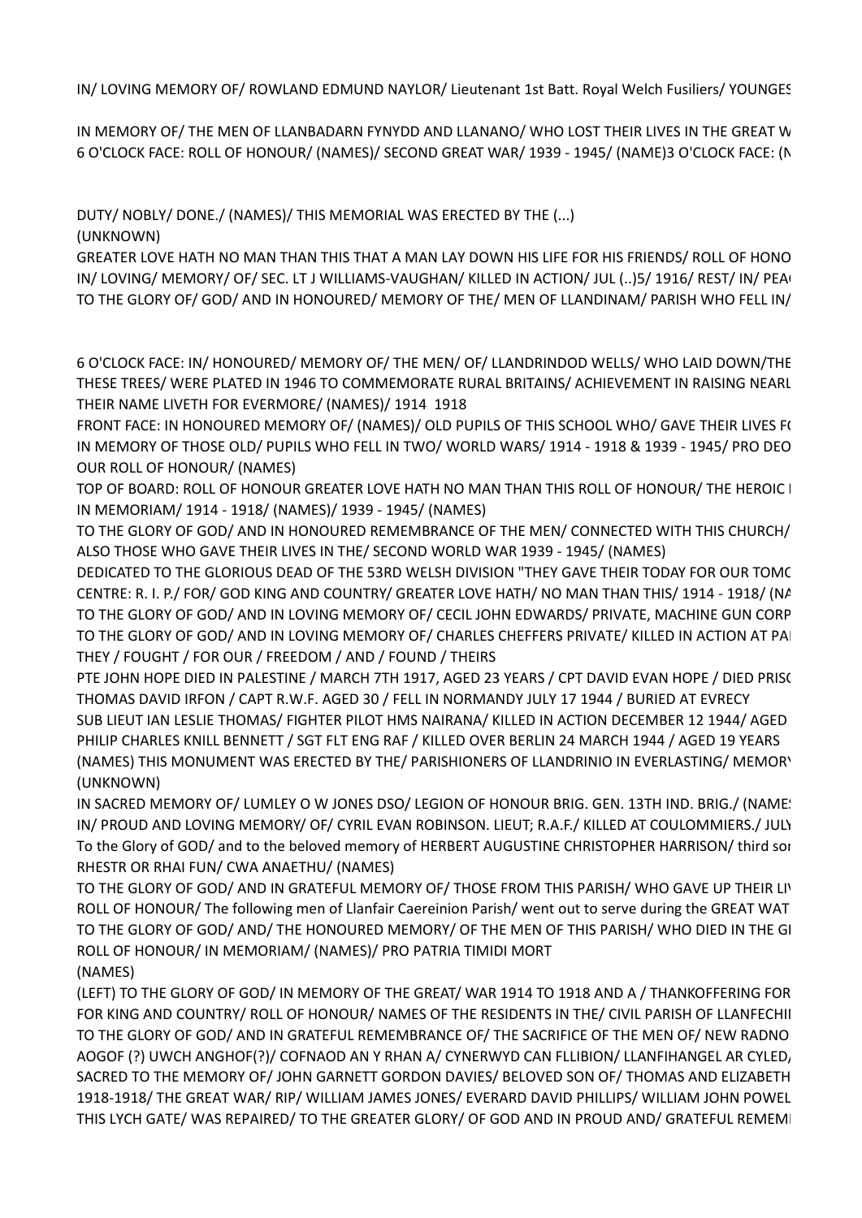IN/ LOVING MEMORY OF/ ROWLAND EDMUND NAYLOR/ Lieutenant 1st Batt. Royal Welch Fusiliers/ YOUNGES

IN MEMORY OF/ THE MEN OF LLANBADARN FYNYDD AND LLANANO/ WHO LOST THEIR LIVES IN THE GREAT W

6 O'CLOCK FACE: ROLL OF HONOUR/ (NAMES)/ SECOND GREAT WAR/ 1939 - 1945/ (NAME)3 O'CLOCK FACE: (N

DUTY/ NOBLY/ DONE./ (NAMES)/ THIS MEMORIAL WAS ERECTED BY THE (...)

(UNKNOWN)

GREATER LOVE HATH NO MAN THAN THIS THAT A MAN LAY DOWN HIS LIFE FOR HIS FRIENDS/ ROLL OF HONO

IN/ LOVING/ MEMORY/ OF/ SEC. LT J WILLIAMS-VAUGHAN/ KILLED IN ACTION/ JUL (..)5/ 1916/ REST/ IN/ PEA

TO THE GLORY OF/ GOD/ AND IN HONOURED/ MEMORY OF THE/ MEN OF LLANDINAM/ PARISH WHO FELL IN/

6 O'CLOCK FACE: IN/ HONOURED/ MEMORY OF/ THE MEN/ OF/ LLANDRINDOD WELLS/ WHO LAID DOWN/THE

THESE TREES/ WERE PLATED IN 1946 TO COMMEMORATE RURAL BRITAINS/ ACHIEVEMENT IN RAISING NEARL

THEIR NAME LIVETH FOR EVERMORE/ (NAMES)/ 1914 1918

FRONT FACE: IN HONOURED MEMORY OF/ (NAMES)/ OLD PUPILS OF THIS SCHOOL WHO/ GAVE THEIR LIVES F

IN MEMORY OF THOSE OLD/ PUPILS WHO FELL IN TWO/ WORLD WARS/ 1914 - 1918 & 1939 - 1945/ PRO DEO

OUR ROLL OF HONOUR/ (NAMES)

TOP OF BOARD: ROLL OF HONOUR GREATER LOVE HATH NO MAN THAN THIS ROLL OF HONOUR/ THE HEROIC

IN MEMORIAM/ 1914 - 1918/ (NAMES)/ 1939 - 1945/ (NAMES)

TO THE GLORY OF GOD/ AND IN HONOURED REMEMBRANCE OF THE MEN/ CONNECTED WITH THIS CHURCH/

ALSO THOSE WHO GAVE THEIR LIVES IN THE/ SECOND WORLD WAR 1939 - 1945/ (NAMES)

DEDICATED TO THE GLORIOUS DEAD OF THE 53RD WELSH DIVISION "THEY GAVE THEIR TODAY FOR OUR TOMO

CENTRE: R. I. P./ FOR/ GOD KING AND COUNTRY/ GREATER LOVE HATH/ NO MAN THAN THIS/ 1914 - 1918/ (NA

TO THE GLORY OF GOD/ AND IN LOVING MEMORY OF/ CECIL JOHN EDWARDS/ PRIVATE, MACHINE GUN CORP

TO THE GLORY OF GOD/ AND IN LOVING MEMORY OF/ CHARLES CHEFFERS PRIVATE/ KILLED IN ACTION AT PA

THEY / FOUGHT / FOR OUR / FREEDOM / AND / FOUND / THEIRS

PTE JOHN HOPE DIED IN PALESTINE / MARCH 7TH 1917, AGED 23 YEARS / CPT DAVID EVAN HOPE / DIED PRIS

THOMAS DAVID IRFON / CAPT R.W.F. AGED 30 / FELL IN NORMANDY JULY 17 1944 / BURIED AT EVRECY

SUB LIEUT IAN LESLIE THOMAS/ FIGHTER PILOT HMS NAIRANA/ KILLED IN ACTION DECEMBER 12 1944/ AGED

PHILIP CHARLES KNILL BENNETT / SGT FLT ENG RAF / KILLED OVER BERLIN 24 MARCH 1944 / AGED 19 YEARS

(NAMES) THIS MONUMENT WAS ERECTED BY THE/ PARISHIONERS OF LLANDRINIO IN EVERLASTING/ MEMOR

(UNKNOWN)

IN SACRED MEMORY OF/ LUMLEY O W JONES DSO/ LEGION OF HONOUR BRIG. GEN. 13TH IND. BRIG./ (NAME

IN/ PROUD AND LOVING MEMORY/ OF/ CYRIL EVAN ROBINSON. LIEUT; R.A.F./ KILLED AT COULOMMIERS./ JULY

To the Glory of GOD/ and to the beloved memory of HERBERT AUGUSTINE CHRISTOPHER HARRISON/ third so

RHESTR OR RHAI FUN/ CWA ANAETHU/ (NAMES)

TO THE GLORY OF GOD/ AND IN GRATEFUL MEMORY OF/ THOSE FROM THIS PARISH/ WHO GAVE UP THEIR LI

ROLL OF HONOUR/ The following men of Llanfair Caereinion Parish/ went out to serve during the GREAT WAT

TO THE GLORY OF GOD/ AND/ THE HONOURED MEMORY/ OF THE MEN OF THIS PARISH/ WHO DIED IN THE G

ROLL OF HONOUR/ IN MEMORIAM/ (NAMES)/ PRO PATRIA TIMIDI MORT

(NAMES)

(LEFT) TO THE GLORY OF GOD/ IN MEMORY OF THE GREAT/ WAR 1914 TO 1918 AND A / THANKOFFERING FOR

FOR KING AND COUNTRY/ ROLL OF HONOUR/ NAMES OF THE RESIDENTS IN THE/ CIVIL PARISH OF LLANFECHI

TO THE GLORY OF GOD/ AND IN GRATEFUL REMEMBRANCE OF/ THE SACRIFICE OF THE MEN OF/ NEW RADNO

AOGOF (?) UWCH ANGHOF(?)/ COFNAOD AN Y RHAN A/ CYNERWYD CAN FLLIBION/ LLANFIHANGEL AR CYLED

SACRED TO THE MEMORY OF/ JOHN GARNETT GORDON DAVIES/ BELOVED SON OF/ THOMAS AND ELIZABETH

1918-1918/ THE GREAT WAR/ RIP/ WILLIAM JAMES JONES/ EVERARD DAVID PHILLIPS/ WILLIAM JOHN POWEL

THIS LYCH GATE/ WAS REPAIRED/ TO THE GREATER GLORY/ OF GOD AND IN PROUD AND/ GRATEFUL REMEM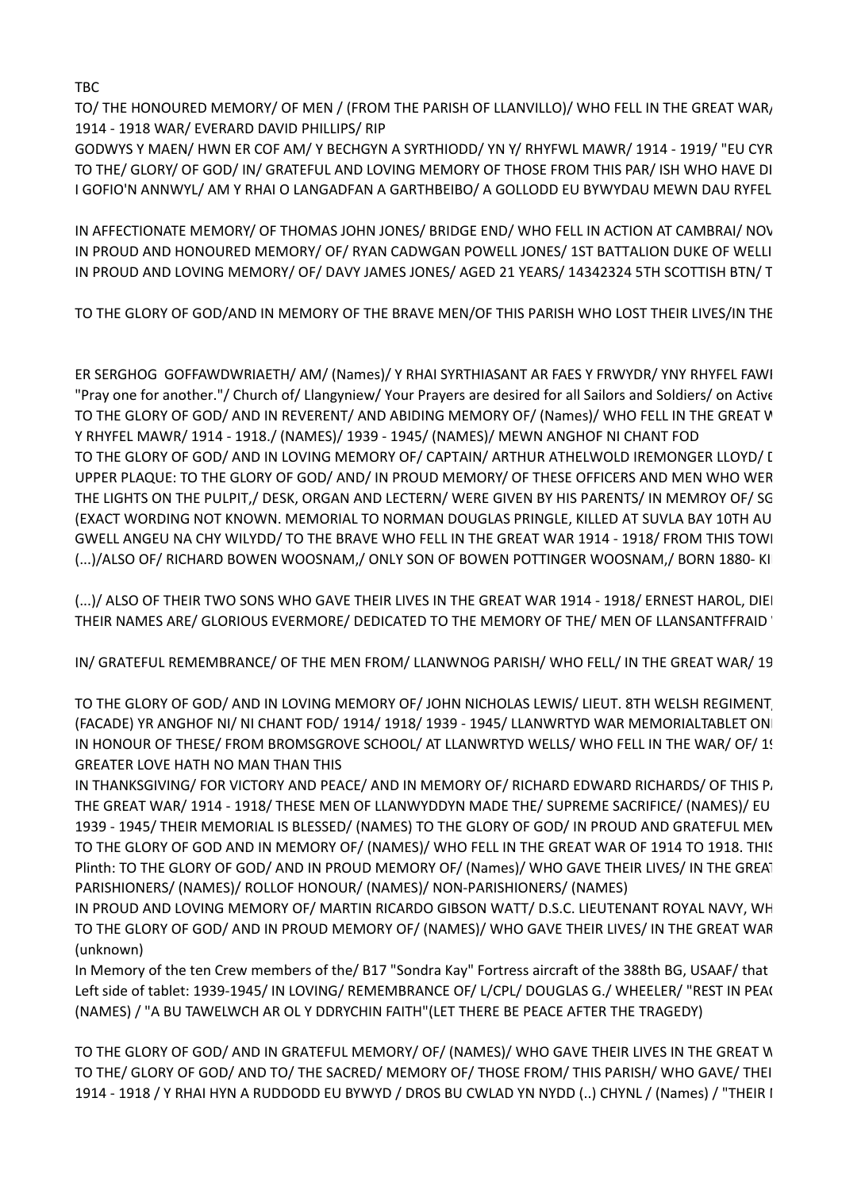TBC

TO/ THE HONOURED MEMORY/ OF MEN / (FROM THE PARISH OF LLANVILLO)/ WHO FELL IN THE GREAT WAR/
1914 - 1918 WAR/ EVERARD DAVID PHILLIPS/ RIP

GODWYS Y MAEN/ HWN ER COF AM/ Y BECHGYN A SYRTHIODD/ YN Y/ RHYFWL MAWR/ 1914 - 1919/ "EU CYR

TO THE/ GLORY/ OF GOD/ IN/ GRATEFUL AND LOVING MEMORY OF THOSE FROM THIS PAR/ ISH WHO HAVE DI

I GOFIO'N ANNWYL/ AM Y RHAI O LANGADFAN A GARTHBEIBO/ A GOLLODD EU BYWYDAU MEWN DAU RYFEL

IN AFFECTIONATE MEMORY/ OF THOMAS JOHN JONES/ BRIDGE END/ WHO FELL IN ACTION AT CAMBRAI/ NOV

IN PROUD AND HONOURED MEMORY/ OF/ RYAN CADWGAN POWELL JONES/ 1ST BATTALION DUKE OF WELLI

IN PROUD AND LOVING MEMORY/ OF/ DAVY JAMES JONES/ AGED 21 YEARS/ 14342324 5TH SCOTTISH BTN/ T

TO THE GLORY OF GOD/AND IN MEMORY OF THE BRAVE MEN/OF THIS PARISH WHO LOST THEIR LIVES/IN THE

ER SERGHOG GOFFAWDWRIAETH/ AM/ (Names)/ Y RHAI SYRTHIASANT AR FAES Y FRWYDR/ YNY RHYFEL FAWI

"Pray one for another."/ Church of/ Llangyniew/ Your Prayers are desired for all Sailors and Soldiers/ on Active

TO THE GLORY OF GOD/ AND IN REVERENT/ AND ABIDING MEMORY OF/ (Names)/ WHO FELL IN THE GREAT W

Y RHYFEL MAWR/ 1914 - 1918./ (NAMES)/ 1939 - 1945/ (NAMES)/ MEWN ANGHOF NI CHANT FOD

TO THE GLORY OF GOD/ AND IN LOVING MEMORY OF/ CAPTAIN/ ARTHUR ATHELWOLD IREMONGER LLOYD/ D

UPPER PLAQUE: TO THE GLORY OF GOD/ AND/ IN PROUD MEMORY/ OF THESE OFFICERS AND MEN WHO WER

THE LIGHTS ON THE PULPIT,/ DESK, ORGAN AND LECTERN/ WERE GIVEN BY HIS PARENTS/ IN MEMROY OF/ SG

(EXACT WORDING NOT KNOWN. MEMORIAL TO NORMAN DOUGLAS PRINGLE, KILLED AT SUVLA BAY 10TH AU

GWELL ANGEU NA CHY WILYDD/ TO THE BRAVE WHO FELL IN THE GREAT WAR 1914 - 1918/ FROM THIS TOWI

(...)/ALSO OF/ RICHARD BOWEN WOOSNAM,/ ONLY SON OF BOWEN POTTINGER WOOSNAM,/ BORN 1880- KI

(...)/ ALSO OF THEIR TWO SONS WHO GAVE THEIR LIVES IN THE GREAT WAR 1914 - 1918/ ERNEST HAROL, DIEI

THEIR NAMES ARE/ GLORIOUS EVERMORE/ DEDICATED TO THE MEMORY OF THE/ MEN OF LLANSANTFFRAID

IN/ GRATEFUL REMEMBRANCE/ OF THE MEN FROM/ LLANWNOG PARISH/ WHO FELL/ IN THE GREAT WAR/ 19

TO THE GLORY OF GOD/ AND IN LOVING MEMORY OF/ JOHN NICHOLAS LEWIS/ LIEUT. 8TH WELSH REGIMENT

(FACADE) YR ANGHOF NI/ NI CHANT FOD/ 1914/ 1918/ 1939 - 1945/ LLANWRTYD WAR MEMORIALTABLET ONI

IN HONOUR OF THESE/ FROM BROMSGROVE SCHOOL/ AT LLANWRTYD WELLS/ WHO FELL IN THE WAR/ OF/ 19

GREATER LOVE HATH NO MAN THAN THIS

IN THANKSGIVING/ FOR VICTORY AND PEACE/ AND IN MEMORY OF/ RICHARD EDWARD RICHARDS/ OF THIS P

THE GREAT WAR/ 1914 - 1918/ THESE MEN OF LLANWYDDYN MADE THE/ SUPREME SACRIFICE/ (NAMES)/ EU

1939 - 1945/ THEIR MEMORIAL IS BLESSED/ (NAMES) TO THE GLORY OF GOD/ IN PROUD AND GRATEFUL MEN

TO THE GLORY OF GOD AND IN MEMORY OF/ (NAMES)/ WHO FELL IN THE GREAT WAR OF 1914 TO 1918. THIS

Plinth: TO THE GLORY OF GOD/ AND IN PROUD MEMORY OF/ (Names)/ WHO GAVE THEIR LIVES/ IN THE GREAT

PARISHIONERS/ (NAMES)/ ROLLOF HONOUR/ (NAMES)/ NON-PARISHIONERS/ (NAMES)

IN PROUD AND LOVING MEMORY OF/ MARTIN RICARDO GIBSON WATT/ D.S.C. LIEUTENANT ROYAL NAVY, WH

TO THE GLORY OF GOD/ AND IN PROUD MEMORY OF/ (NAMES)/ WHO GAVE THEIR LIVES/ IN THE GREAT WAR

(unknown)

In Memory of the ten Crew members of the/ B17 "Sondra Kay" Fortress aircraft of the 388th BG, USAAF/ that

Left side of tablet: 1939-1945/ IN LOVING/ REMEMBRANCE OF/ L/CPL/ DOUGLAS G./ WHEELER/ "REST IN PEA

(NAMES) / "A BU TAWELWCH AR OL Y DDRYCHIN FAITH"(LET THERE BE PEACE AFTER THE TRAGEDY)

TO THE GLORY OF GOD/ AND IN GRATEFUL MEMORY/ OF/ (NAMES)/ WHO GAVE THEIR LIVES IN THE GREAT W

TO THE/ GLORY OF GOD/ AND TO/ THE SACRED/ MEMORY OF/ THOSE FROM/ THIS PARISH/ WHO GAVE/ THEI

1914 - 1918 / Y RHAI HYN A RUDDODD EU BYWYD / DROS BU CWLAD YN NYDD (..) CHYNL / (Names) / "THEIR I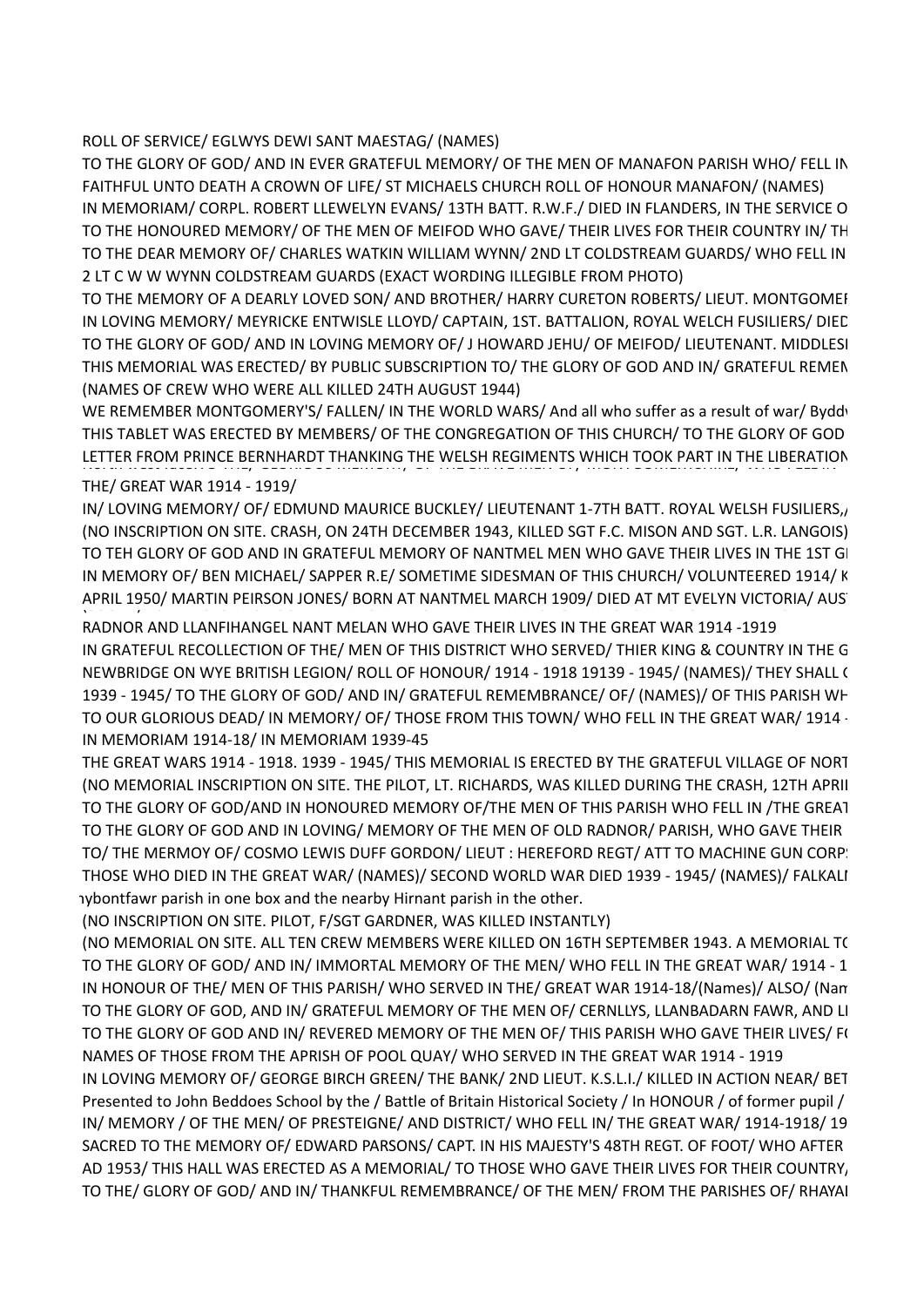ROLL OF SERVICE/ EGLWYS DEWI SANT MAESTAG/ (NAMES)

TO THE GLORY OF GOD/ AND IN EVER GRATEFUL MEMORY/ OF THE MEN OF MANAFON PARISH WHO/ FELL IN

FAITHFUL UNTO DEATH A CROWN OF LIFE/ ST MICHAELS CHURCH ROLL OF HONOUR MANAFON/ (NAMES)

IN MEMORIAM/ CORPL. ROBERT LLEWELYN EVANS/ 13TH BATT. R.W.F./ DIED IN FLANDERS, IN THE SERVICE O

TO THE HONOURED MEMORY/ OF THE MEN OF MEIFOD WHO GAVE/ THEIR LIVES FOR THEIR COUNTRY IN/ TH

TO THE DEAR MEMORY OF/ CHARLES WATKIN WILLIAM WYNN/ 2ND LT COLDSTREAM GUARDS/ WHO FELL IN

2 LT C W W WYNN COLDSTREAM GUARDS (EXACT WORDING ILLEGIBLE FROM PHOTO)

TO THE MEMORY OF A DEARLY LOVED SON/ AND BROTHER/ HARRY CURETON ROBERTS/ LIEUT. MONTGOMEI

IN LOVING MEMORY/ MEYRICKE ENTWISLE LLOYD/ CAPTAIN, 1ST. BATTALION, ROYAL WELCH FUSILIERS/ DIED

TO THE GLORY OF GOD/ AND IN LOVING MEMORY OF/ J HOWARD JEHU/ OF MEIFOD/ LIEUTENANT. MIDDLESI

THIS MEMORIAL WAS ERECTED/ BY PUBLIC SUBSCRIPTION TO/ THE GLORY OF GOD AND IN/ GRATEFUL REMEN

(NAMES OF CREW WHO WERE ALL KILLED 24TH AUGUST 1944)

WE REMEMBER MONTGOMERY'S/ FALLEN/ IN THE WORLD WARS/ And all who suffer as a result of war/ Byddw

THIS TABLET WAS ERECTED BY MEMBERS/ OF THE CONGREGATION OF THIS CHURCH/ TO THE GLORY OF GOD

LETTER FROM PRINCE BERNHARDT THANKING THE WELSH REGIMENTS WHICH TOOK PART IN THE LIBERATION

THE/ GREAT WAR 1914 - 1919/

IN/ LOVING MEMORY/ OF/ EDMUND MAURICE BUCKLEY/ LIEUTENANT 1-7TH BATT. ROYAL WELSH FUSILIERS,/

(NO INSCRIPTION ON SITE. CRASH, ON 24TH DECEMBER 1943, KILLED SGT F.C. MISON AND SGT. L.R. LANGOIS)

TO TEH GLORY OF GOD AND IN GRATEFUL MEMORY OF NANTMEL MEN WHO GAVE THEIR LIVES IN THE 1ST GI

IN MEMORY OF/ BEN MICHAEL/ SAPPER R.E/ SOMETIME SIDESMAN OF THIS CHURCH/ VOLUNTEERED 1914/ K

APRIL 1950/ MARTIN PEIRSON JONES/ BORN AT NANTMEL MARCH 1909/ DIED AT MT EVELYN VICTORIA/ AUST

RADNOR AND LLANFIHANGEL NANT MELAN WHO GAVE THEIR LIVES IN THE GREAT WAR 1914 -1919

IN GRATEFUL RECOLLECTION OF THE/ MEN OF THIS DISTRICT WHO SERVED/ THIER KING & COUNTRY IN THE G

NEWBRIDGE ON WYE BRITISH LEGION/ ROLL OF HONOUR/ 1914 - 1918 19139 - 1945/ (NAMES)/ THEY SHALL (

1939 - 1945/ TO THE GLORY OF GOD/ AND IN/ GRATEFUL REMEMBRANCE/ OF/ (NAMES)/ OF THIS PARISH WH

TO OUR GLORIOUS DEAD/ IN MEMORY/ OF/ THOSE FROM THIS TOWN/ WHO FELL IN THE GREAT WAR/ 1914 -

IN MEMORIAM 1914-18/ IN MEMORIAM 1939-45

THE GREAT WARS 1914 - 1918. 1939 - 1945/ THIS MEMORIAL IS ERECTED BY THE GRATEFUL VILLAGE OF NORT

(NO MEMORIAL INSCRIPTION ON SITE. THE PILOT, LT. RICHARDS, WAS KILLED DURING THE CRASH, 12TH APRII

TO THE GLORY OF GOD/AND IN HONOURED MEMORY OF/THE MEN OF THIS PARISH WHO FELL IN /THE GREAT

TO THE GLORY OF GOD AND IN LOVING/ MEMORY OF THE MEN OF OLD RADNOR/ PARISH, WHO GAVE THEIR

TO/ THE MERMOY OF/ COSMO LEWIS DUFF GORDON/ LIEUT : HEREFORD REGT/ ATT TO MACHINE GUN CORP

THOSE WHO DIED IN THE GREAT WAR/ (NAMES)/ SECOND WORLD WAR DIED 1939 - 1945/ (NAMES)/ FALKALI

ybontfawr parish in one box and the nearby Hirnant parish in the other.

(NO INSCRIPTION ON SITE. PILOT, F/SGT GARDNER, WAS KILLED INSTANTLY)

(NO MEMORIAL ON SITE. ALL TEN CREW MEMBERS WERE KILLED ON 16TH SEPTEMBER 1943. A MEMORIAL TC

TO THE GLORY OF GOD/ AND IN/ IMMORTAL MEMORY OF THE MEN/ WHO FELL IN THE GREAT WAR/ 1914 - 1

IN HONOUR OF THE/ MEN OF THIS PARISH/ WHO SERVED IN THE/ GREAT WAR 1914-18/(Names)/ ALSO/ (Nam

TO THE GLORY OF GOD, AND IN/ GRATEFUL MEMORY OF THE MEN OF/ CERNLLYS, LLANBADARN FAWR, AND LI

TO THE GLORY OF GOD AND IN/ REVERED MEMORY OF THE MEN OF/ THIS PARISH WHO GAVE THEIR LIVES/ F(

NAMES OF THOSE FROM THE APRISH OF POOL QUAY/ WHO SERVED IN THE GREAT WAR 1914 - 1919

IN LOVING MEMORY OF/ GEORGE BIRCH GREEN/ THE BANK/ 2ND LIEUT. K.S.L.I./ KILLED IN ACTION NEAR/ BET

Presented to John Beddoes School by the / Battle of Britain Historical Society / In HONOUR / of former pupil /

IN/ MEMORY / OF THE MEN/ OF PRESTEIGNE/ AND DISTRICT/ WHO FELL IN/ THE GREAT WAR/ 1914-1918/ 19

SACRED TO THE MEMORY OF/ EDWARD PARSONS/ CAPT. IN HIS MAJESTY'S 48TH REGT. OF FOOT/ WHO AFTER

AD 1953/ THIS HALL WAS ERECTED AS A MEMORIAL/ TO THOSE WHO GAVE THEIR LIVES FOR THEIR COUNTRY,

TO THE/ GLORY OF GOD/ AND IN/ THANKFUL REMEMBRANCE/ OF THE MEN/ FROM THE PARISHES OF/ RHAYAI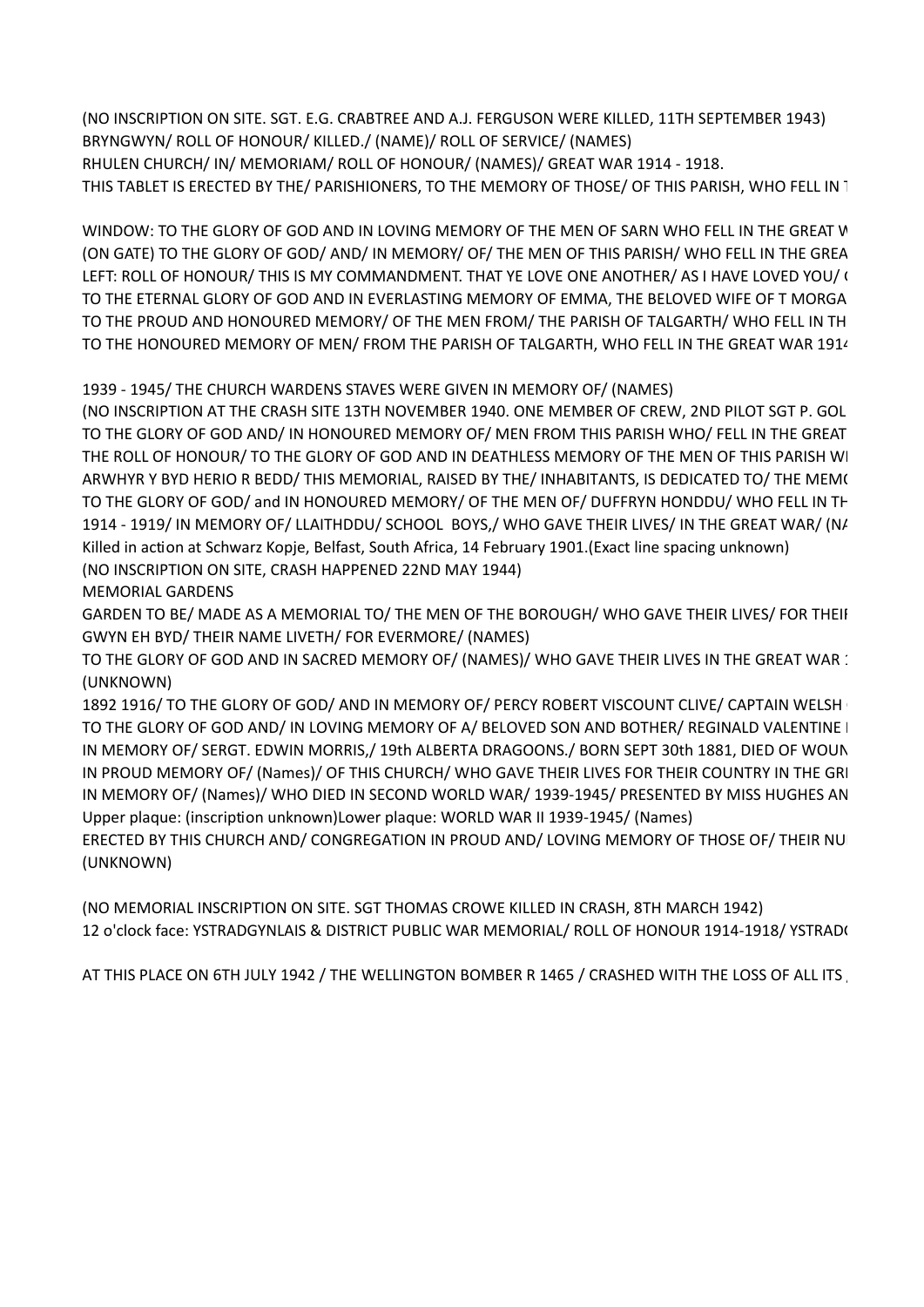(NO INSCRIPTION ON SITE. SGT. E.G. CRABTREE AND A.J. FERGUSON WERE KILLED, 11TH SEPTEMBER 1943)
BRYNGWYN/ ROLL OF HONOUR/ KILLED./ (NAME)/ ROLL OF SERVICE/ (NAMES)
RHULEN CHURCH/ IN/ MEMORIAM/ ROLL OF HONOUR/ (NAMES)/ GREAT WAR 1914 - 1918.
THIS TABLET IS ERECTED BY THE/ PARISHIONERS, TO THE MEMORY OF THOSE/ OF THIS PARISH, WHO FELL IN T

WINDOW: TO THE GLORY OF GOD AND IN LOVING MEMORY OF THE MEN OF SARN WHO FELL IN THE GREAT W
(ON GATE) TO THE GLORY OF GOD/ AND/ IN MEMORY/ OF/ THE MEN OF THIS PARISH/ WHO FELL IN THE GREA
LEFT: ROLL OF HONOUR/ THIS IS MY COMMANDMENT. THAT YE LOVE ONE ANOTHER/ AS I HAVE LOVED YOU/ (
TO THE ETERNAL GLORY OF GOD AND IN EVERLASTING MEMORY OF EMMA, THE BELOVED WIFE OF T MORGA
TO THE PROUD AND HONOURED MEMORY/ OF THE MEN FROM/ THE PARISH OF TALGARTH/ WHO FELL IN TH
TO THE HONOURED MEMORY OF MEN/ FROM THE PARISH OF TALGARTH, WHO FELL IN THE GREAT WAR 1914

1939 - 1945/ THE CHURCH WARDENS STAVES WERE GIVEN IN MEMORY OF/ (NAMES)
(NO INSCRIPTION AT THE CRASH SITE 13TH NOVEMBER 1940. ONE MEMBER OF CREW, 2ND PILOT SGT P. GOL
TO THE GLORY OF GOD AND/ IN HONOURED MEMORY OF/ MEN FROM THIS PARISH WHO/ FELL IN THE GREAT
THE ROLL OF HONOUR/ TO THE GLORY OF GOD AND IN DEATHLESS MEMORY OF THE MEN OF THIS PARISH WI
ARWHYR Y BYD HERIO R BEDD/ THIS MEMORIAL, RAISED BY THE/ INHABITANTS, IS DEDICATED TO/ THE MEMO
TO THE GLORY OF GOD/ and IN HONOURED MEMORY/ OF THE MEN OF/ DUFFRYN HONDDU/ WHO FELL IN TH
1914 - 1919/ IN MEMORY OF/ LLAITHDDU/ SCHOOL BOYS,/ WHO GAVE THEIR LIVES/ IN THE GREAT WAR/ (NA
Killed in action at Schwarz Kopje, Belfast, South Africa, 14 February 1901.(Exact line spacing unknown)
(NO INSCRIPTION ON SITE, CRASH HAPPENED 22ND MAY 1944)
MEMORIAL GARDENS
GARDEN TO BE/ MADE AS A MEMORIAL TO/ THE MEN OF THE BOROUGH/ WHO GAVE THEIR LIVES/ FOR THEIR
GWYN EH BYD/ THEIR NAME LIVETH/ FOR EVERMORE/ (NAMES)
TO THE GLORY OF GOD AND IN SACRED MEMORY OF/ (NAMES)/ WHO GAVE THEIR LIVES IN THE GREAT WAR 1
(UNKNOWN)
1892 1916/ TO THE GLORY OF GOD/ AND IN MEMORY OF/ PERCY ROBERT VISCOUNT CLIVE/ CAPTAIN WELSH
TO THE GLORY OF GOD AND/ IN LOVING MEMORY OF A/ BELOVED SON AND BOTHER/ REGINALD VALENTINE
IN MEMORY OF/ SERGT. EDWIN MORRIS,/ 19th ALBERTA DRAGOONS./ BORN SEPT 30th 1881, DIED OF WOUN
IN PROUD MEMORY OF/ (Names)/ OF THIS CHURCH/ WHO GAVE THEIR LIVES FOR THEIR COUNTRY IN THE GR
IN MEMORY OF/ (Names)/ WHO DIED IN SECOND WORLD WAR/ 1939-1945/ PRESENTED BY MISS HUGHES AN
Upper plaque: (inscription unknown)Lower plaque: WORLD WAR II 1939-1945/ (Names)
ERECTED BY THIS CHURCH AND/ CONGREGATION IN PROUD AND/ LOVING MEMORY OF THOSE OF/ THEIR NU
(UNKNOWN)

(NO MEMORIAL INSCRIPTION ON SITE. SGT THOMAS CROWE KILLED IN CRASH, 8TH MARCH 1942)
12 o'clock face: YSTRADGYNLAIS & DISTRICT PUBLIC WAR MEMORIAL/ ROLL OF HONOUR 1914-1918/ YSTRADG

AT THIS PLACE ON 6TH JULY 1942 / THE WELLINGTON BOMBER R 1465 / CRASHED WITH THE LOSS OF ALL ITS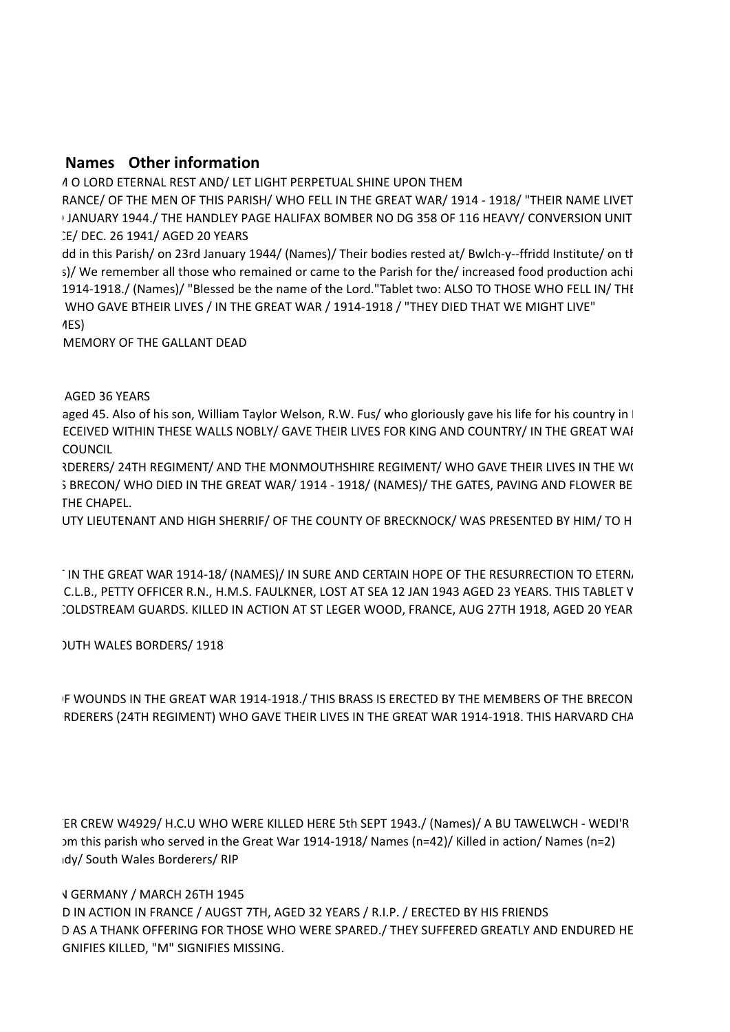| Names | Other information |
|---|---|
| | O LORD ETERNAL REST AND/ LET LIGHT PERPETUAL SHINE UPON THEM |
| | RANCE/ OF THE MEN OF THIS PARISH/ WHO FELL IN THE GREAT WAR/ 1914 - 1918/ "THEIR NAME LIVET |
| | JANUARY 1944./ THE HANDLEY PAGE HALIFAX BOMBER NO DG 358 OF 116 HEAVY/ CONVERSION UNIT |
| | CE/ DEC. 26 1941/ AGED 20 YEARS |
| | dd in this Parish/ on 23rd January 1944/ (Names)/ Their bodies rested at/ Bwlch-y--ffridd Institute/ on th |
| | s)/ We remember all those who remained or came to the Parish for the/ increased food production achi |
| | 1914-1918./ (Names)/ "Blessed be the name of the Lord."Tablet two: ALSO TO THOSE WHO FELL IN/ THE |
| | WHO GAVE BTHEIR LIVES / IN THE GREAT WAR / 1914-1918 / "THEY DIED THAT WE MIGHT LIVE" |
| | MES) |
| | MEMORY OF THE GALLANT DEAD |
| | |
| | |
| | AGED 36 YEARS |
| | aged 45. Also of his son, William Taylor Welson, R.W. Fus/ who gloriously gave his life for his country in |
| | ECEIVED WITHIN THESE WALLS NOBLY/ GAVE THEIR LIVES FOR KING AND COUNTRY/ IN THE GREAT WAR |
| | COUNCIL |
| | RDERERS/ 24TH REGIMENT/ AND THE MONMOUTHSHIRE REGIMENT/ WHO GAVE THEIR LIVES IN THE WO |
| | BRECON/ WHO DIED IN THE GREAT WAR/ 1914 - 1918/ (NAMES)/ THE GATES, PAVING AND FLOWER BE |
| | THE CHAPEL. |
| | UTY LIEUTENANT AND HIGH SHERRIF/ OF THE COUNTY OF BRECKNOCK/ WAS PRESENTED BY HIM/ TO H |
| | |
| | IN THE GREAT WAR 1914-18/ (NAMES)/ IN SURE AND CERTAIN HOPE OF THE RESURRECTION TO ETERN |
| | C.L.B., PETTY OFFICER R.N., H.M.S. FAULKNER, LOST AT SEA 12 JAN 1943 AGED 23 YEARS. THIS TABLET W |
| | COLDSTREAM GUARDS. KILLED IN ACTION AT ST LEGER WOOD, FRANCE, AUG 27TH 1918, AGED 20 YEAR |
| | |
| | OUTH WALES BORDERS/ 1918 |
| | |
| | F WOUNDS IN THE GREAT WAR 1914-1918./ THIS BRASS IS ERECTED BY THE MEMBERS OF THE BRECON |
| | RDERERS (24TH REGIMENT) WHO GAVE THEIR LIVES IN THE GREAT WAR 1914-1918. THIS HARVARD CHA |
| | |
| | |
| | |
| | |
| | ER CREW W4929/ H.C.U WHO WERE KILLED HERE 5th SEPT 1943./ (Names)/ A BU TAWELWCH - WEDI'R |
| | om this parish who served in the Great War 1914-1918/ Names (n=42)/ Killed in action/ Names (n=2) |
| | dy/ South Wales Borderers/ RIP |
| | |
| | N GERMANY / MARCH 26TH 1945 |
| | D IN ACTION IN FRANCE / AUGST 7TH, AGED 32 YEARS / R.I.P. / ERECTED BY HIS FRIENDS |
| | D AS A THANK OFFERING FOR THOSE WHO WERE SPARED./ THEY SUFFERED GREATLY AND ENDURED HE |
| | GNIFIES KILLED, "M" SIGNIFIES MISSING. |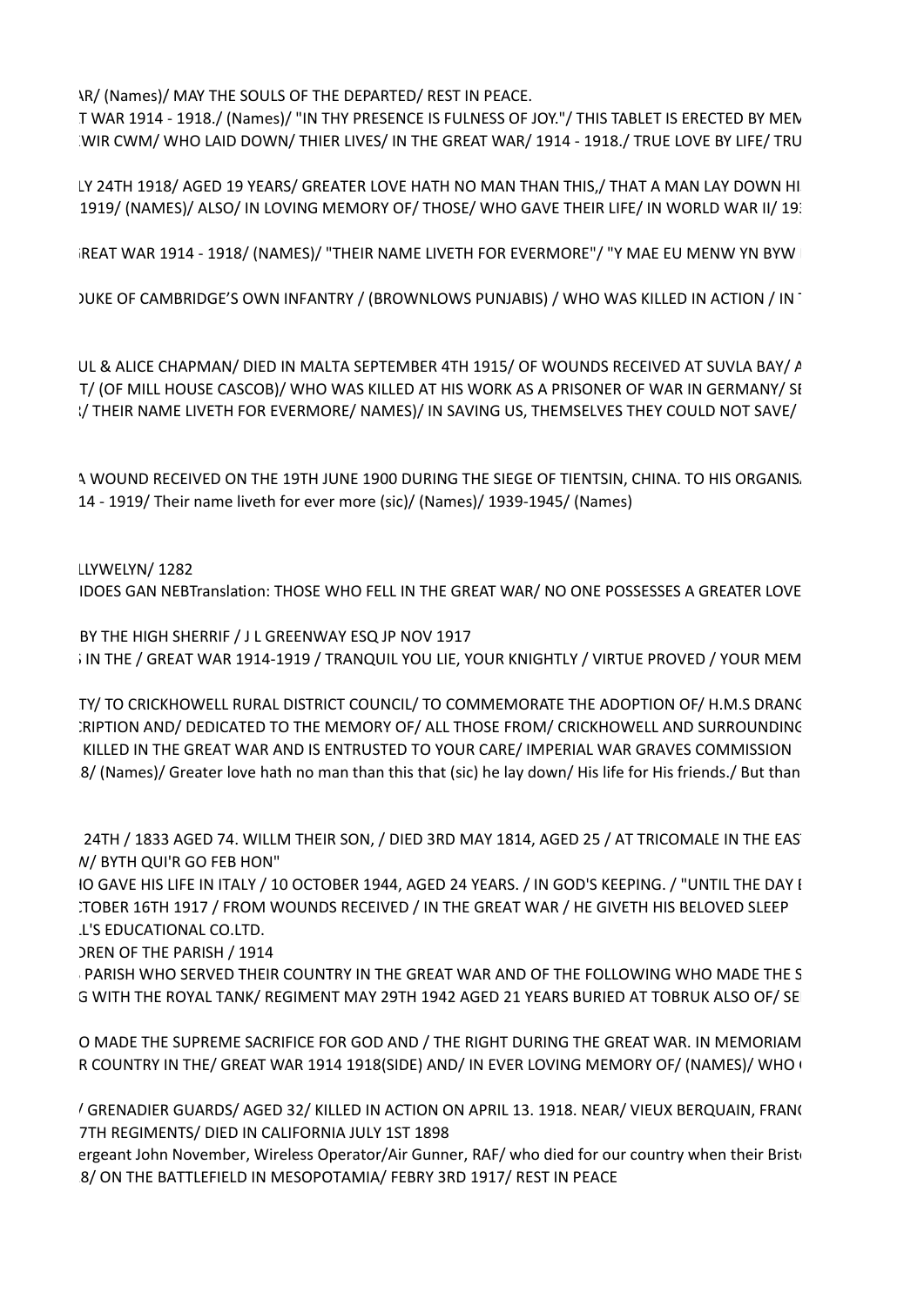AR/ (Names)/ MAY THE SOULS OF THE DEPARTED/ REST IN PEACE.
T WAR 1914 - 1918./ (Names)/ "IN THY PRESENCE IS FULNESS OF JOY."/ THIS TABLET IS ERECTED BY MEN
WIR CWM/ WHO LAID DOWN/ THIER LIVES/ IN THE GREAT WAR/ 1914 - 1918./ TRUE LOVE BY LIFE/ TRU

LY 24TH 1918/ AGED 19 YEARS/ GREATER LOVE HATH NO MAN THAN THIS,/ THAT A MAN LAY DOWN HI
1919/ (NAMES)/ ALSO/ IN LOVING MEMORY OF/ THOSE/ WHO GAVE THEIR LIFE/ IN WORLD WAR II/ 19

REAT WAR 1914 - 1918/ (NAMES)/ "THEIR NAME LIVETH FOR EVERMORE"/ "Y MAE EU MENW YN BYW

UKE OF CAMBRIDGE'S OWN INFANTRY / (BROWNLOWS PUNJABIS) / WHO WAS KILLED IN ACTION / IN

UL & ALICE CHAPMAN/ DIED IN MALTA SEPTEMBER 4TH 1915/ OF WOUNDS RECEIVED AT SUVLA BAY/ A
T/ (OF MILL HOUSE CASCOB)/ WHO WAS KILLED AT HIS WORK AS A PRISONER OF WAR IN GERMANY/ SE
/ THEIR NAME LIVETH FOR EVERMORE/ NAMES)/ IN SAVING US, THEMSELVES THEY COULD NOT SAVE/

A WOUND RECEIVED ON THE 19TH JUNE 1900 DURING THE SIEGE OF TIENTSIN, CHINA. TO HIS ORGANIS
14 - 1919/ Their name liveth for ever more (sic)/ (Names)/ 1939-1945/ (Names)

LLYWELYN/ 1282
IDOES GAN NEBTranslation: THOSE WHO FELL IN THE GREAT WAR/ NO ONE POSSESSES A GREATER LOVE

BY THE HIGH SHERRIF / J L GREENWAY ESQ JP NOV 1917
IN THE / GREAT WAR 1914-1919 / TRANQUIL YOU LIE, YOUR KNIGHTLY / VIRTUE PROVED / YOUR MEM

TY/ TO CRICKHOWELL RURAL DISTRICT COUNCIL/ TO COMMEMORATE THE ADOPTION OF/ H.M.S DRANG
CRIPTION AND/ DEDICATED TO THE MEMORY OF/ ALL THOSE FROM/ CRICKHOWELL AND SURROUNDING
KILLED IN THE GREAT WAR AND IS ENTRUSTED TO YOUR CARE/ IMPERIAL WAR GRAVES COMMISSION
8/ (Names)/ Greater love hath no man than this that (sic) he lay down/ His life for His friends./ But than

24TH / 1833 AGED 74. WILLM THEIR SON, / DIED 3RD MAY 1814, AGED 25 / AT TRICOMALE IN THE EAS
N/ BYTH QUI'R GO FEB HON"
IO GAVE HIS LIFE IN ITALY / 10 OCTOBER 1944, AGED 24 YEARS. / IN GOD'S KEEPING. / "UNTIL THE DAY B
CTOBER 16TH 1917 / FROM WOUNDS RECEIVED / IN THE GREAT WAR / HE GIVETH HIS BELOVED SLEEP
L'S EDUCATIONAL CO.LTD.
DREN OF THE PARISH / 1914
PARISH WHO SERVED THEIR COUNTRY IN THE GREAT WAR AND OF THE FOLLOWING WHO MADE THE S
G WITH THE ROYAL TANK/ REGIMENT MAY 29TH 1942 AGED 21 YEARS BURIED AT TOBRUK ALSO OF/ SE

O MADE THE SUPREME SACRIFICE FOR GOD AND / THE RIGHT DURING THE GREAT WAR. IN MEMORIAM
R COUNTRY IN THE/ GREAT WAR 1914 1918(SIDE) AND/ IN EVER LOVING MEMORY OF/ (NAMES)/ WHO

/ GRENADIER GUARDS/ AGED 32/ KILLED IN ACTION ON APRIL 13. 1918. NEAR/ VIEUX BERQUAIN, FRAN
7TH REGIMENTS/ DIED IN CALIFORNIA JULY 1ST 1898
ergeant John November, Wireless Operator/Air Gunner, RAF/ who died for our country when their Brist
8/ ON THE BATTLEFIELD IN MESOPOTAMIA/ FEBRY 3RD 1917/ REST IN PEACE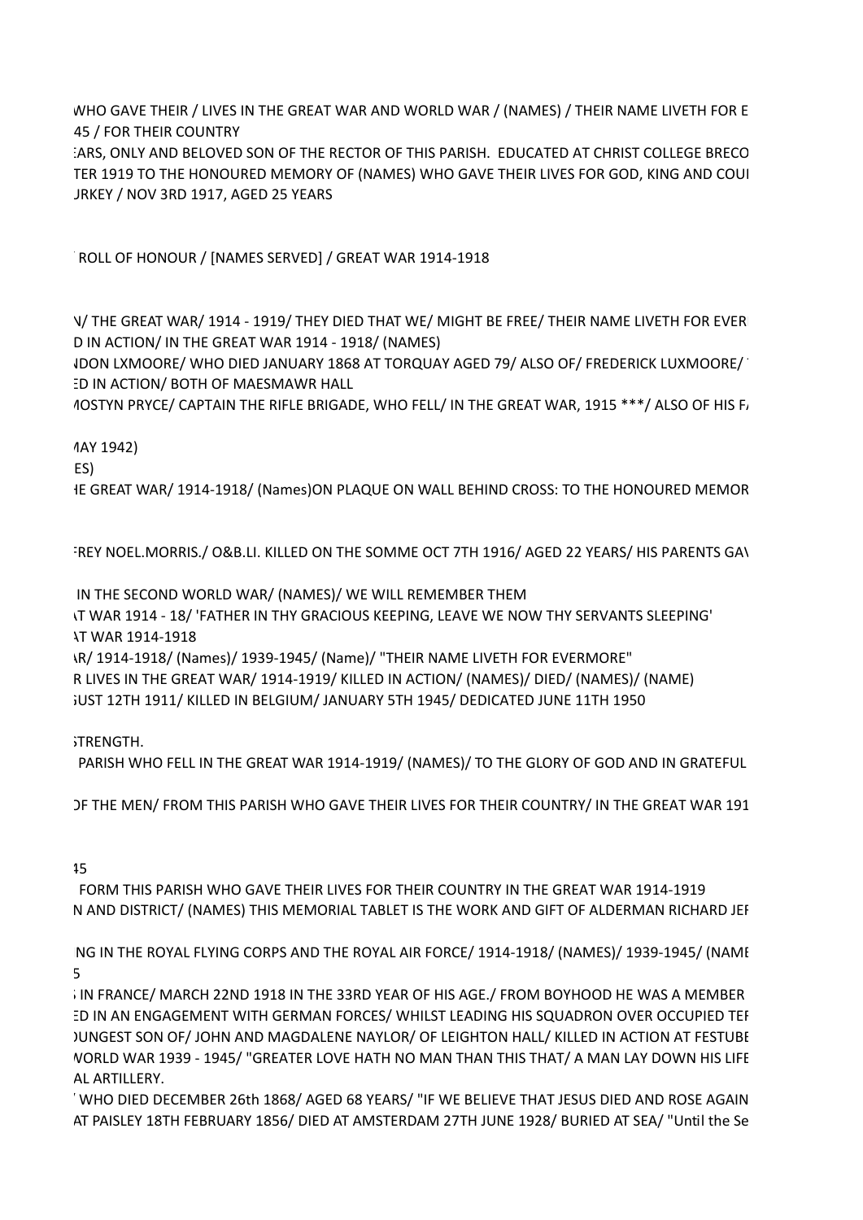WHO GAVE THEIR / LIVES IN THE GREAT WAR AND WORLD WAR / (NAMES) / THEIR NAME LIVETH FOR E
45 / FOR THEIR COUNTRY
EARS, ONLY AND BELOVED SON OF THE RECTOR OF THIS PARISH. EDUCATED AT CHRIST COLLEGE BRECO
TER 1919 TO THE HONOURED MEMORY OF (NAMES) WHO GAVE THEIR LIVES FOR GOD, KING AND COU
JRKEY / NOV 3RD 1917, AGED 25 YEARS

ROLL OF HONOUR / [NAMES SERVED] / GREAT WAR 1914-1918

N/ THE GREAT WAR/ 1914 - 1919/ THEY DIED THAT WE/ MIGHT BE FREE/ THEIR NAME LIVETH FOR EVER
D IN ACTION/ IN THE GREAT WAR 1914 - 1918/ (NAMES)
NDON LXMOORE/ WHO DIED JANUARY 1868 AT TORQUAY AGED 79/ ALSO OF/ FREDERICK LUXMOORE/
ED IN ACTION/ BOTH OF MAESMAWR HALL
MOSTYN PRYCE/ CAPTAIN THE RIFLE BRIGADE, WHO FELL/ IN THE GREAT WAR, 1915 ***/ ALSO OF HIS F

MAY 1942)
ES)
HE GREAT WAR/ 1914-1918/ (Names)ON PLAQUE ON WALL BEHIND CROSS: TO THE HONOURED MEMOR

FREY NOEL.MORRIS./ O&B.LI. KILLED ON THE SOMME OCT 7TH 1916/ AGED 22 YEARS/ HIS PARENTS GAV

IN THE SECOND WORLD WAR/ (NAMES)/ WE WILL REMEMBER THEM
AT WAR 1914 - 18/ 'FATHER IN THY GRACIOUS KEEPING, LEAVE WE NOW THY SERVANTS SLEEPING'
AT WAR 1914-1918
AR/ 1914-1918/ (Names)/ 1939-1945/ (Name)/ "THEIR NAME LIVETH FOR EVERMORE"
R LIVES IN THE GREAT WAR/ 1914-1919/ KILLED IN ACTION/ (NAMES)/ DIED/ (NAMES)/ (NAME)
GUST 12TH 1911/ KILLED IN BELGIUM/ JANUARY 5TH 1945/ DEDICATED JUNE 11TH 1950

STRENGTH.
PARISH WHO FELL IN THE GREAT WAR 1914-1919/ (NAMES)/ TO THE GLORY OF GOD AND IN GRATEFUL

OF THE MEN/ FROM THIS PARISH WHO GAVE THEIR LIVES FOR THEIR COUNTRY/ IN THE GREAT WAR 191

45
FORM THIS PARISH WHO GAVE THEIR LIVES FOR THEIR COUNTRY IN THE GREAT WAR 1914-1919
N AND DISTRICT/ (NAMES) THIS MEMORIAL TABLET IS THE WORK AND GIFT OF ALDERMAN RICHARD JEI

NG IN THE ROYAL FLYING CORPS AND THE ROYAL AIR FORCE/ 1914-1918/ (NAMES)/ 1939-1945/ (NAME
5
IN FRANCE/ MARCH 22ND 1918 IN THE 33RD YEAR OF HIS AGE./ FROM BOYHOOD HE WAS A MEMBER
ED IN AN ENGAGEMENT WITH GERMAN FORCES/ WHILST LEADING HIS SQUADRON OVER OCCUPIED TEI
OUNGEST SON OF/ JOHN AND MAGDALENE NAYLOR/ OF LEIGHTON HALL/ KILLED IN ACTION AT FESTUBE
WORLD WAR 1939 - 1945/ "GREATER LOVE HATH NO MAN THAN THIS THAT/ A MAN LAY DOWN HIS LIFE
AL ARTILLERY.
WHO DIED DECEMBER 26th 1868/ AGED 68 YEARS/ "IF WE BELIEVE THAT JESUS DIED AND ROSE AGAIN
AT PAISLEY 18TH FEBRUARY 1856/ DIED AT AMSTERDAM 27TH JUNE 1928/ BURIED AT SEA/ "Until the Se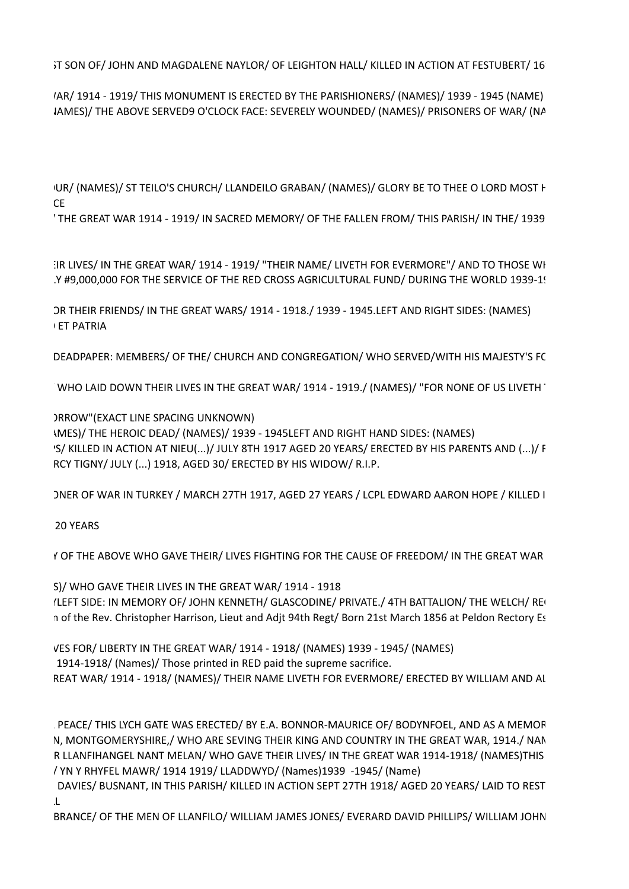ST SON OF/ JOHN AND MAGDALENE NAYLOR/ OF LEIGHTON HALL/ KILLED IN ACTION AT FESTUBERT/ 16

/AR/ 1914 - 1919/ THIS MONUMENT IS ERECTED BY THE PARISHIONERS/ (NAMES)/ 1939 - 1945 (NAME)
JAMES)/ THE ABOVE SERVED9 O'CLOCK FACE: SEVERELY WOUNDED/ (NAMES)/ PRISONERS OF WAR/ (NA

UR/ (NAMES)/ ST TEILO'S CHURCH/ LLANDEILO GRABAN/ (NAMES)/ GLORY BE TO THEE O LORD MOST H
CE
' THE GREAT WAR 1914 - 1919/ IN SACRED MEMORY/ OF THE FALLEN FROM/ THIS PARISH/ IN THE/ 1939

EIR LIVES/ IN THE GREAT WAR/ 1914 - 1919/ "THEIR NAME/ LIVETH FOR EVERMORE"/ AND TO THOSE WH
Y #9,000,000 FOR THE SERVICE OF THE RED CROSS AGRICULTURAL FUND/ DURING THE WORLD 1939-1

OR THEIR FRIENDS/ IN THE GREAT WARS/ 1914 - 1918./ 1939 - 1945.LEFT AND RIGHT SIDES: (NAMES)
ET PATRIA

DEADPAPER: MEMBERS/ OF THE/ CHURCH AND CONGREGATION/ WHO SERVED/WITH HIS MAJESTY'S FC

WHO LAID DOWN THEIR LIVES IN THE GREAT WAR/ 1914 - 1919./ (NAMES)/ "FOR NONE OF US LIVETH

ORROW"(EXACT LINE SPACING UNKNOWN)
AMES)/ THE HEROIC DEAD/ (NAMES)/ 1939 - 1945LEFT AND RIGHT HAND SIDES: (NAMES)
'S/ KILLED IN ACTION AT NIEU(...)/ JULY 8TH 1917 AGED 20 YEARS/ ERECTED BY HIS PARENTS AND (...)/ F
RCY TIGNY/ JULY (...) 1918, AGED 30/ ERECTED BY HIS WIDOW/ R.I.P.

ONER OF WAR IN TURKEY / MARCH 27TH 1917, AGED 27 YEARS / LCPL EDWARD AARON HOPE / KILLED I

20 YEARS

Y OF THE ABOVE WHO GAVE THEIR/ LIVES FIGHTING FOR THE CAUSE OF FREEDOM/ IN THE GREAT WAR

S)/ WHO GAVE THEIR LIVES IN THE GREAT WAR/ 1914 - 1918
/LEFT SIDE: IN MEMORY OF/ JOHN KENNETH/ GLASCODINE/ PRIVATE./ 4TH BATTALION/ THE WELCH/ RE
n of the Rev. Christopher Harrison, Lieut and Adjt 94th Regt/ Born 21st March 1856 at Peldon Rectory Es

VES FOR/ LIBERTY IN THE GREAT WAR/ 1914 - 1918/ (NAMES) 1939 - 1945/ (NAMES)
1914-1918/ (Names)/ Those printed in RED paid the supreme sacrifice.
REAT WAR/ 1914 - 1918/ (NAMES)/ THEIR NAME LIVETH FOR EVERMORE/ ERECTED BY WILLIAM AND AL

PEACE/ THIS LYCH GATE WAS ERECTED/ BY E.A. BONNOR-MAURICE OF/ BODYNFOEL, AND AS A MEMOR
N, MONTGOMERYSHIRE,/ WHO ARE SEVING THEIR KING AND COUNTRY IN THE GREAT WAR, 1914./ NAN
R LLANFIHANGEL NANT MELAN/ WHO GAVE THEIR LIVES/ IN THE GREAT WAR 1914-1918/ (NAMES)THIS
/ YN Y RHYFEL MAWR/ 1914 1919/ LLADDWYD/ (Names)1939 -1945/ (Name)
DAVIES/ BUSNANT, IN THIS PARISH/ KILLED IN ACTION SEPT 27TH 1918/ AGED 20 YEARS/ LAID TO REST
L
BRANCE/ OF THE MEN OF LLANFILO/ WILLIAM JAMES JONES/ EVERARD DAVID PHILLIPS/ WILLIAM JOHN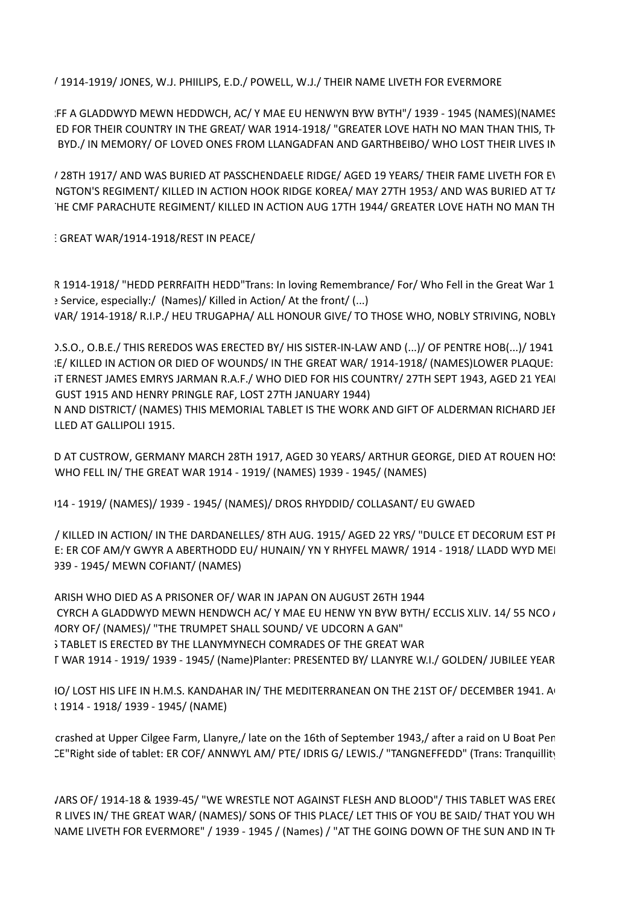/ 1914-1919/ JONES, W.J. PHIILIPS, E.D./ POWELL, W.J./ THEIR NAME LIVETH FOR EVERMORE

:FF A GLADDWYD MEWN HEDDWCH, AC/ Y MAE EU HENWYN BYW BYTH"/ 1939 - 1945 (NAMES)(NAMES
ED FOR THEIR COUNTRY IN THE GREAT/ WAR 1914-1918/ "GREATER LOVE HATH NO MAN THAN THIS, TH
BYD./ IN MEMORY/ OF LOVED ONES FROM LLANGADFAN AND GARTHBEIBO/ WHO LOST THEIR LIVES IN

/ 28TH 1917/ AND WAS BURIED AT PASSCHENDAELE RIDGE/ AGED 19 YEARS/ THEIR FAME LIVETH FOR EV
NGTON'S REGIMENT/ KILLED IN ACTION HOOK RIDGE KOREA/ MAY 27TH 1953/ AND WAS BURIED AT TA
HE CMF PARACHUTE REGIMENT/ KILLED IN ACTION AUG 17TH 1944/ GREATER LOVE HATH NO MAN TH

E GREAT WAR/1914-1918/REST IN PEACE/

R 1914-1918/ "HEDD PERRFAITH HEDD"Trans: In loving Remembrance/ For/ Who Fell in the Great War 1
e Service, especially:/ (Names)/ Killed in Action/ At the front/ (...)
VAR/ 1914-1918/ R.I.P./ HEU TRUGAPHA/ ALL HONOUR GIVE/ TO THOSE WHO, NOBLY STRIVING, NOBLY

D.S.O., O.B.E./ THIS REREDOS WAS ERECTED BY/ HIS SISTER-IN-LAW AND (...)/ OF PENTRE HOB(...)/ 1941
E/ KILLED IN ACTION OR DIED OF WOUNDS/ IN THE GREAT WAR/ 1914-1918/ (NAMES)LOWER PLAQUE:
T ERNEST JAMES EMRYS JARMAN R.A.F./ WHO DIED FOR HIS COUNTRY/ 27TH SEPT 1943, AGED 21 YEAI
GUST 1915 AND HENRY PRINGLE RAF, LOST 27TH JANUARY 1944)
N AND DISTRICT/ (NAMES) THIS MEMORIAL TABLET IS THE WORK AND GIFT OF ALDERMAN RICHARD JEF
LLED AT GALLIPOLI 1915.

D AT CUSTROW, GERMANY MARCH 28TH 1917, AGED 30 YEARS/ ARTHUR GEORGE, DIED AT ROUEN HOS
WHO FELL IN/ THE GREAT WAR 1914 - 1919/ (NAMES) 1939 - 1945/ (NAMES)

914 - 1919/ (NAMES)/ 1939 - 1945/ (NAMES)/ DROS RHYDDID/ COLLASANT/ EU GWAED

/ KILLED IN ACTION/ IN THE DARDANELLES/ 8TH AUG. 1915/ AGED 22 YRS/ "DULCE ET DECORUM EST PF
E: ER COF AM/Y GWYR A ABERTHODD EU/ HUNAIN/ YN Y RHYFEL MAWR/ 1914 - 1918/ LLADD WYD MEI
939 - 1945/ MEWN COFIANT/ (NAMES)

ARISH WHO DIED AS A PRISONER OF/ WAR IN JAPAN ON AUGUST 26TH 1944
CYRCH A GLADDWYD MEWN HENDWCH AC/ Y MAE EU HENW YN BYW BYTH/ ECCLIS XLIV. 14/ 55 NCO A
MORY OF/ (NAMES)/ "THE TRUMPET SHALL SOUND/ VE UDCORN A GAN"
S TABLET IS ERECTED BY THE LLANYMYNECH COMRADES OF THE GREAT WAR
T WAR 1914 - 1919/ 1939 - 1945/ (Name)Planter: PRESENTED BY/ LLANYRE W.I./ GOLDEN/ JUBILEE YEAR

HO/ LOST HIS LIFE IN H.M.S. KANDAHAR IN/ THE MEDITERRANEAN ON THE 21ST OF/ DECEMBER 1941. A
R 1914 - 1918/ 1939 - 1945/ (NAME)

crashed at Upper Cilgee Farm, Llanyre,/ late on the 16th of September 1943,/ after a raid on U Boat Pen
CE"Right side of tablet: ER COF/ ANNWYL AM/ PTE/ IDRIS G/ LEWIS./ "TANGNEFFEDD" (Trans: Tranquillity

VARS OF/ 1914-18 & 1939-45/ "WE WRESTLE NOT AGAINST FLESH AND BLOOD"/ THIS TABLET WAS EREC
R LIVES IN/ THE GREAT WAR/ (NAMES)/ SONS OF THIS PLACE/ LET THIS OF YOU BE SAID/ THAT YOU WH
NAME LIVETH FOR EVERMORE" / 1939 - 1945 / (Names) / "AT THE GOING DOWN OF THE SUN AND IN TH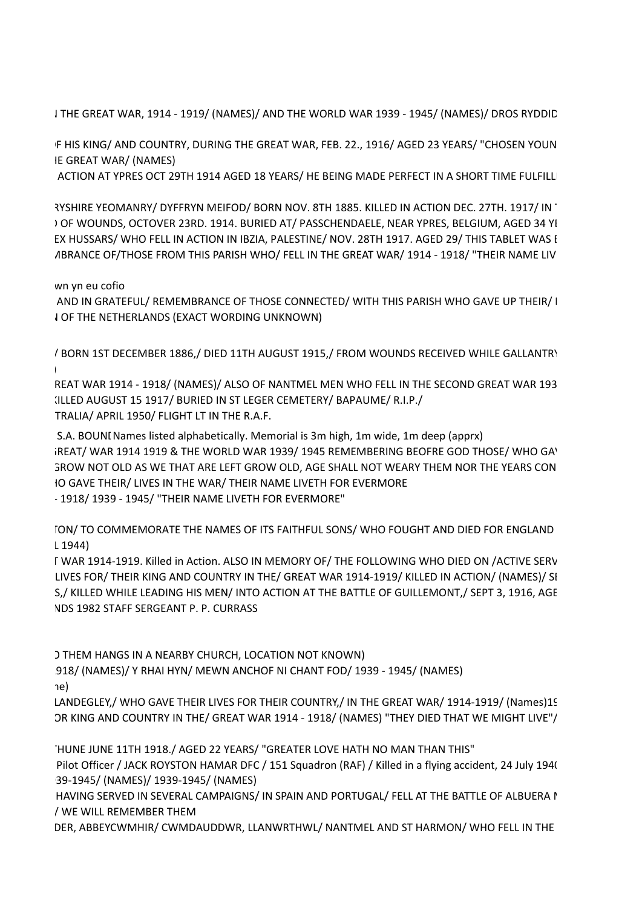I THE GREAT WAR, 1914 - 1919/ (NAMES)/ AND THE WORLD WAR 1939 - 1945/ (NAMES)/ DROS RYDDID

F HIS KING/ AND COUNTRY, DURING THE GREAT WAR, FEB. 22., 1916/ AGED 23 YEARS/ "CHOSEN YOUN
IE GREAT WAR/ (NAMES)

ACTION AT YPRES OCT 29TH 1914 AGED 18 YEARS/ HE BEING MADE PERFECT IN A SHORT TIME FULFILL

RYSHIRE YEOMANRY/ DYFFRYN MEIFOD/ BORN NOV. 8TH 1885. KILLED IN ACTION DEC. 27TH. 1917/ IN
) OF WOUNDS, OCTOVER 23RD. 1914. BURIED AT/ PASSCHENDAELE, NEAR YPRES, BELGIUM, AGED 34 YI
EX HUSSARS/ WHO FELL IN ACTION IN IBZIA, PALESTINE/ NOV. 28TH 1917. AGED 29/ THIS TABLET WAS E
MBRANCE OF/THOSE FROM THIS PARISH WHO/ FELL IN THE GREAT WAR/ 1914 - 1918/ "THEIR NAME LIV

wn yn eu cofio

AND IN GRATEFUL/ REMEMBRANCE OF THOSE CONNECTED/ WITH THIS PARISH WHO GAVE UP THEIR/ I
I OF THE NETHERLANDS (EXACT WORDING UNKNOWN)

/ BORN 1ST DECEMBER 1886,/ DIED 11TH AUGUST 1915,/ FROM WOUNDS RECEIVED WHILE GALLANTRY

REAT WAR 1914 - 1918/ (NAMES)/ ALSO OF NANTMEL MEN WHO FELL IN THE SECOND GREAT WAR 193
KILLED AUGUST 15 1917/ BURIED IN ST LEGER CEMETERY/ BAPAUME/ R.I.P./
TRALIA/ APRIL 1950/ FLIGHT LT IN THE R.A.F.

S.A. BOUNI Names listed alphabetically. Memorial is 3m high, 1m wide, 1m deep (apprx)
GREAT/ WAR 1914 1919 & THE WORLD WAR 1939/ 1945 REMEMBERING BEOFRE GOD THOSE/ WHO GAV
GROW NOT OLD AS WE THAT ARE LEFT GROW OLD, AGE SHALL NOT WEARY THEM NOR THE YEARS CON
HO GAVE THEIR/ LIVES IN THE WAR/ THEIR NAME LIVETH FOR EVERMORE
- 1918/ 1939 - 1945/ "THEIR NAME LIVETH FOR EVERMORE"

TON/ TO COMMEMORATE THE NAMES OF ITS FAITHFUL SONS/ WHO FOUGHT AND DIED FOR ENGLAND
L 1944)
T WAR 1914-1919. Killed in Action. ALSO IN MEMORY OF/ THE FOLLOWING WHO DIED ON /ACTIVE SERV
LIVES FOR/ THEIR KING AND COUNTRY IN THE/ GREAT WAR 1914-1919/ KILLED IN ACTION/ (NAMES)/ SI
S,/ KILLED WHILE LEADING HIS MEN/ INTO ACTION AT THE BATTLE OF GUILLEMONT,/ SEPT 3, 1916, AGE
NDS 1982 STAFF SERGEANT P. P. CURRASS

) THEM HANGS IN A NEARBY CHURCH, LOCATION NOT KNOWN)
918/ (NAMES)/ Y RHAI HYN/ MEWN ANCHOF NI CHANT FOD/ 1939 - 1945/ (NAMES)
ne)
LANDEGLEY,/ WHO GAVE THEIR LIVES FOR THEIR COUNTRY,/ IN THE GREAT WAR/ 1914-1919/ (Names)19
OR KING AND COUNTRY IN THE/ GREAT WAR 1914 - 1918/ (NAMES) "THEY DIED THAT WE MIGHT LIVE"/

THUNE JUNE 11TH 1918./ AGED 22 YEARS/ "GREATER LOVE HATH NO MAN THAN THIS"
Pilot Officer / JACK ROYSTON HAMAR DFC / 151 Squadron (RAF) / Killed in a flying accident, 24 July 194(
39-1945/ (NAMES)/ 1939-1945/ (NAMES)
HAVING SERVED IN SEVERAL CAMPAIGNS/ IN SPAIN AND PORTUGAL/ FELL AT THE BATTLE OF ALBUERA M
/ WE WILL REMEMBER THEM
DER, ABBEYCWMHIR/ CWMDAUDDWR, LLANWRTHWL/ NANTMEL AND ST HARMON/ WHO FELL IN THE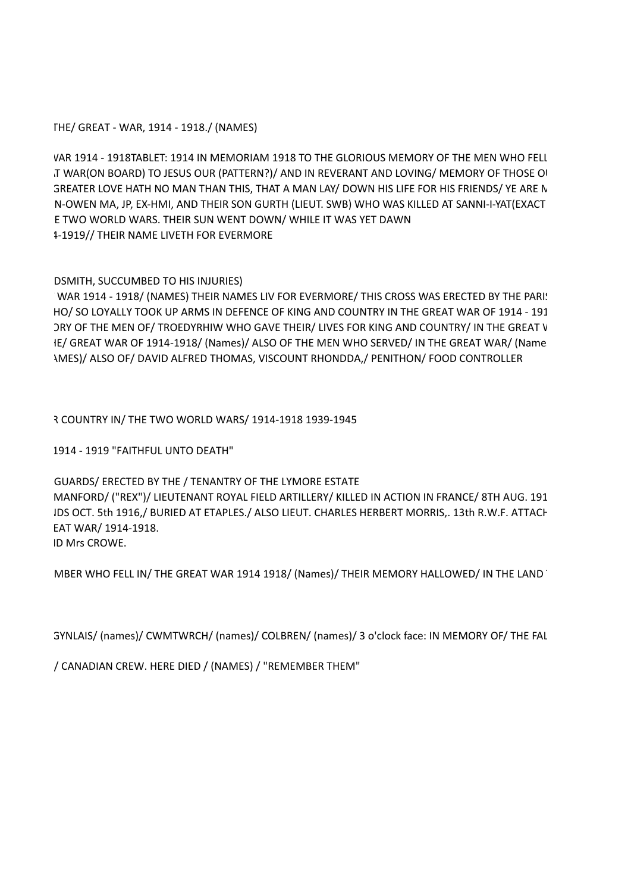THE/ GREAT - WAR, 1914 - 1918./ (NAMES)

VAR 1914 - 1918TABLET: 1914 IN MEMORIAM 1918 TO THE GLORIOUS MEMORY OF THE MEN WHO FELL

T WAR(ON BOARD) TO JESUS OUR (PATTERN?)/ AND IN REVERANT AND LOVING/ MEMORY OF THOSE OU

GREATER LOVE HATH NO MAN THAN THIS, THAT A MAN LAY/ DOWN HIS LIFE FOR HIS FRIENDS/ YE ARE M

N-OWEN MA, JP, EX-HMI, AND THEIR SON GURTH (LIEUT. SWB) WHO WAS KILLED AT SANNI-I-YAT(EXACT

E TWO WORLD WARS. THEIR SUN WENT DOWN/ WHILE IT WAS YET DAWN

4-1919// THEIR NAME LIVETH FOR EVERMORE

DSMITH, SUCCUMBED TO HIS INJURIES)

WAR 1914 - 1918/ (NAMES) THEIR NAMES LIV FOR EVERMORE/ THIS CROSS WAS ERECTED BY THE PARIS

HO/ SO LOYALLY TOOK UP ARMS IN DEFENCE OF KING AND COUNTRY IN THE GREAT WAR OF 1914 - 191

ORY OF THE MEN OF/ TROEDYRHIW WHO GAVE THEIR/ LIVES FOR KING AND COUNTRY/ IN THE GREAT W

HE/ GREAT WAR OF 1914-1918/ (Names)/ ALSO OF THE MEN WHO SERVED/ IN THE GREAT WAR/ (Name

AMES)/ ALSO OF/ DAVID ALFRED THOMAS, VISCOUNT RHONDDA,/ PENITHON/ FOOD CONTROLLER

R COUNTRY IN/ THE TWO WORLD WARS/ 1914-1918 1939-1945

1914 - 1919 "FAITHFUL UNTO DEATH"

GUARDS/ ERECTED BY THE / TENANTRY OF THE LYMORE ESTATE

MANFORD/ ("REX")/ LIEUTENANT ROYAL FIELD ARTILLERY/ KILLED IN ACTION IN FRANCE/ 8TH AUG. 191

JDS OCT. 5th 1916,/ BURIED AT ETAPLES./ ALSO LIEUT. CHARLES HERBERT MORRIS,. 13th R.W.F. ATTACH

EAT WAR/ 1914-1918.

ID Mrs CROWE.

MBER WHO FELL IN/ THE GREAT WAR 1914 1918/ (Names)/ THEIR MEMORY HALLOWED/ IN THE LAND

GYNLAIS/ (names)/ CWMTWRCH/ (names)/ COLBREN/ (names)/ 3 o'clock face: IN MEMORY OF/ THE FAL

/ CANADIAN CREW. HERE DIED / (NAMES) / "REMEMBER THEM"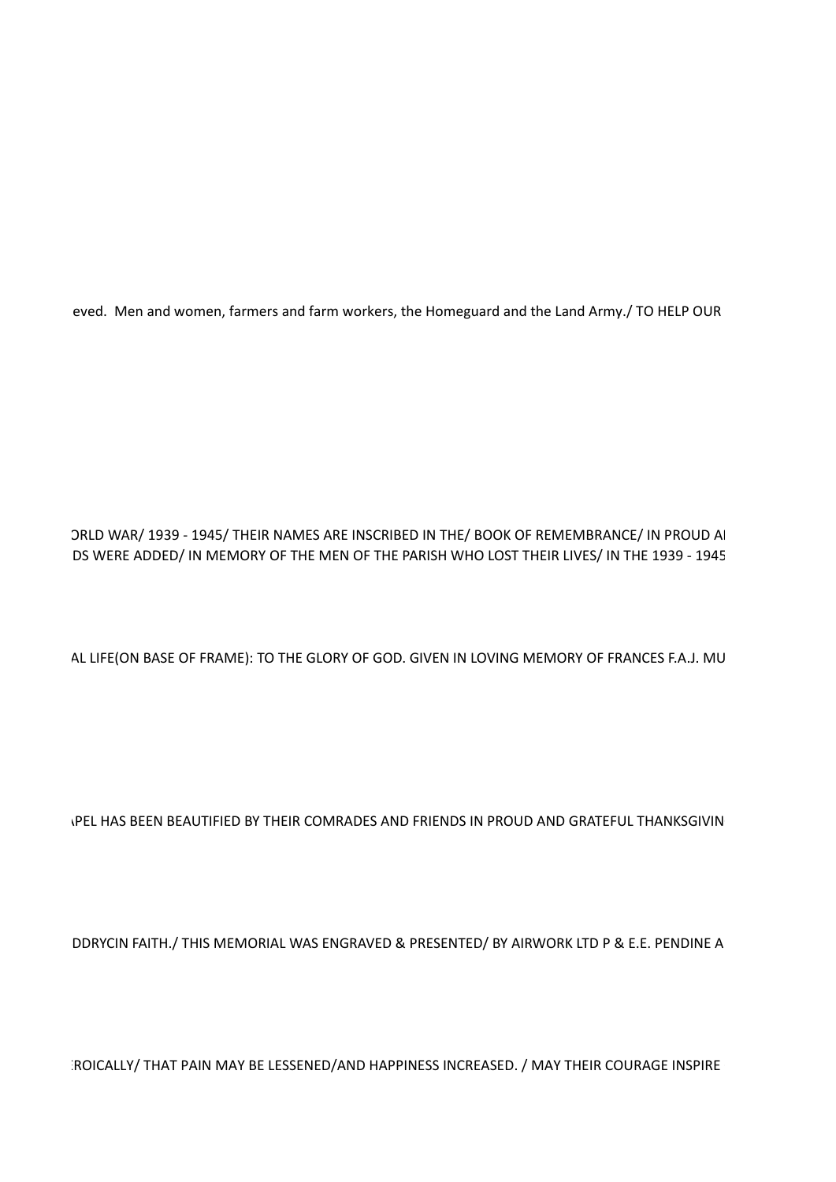eved. Men and women, farmers and farm workers, the Homeguard and the Land Army./ TO HELP OUR

ORLD WAR/ 1939 - 1945/ THEIR NAMES ARE INSCRIBED IN THE/ BOOK OF REMEMBRANCE/ IN PROUD AI

DS WERE ADDED/ IN MEMORY OF THE MEN OF THE PARISH WHO LOST THEIR LIVES/ IN THE 1939 - 1945

AL LIFE(ON BASE OF FRAME): TO THE GLORY OF GOD. GIVEN IN LOVING MEMORY OF FRANCES F.A.J. MU

PEL HAS BEEN BEAUTIFIED BY THEIR COMRADES AND FRIENDS IN PROUD AND GRATEFUL THANKSGIVIN

DDRYCIN FAITH./ THIS MEMORIAL WAS ENGRAVED & PRESENTED/ BY AIRWORK LTD P & E.E. PENDINE A

ROICALLY/ THAT PAIN MAY BE LESSENED/AND HAPPINESS INCREASED. / MAY THEIR COURAGE INSPIRE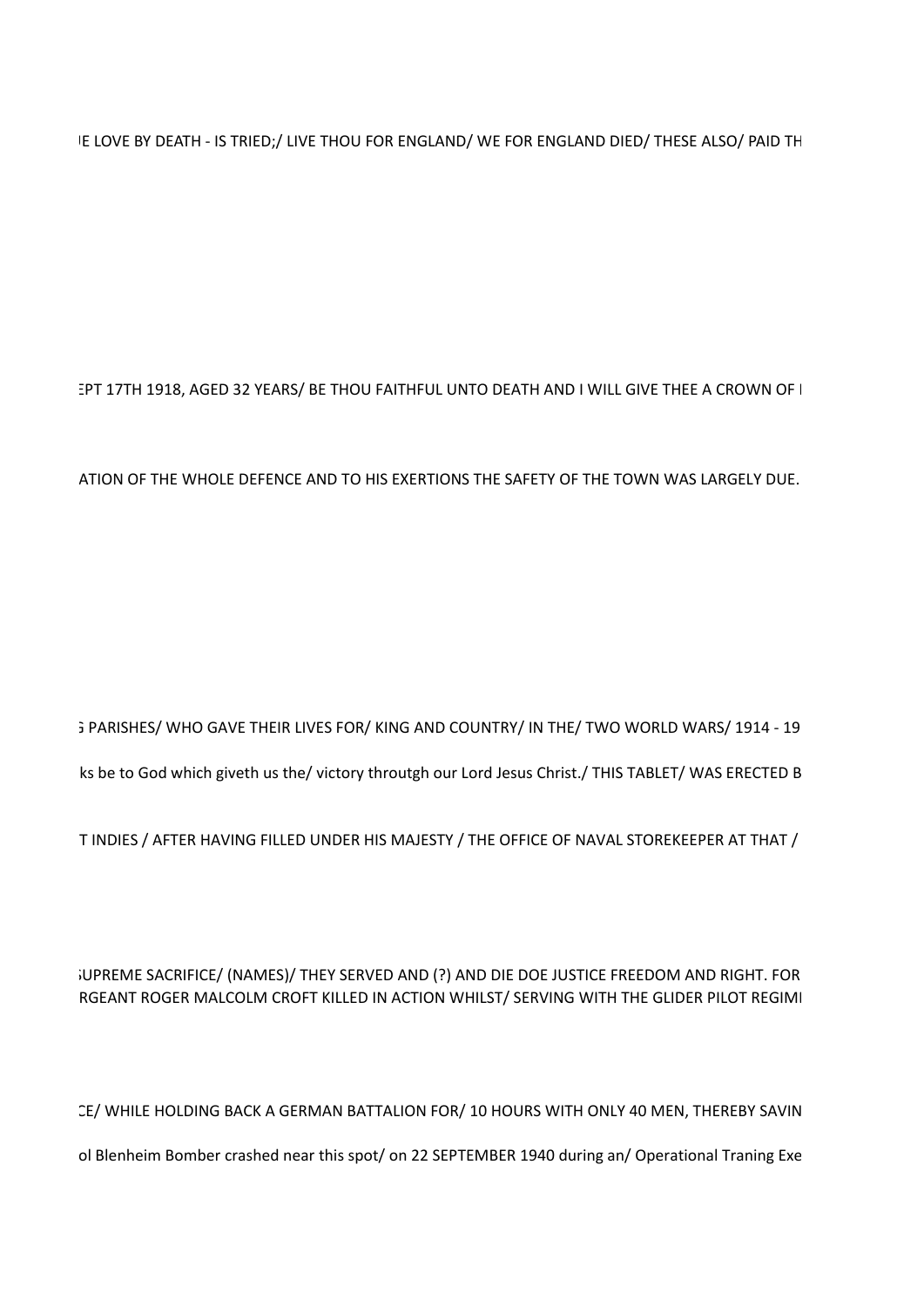IE LOVE BY DEATH - IS TRIED;/ LIVE THOU FOR ENGLAND/ WE FOR ENGLAND DIED/ THESE ALSO/ PAID TH

EPT 17TH 1918, AGED 32 YEARS/ BE THOU FAITHFUL UNTO DEATH AND I WILL GIVE THEE A CROWN OF I

ATION OF THE WHOLE DEFENCE AND TO HIS EXERTIONS THE SAFETY OF THE TOWN WAS LARGELY DUE.

G PARISHES/ WHO GAVE THEIR LIVES FOR/ KING AND COUNTRY/ IN THE/ TWO WORLD WARS/ 1914 - 19

ks be to God which giveth us the/ victory throutgh our Lord Jesus Christ./ THIS TABLET/ WAS ERECTED B

T INDIES / AFTER HAVING FILLED UNDER HIS MAJESTY / THE OFFICE OF NAVAL STOREKEEPER AT THAT /

SUPREME SACRIFICE/ (NAMES)/ THEY SERVED AND (?) AND DIE DOE JUSTICE FREEDOM AND RIGHT. FOR

RGEANT ROGER MALCOLM CROFT KILLED IN ACTION WHILST/ SERVING WITH THE GLIDER PILOT REGIMI

CE/ WHILE HOLDING BACK A GERMAN BATTALION FOR/ 10 HOURS WITH ONLY 40 MEN, THEREBY SAVIN

ol Blenheim Bomber crashed near this spot/ on 22 SEPTEMBER 1940 during an/ Operational Traning Exe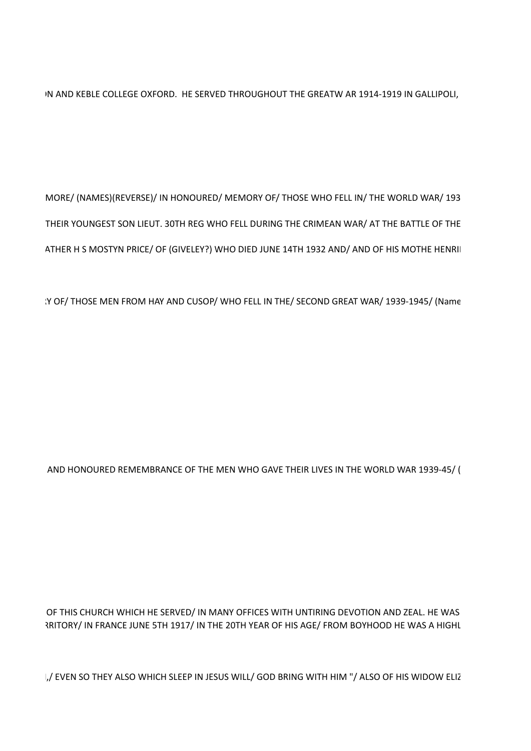N AND KEBLE COLLEGE OXFORD. HE SERVED THROUGHOUT THE GREATW AR 1914-1919 IN GALLIPOLI,

MORE/ (NAMES)(REVERSE)/ IN HONOURED/ MEMORY OF/ THOSE WHO FELL IN/ THE WORLD WAR/ 193

THEIR YOUNGEST SON LIEUT. 30TH REG WHO FELL DURING THE CRIMEAN WAR/ AT THE BATTLE OF THE

ATHER H S MOSTYN PRICE/ OF (GIVELEY?) WHO DIED JUNE 14TH 1932 AND/ AND OF HIS MOTHE HENRI

Y OF/ THOSE MEN FROM HAY AND CUSOP/ WHO FELL IN THE/ SECOND GREAT WAR/ 1939-1945/ (Name

AND HONOURED REMEMBRANCE OF THE MEN WHO GAVE THEIR LIVES IN THE WORLD WAR 1939-45/ (

OF THIS CHURCH WHICH HE SERVED/ IN MANY OFFICES WITH UNTIRING DEVOTION AND ZEAL. HE WAS

RRITORY/ IN FRANCE JUNE 5TH 1917/ IN THE 20TH YEAR OF HIS AGE/ FROM BOYHOOD HE WAS A HIGHL

,/ EVEN SO THEY ALSO WHICH SLEEP IN JESUS WILL/ GOD BRING WITH HIM "/ ALSO OF HIS WIDOW ELIZ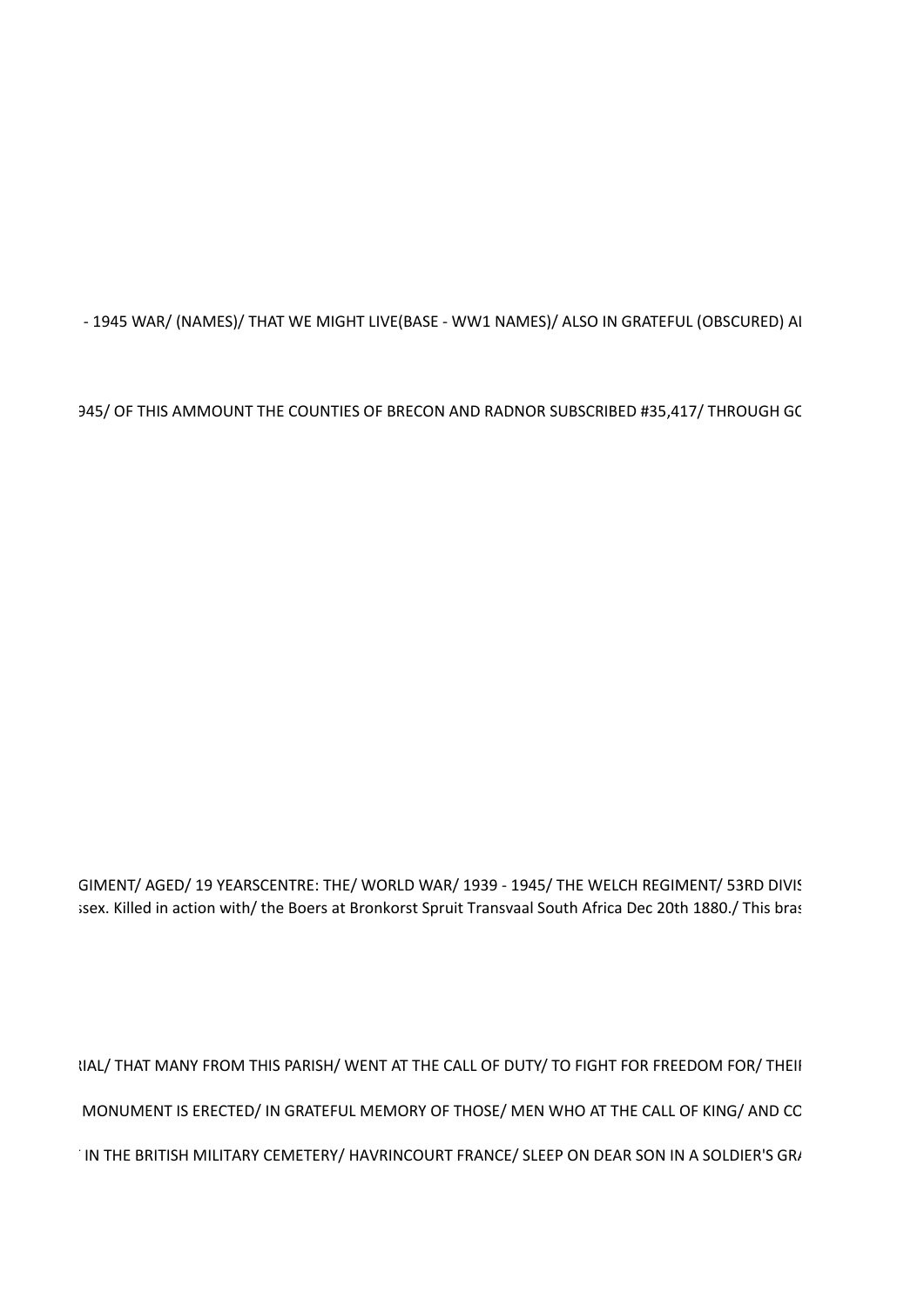- 1945 WAR/ (NAMES)/ THAT WE MIGHT LIVE(BASE - WW1 NAMES)/ ALSO IN GRATEFUL (OBSCURED) AI

)45/ OF THIS AMMOUNT THE COUNTIES OF BRECON AND RADNOR SUBSCRIBED #35,417/ THROUGH GC

GIMENT/ AGED/ 19 YEARSCENTRE: THE/ WORLD WAR/ 1939 - 1945/ THE WELCH REGIMENT/ 53RD DIVIS

ssex. Killed in action with/ the Boers at Bronkorst Spruit Transvaal South Africa Dec 20th 1880./ This bras

RIAL/ THAT MANY FROM THIS PARISH/ WENT AT THE CALL OF DUTY/ TO FIGHT FOR FREEDOM FOR/ THEIR

MONUMENT IS ERECTED/ IN GRATEFUL MEMORY OF THOSE/ MEN WHO AT THE CALL OF KING/ AND CC

IN THE BRITISH MILITARY CEMETERY/ HAVRINCOURT FRANCE/ SLEEP ON DEAR SON IN A SOLDIER'S GRA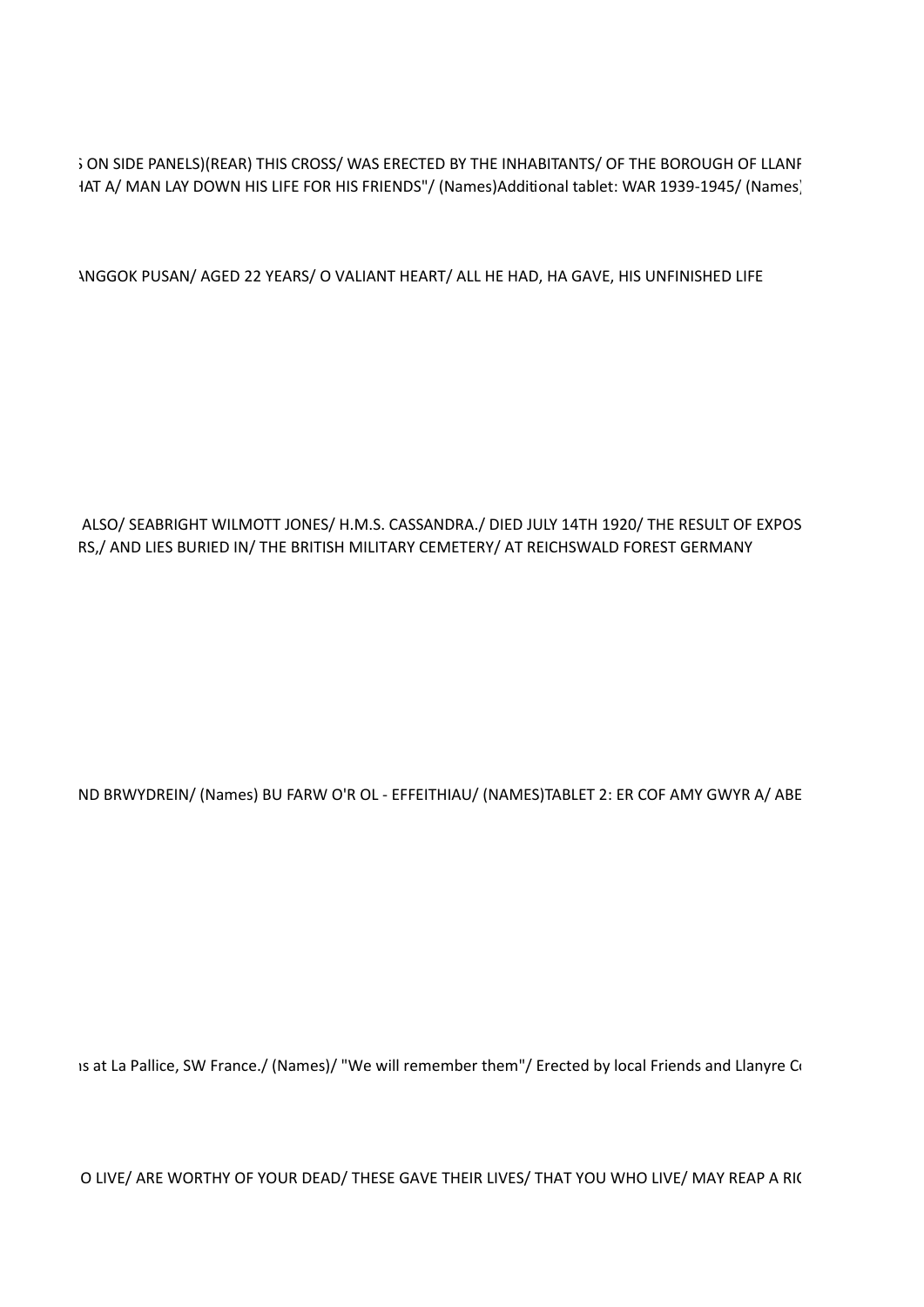; ON SIDE PANELS)(REAR) THIS CROSS/ WAS ERECTED BY THE INHABITANTS/ OF THE BOROUGH OF LLANF
HAT A/ MAN LAY DOWN HIS LIFE FOR HIS FRIENDS"/ (Names)Additional tablet: WAR 1939-1945/ (Names)

ANGGOK PUSAN/ AGED 22 YEARS/ O VALIANT HEART/ ALL HE HAD, HA GAVE, HIS UNFINISHED LIFE

ALSO/ SEABRIGHT WILMOTT JONES/ H.M.S. CASSANDRA./ DIED JULY 14TH 1920/ THE RESULT OF EXPOS
RS,/ AND LIES BURIED IN/ THE BRITISH MILITARY CEMETERY/ AT REICHSWALD FOREST GERMANY

ND BRWYDREIN/ (Names) BU FARW O'R OL - EFFEITHIAU/ (NAMES)TABLET 2: ER COF AMY GWYR A/ ABE

ıs at La Pallice, SW France./ (Names)/ "We will remember them"/ Erected by local Friends and Llanyre C

O LIVE/ ARE WORTHY OF YOUR DEAD/ THESE GAVE THEIR LIVES/ THAT YOU WHO LIVE/ MAY REAP A RI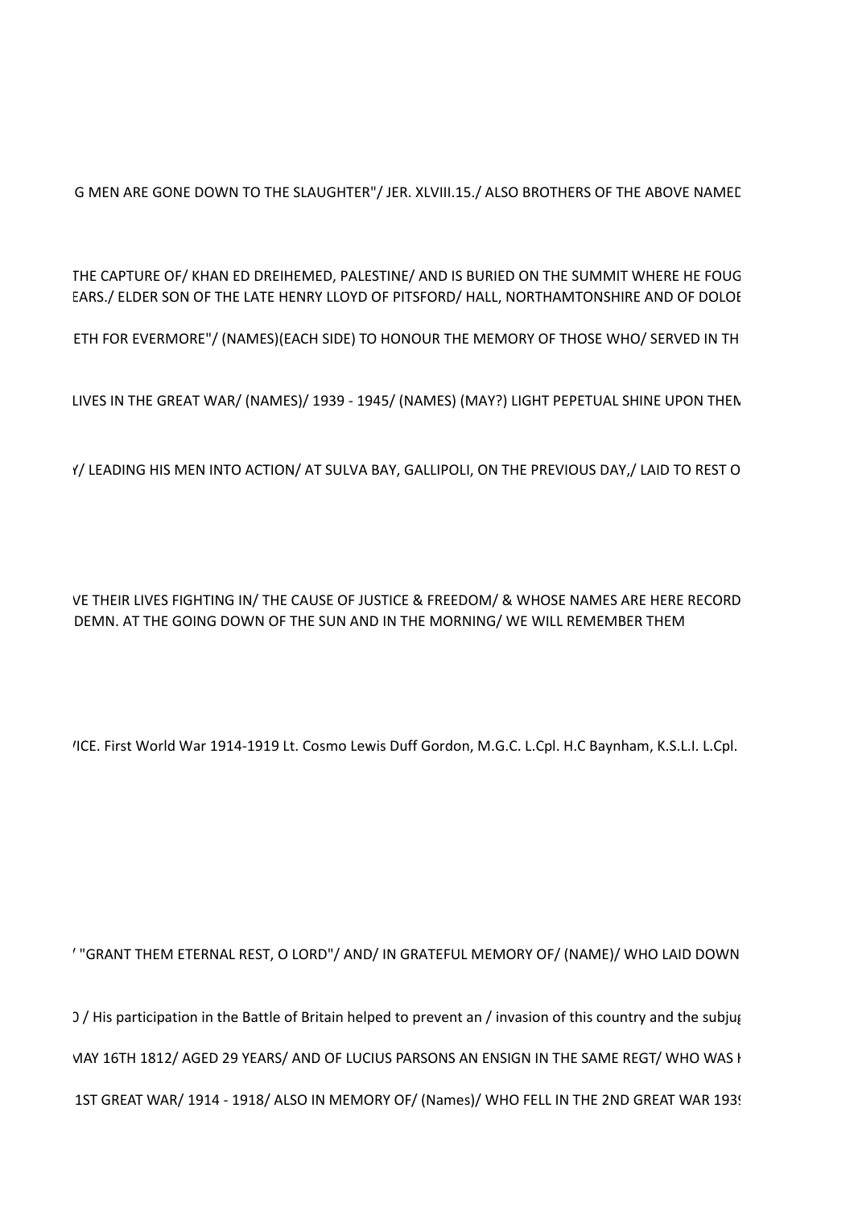G MEN ARE GONE DOWN TO THE SLAUGHTER"/ JER. XLVIII.15./ ALSO BROTHERS OF THE ABOVE NAMED

THE CAPTURE OF/ KHAN ED DREIHEMED, PALESTINE/ AND IS BURIED ON THE SUMMIT WHERE HE FOUG

EARS./ ELDER SON OF THE LATE HENRY LLOYD OF PITSFORD/ HALL, NORTHAMTONSHIRE AND OF DOLOE

ETH FOR EVERMORE"/ (NAMES)(EACH SIDE) TO HONOUR THE MEMORY OF THOSE WHO/ SERVED IN TH

LIVES IN THE GREAT WAR/ (NAMES)/ 1939 - 1945/ (NAMES) (MAY?) LIGHT PEPETUAL SHINE UPON THEM

Y/ LEADING HIS MEN INTO ACTION/ AT SULVA BAY, GALLIPOLI, ON THE PREVIOUS DAY,/ LAID TO REST O

VE THEIR LIVES FIGHTING IN/ THE CAUSE OF JUSTICE & FREEDOM/ & WHOSE NAMES ARE HERE RECORD

DEMN. AT THE GOING DOWN OF THE SUN AND IN THE MORNING/ WE WILL REMEMBER THEM

VICE. First World War 1914-1919 Lt. Cosmo Lewis Duff Gordon, M.G.C. L.Cpl. H.C Baynham, K.S.L.I. L.Cpl.

' "GRANT THEM ETERNAL REST, O LORD"/ AND/ IN GRATEFUL MEMORY OF/ (NAME)/ WHO LAID DOWN

D / His participation in the Battle of Britain helped to prevent an / invasion of this country and the subjug

MAY 16TH 1812/ AGED 29 YEARS/ AND OF LUCIUS PARSONS AN ENSIGN IN THE SAME REGT/ WHO WAS K

1ST GREAT WAR/ 1914 - 1918/ ALSO IN MEMORY OF/ (Names)/ WHO FELL IN THE 2ND GREAT WAR 1939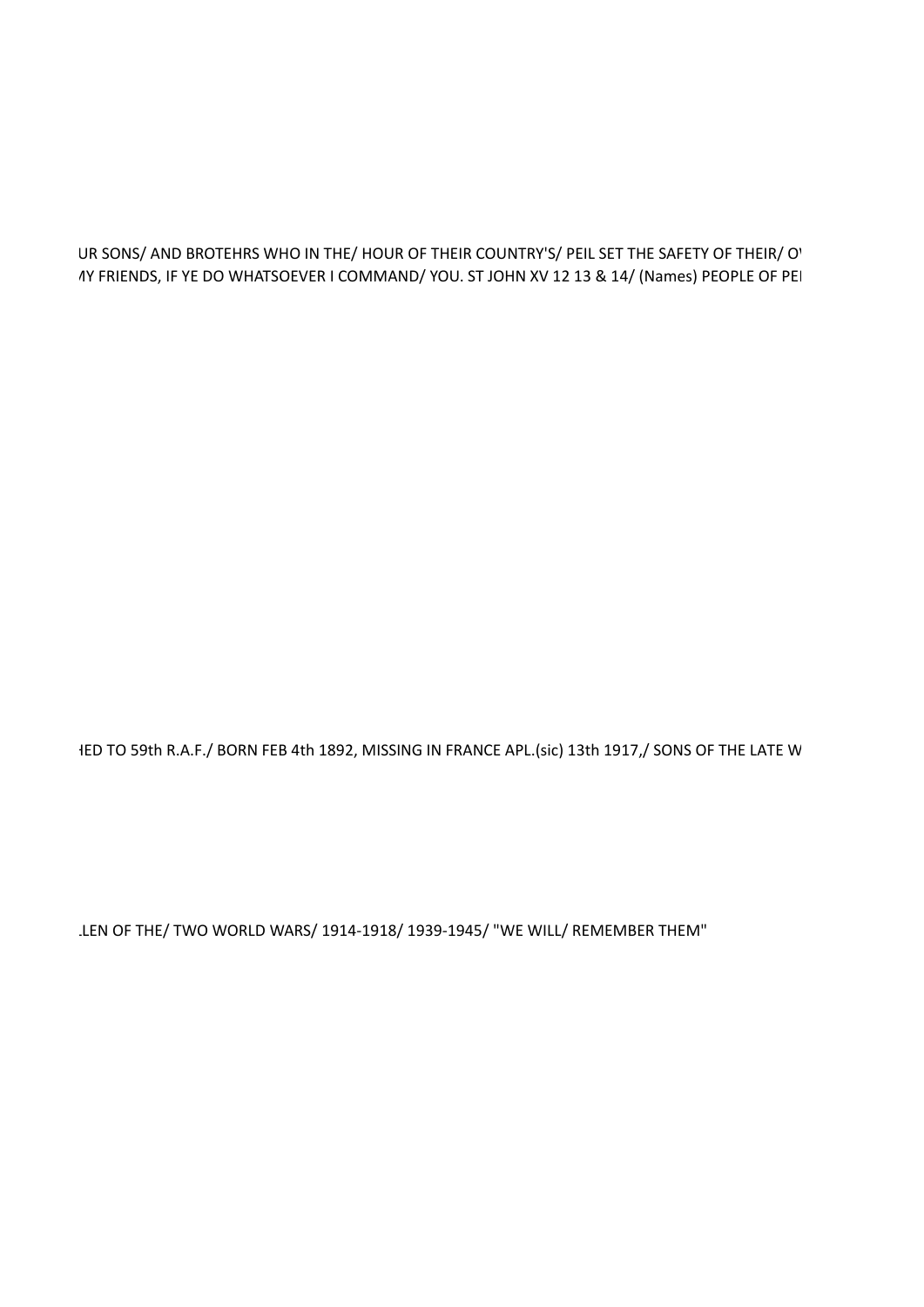UR SONS/ AND BROTEHRS WHO IN THE/ HOUR OF THEIR COUNTRY'S/ PEIL SET THE SAFETY OF THEIR/ O

MY FRIENDS, IF YE DO WHATSOEVER I COMMAND/ YOU. ST JOHN XV 12 13 & 14/ (Names) PEOPLE OF PE

HED TO 59th R.A.F./ BORN FEB 4th 1892, MISSING IN FRANCE APL.(sic) 13th 1917,/ SONS OF THE LATE W

LEN OF THE/ TWO WORLD WARS/ 1914-1918/ 1939-1945/ "WE WILL/ REMEMBER THEM"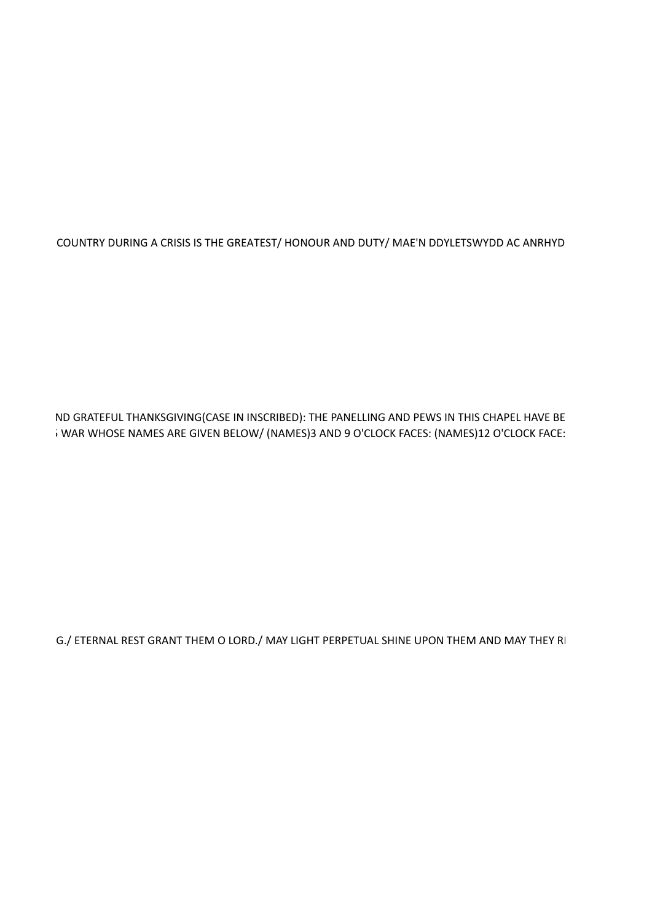COUNTRY DURING A CRISIS IS THE GREATEST/ HONOUR AND DUTY/ MAE'N DDYLETSWYDD AC ANRHYD

ND GRATEFUL THANKSGIVING(CASE IN INSCRIBED): THE PANELLING AND PEWS IN THIS CHAPEL HAVE BE

WAR WHOSE NAMES ARE GIVEN BELOW/ (NAMES)3 AND 9 O'CLOCK FACES: (NAMES)12 O'CLOCK FACE:

G./ ETERNAL REST GRANT THEM O LORD./ MAY LIGHT PERPETUAL SHINE UPON THEM AND MAY THEY R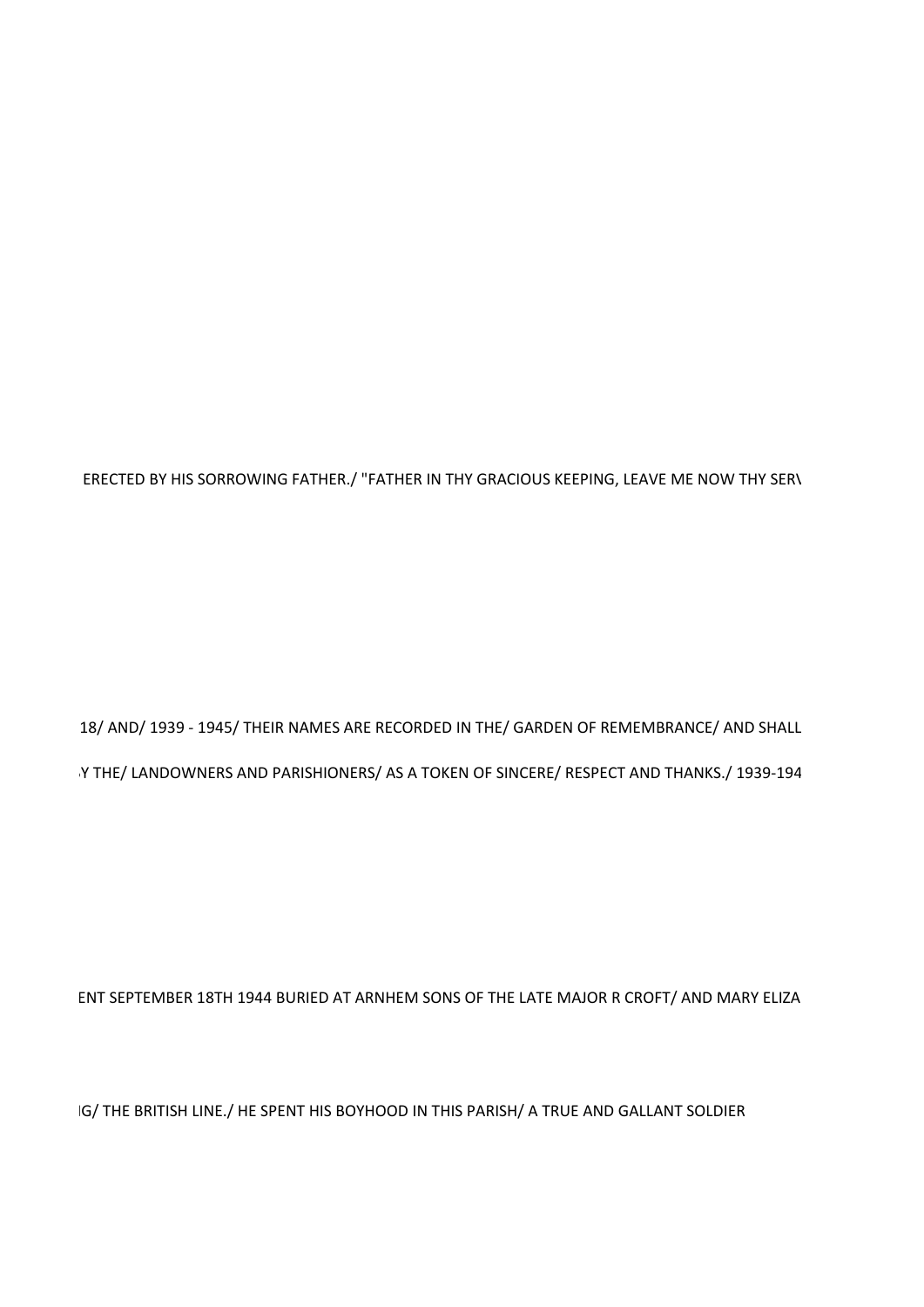ERECTED BY HIS SORROWING FATHER./ "FATHER IN THY GRACIOUS KEEPING, LEAVE ME NOW THY SERV

18/ AND/ 1939 - 1945/ THEIR NAMES ARE RECORDED IN THE/ GARDEN OF REMEMBRANCE/ AND SHALL

Y THE/ LANDOWNERS AND PARISHIONERS/ AS A TOKEN OF SINCERE/ RESPECT AND THANKS./ 1939-194

ENT SEPTEMBER 18TH 1944 BURIED AT ARNHEM SONS OF THE LATE MAJOR R CROFT/ AND MARY ELIZA

IG/ THE BRITISH LINE./ HE SPENT HIS BOYHOOD IN THIS PARISH/ A TRUE AND GALLANT SOLDIER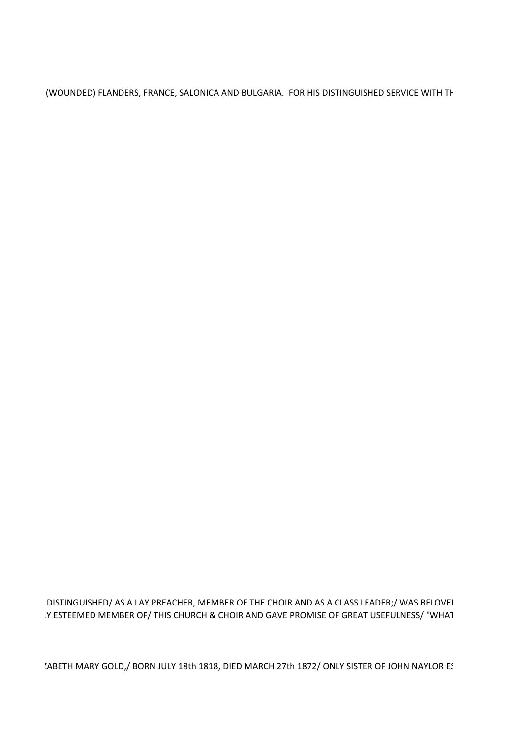(WOUNDED) FLANDERS, FRANCE, SALONICA AND BULGARIA. FOR HIS DISTINGUISHED SERVICE WITH TH

DISTINGUISHED/ AS A LAY PREACHER, MEMBER OF THE CHOIR AND AS A CLASS LEADER;/ WAS BELOVEI

.Y ESTEEMED MEMBER OF/ THIS CHURCH & CHOIR AND GAVE PROMISE OF GREAT USEFULNESS/ "WHAT

ZABETH MARY GOLD,/ BORN JULY 18th 1818, DIED MARCH 27th 1872/ ONLY SISTER OF JOHN NAYLOR ES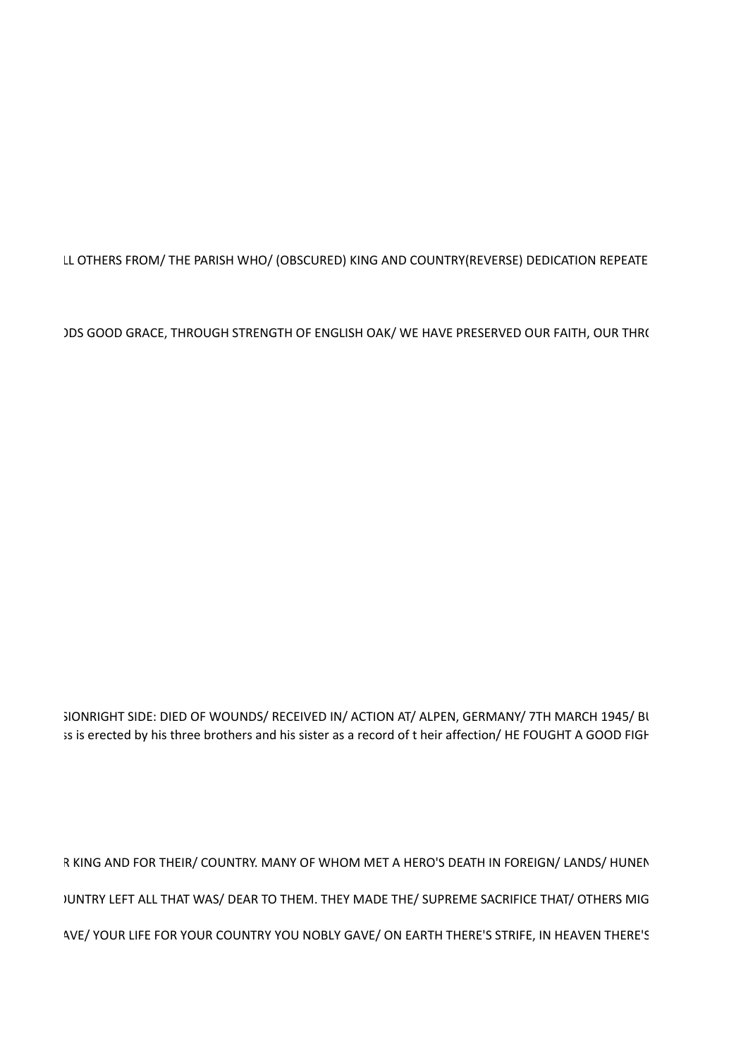LL OTHERS FROM/ THE PARISH WHO/ (OBSCURED) KING AND COUNTRY(REVERSE) DEDICATION REPEATE

)DS GOOD GRACE, THROUGH STRENGTH OF ENGLISH OAK/ WE HAVE PRESERVED OUR FAITH, OUR THR(

SIONRIGHT SIDE: DIED OF WOUNDS/ RECEIVED IN/ ACTION AT/ ALPEN, GERMANY/ 7TH MARCH 1945/ BU

ss is erected by his three brothers and his sister as a record of t heir affection/ HE FOUGHT A GOOD FIGH

R KING AND FOR THEIR/ COUNTRY. MANY OF WHOM MET A HERO'S DEATH IN FOREIGN/ LANDS/ HUNEN

)UNTRY LEFT ALL THAT WAS/ DEAR TO THEM. THEY MADE THE/ SUPREME SACRIFICE THAT/ OTHERS MIG

AVE/ YOUR LIFE FOR YOUR COUNTRY YOU NOBLY GAVE/ ON EARTH THERE'S STRIFE, IN HEAVEN THERE'S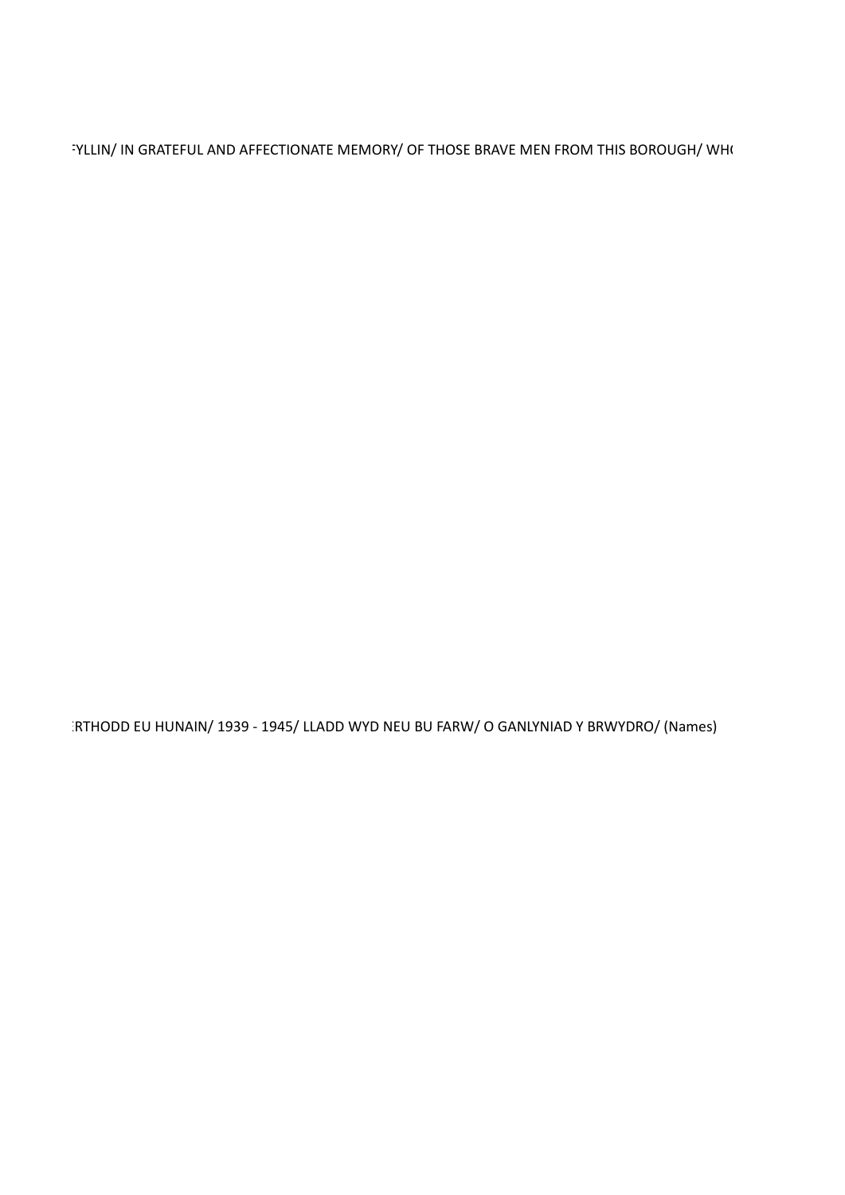:YLLIN/ IN GRATEFUL AND AFFECTIONATE MEMORY/ OF THOSE BRAVE MEN FROM THIS BOROUGH/ WH(

:RTHODD EU HUNAIN/ 1939 - 1945/ LLADD WYD NEU BU FARW/ O GANLYNIAD Y BRWYDRO/ (Names)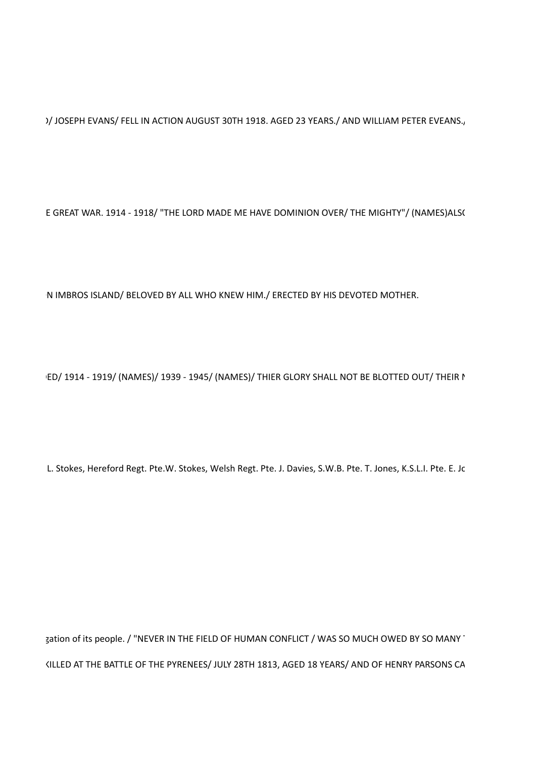)/ JOSEPH EVANS/ FELL IN ACTION AUGUST 30TH 1918. AGED 23 YEARS./ AND WILLIAM PETER EVEANS.,

E GREAT WAR. 1914 - 1918/ "THE LORD MADE ME HAVE DOMINION OVER/ THE MIGHTY"/ (NAMES)ALSO

N IMBROS ISLAND/ BELOVED BY ALL WHO KNEW HIM./ ERECTED BY HIS DEVOTED MOTHER.

ED/ 1914 - 1919/ (NAMES)/ 1939 - 1945/ (NAMES)/ THIER GLORY SHALL NOT BE BLOTTED OUT/ THEIR N

L. Stokes, Hereford Regt. Pte.W. Stokes, Welsh Regt. Pte. J. Davies, S.W.B. Pte. T. Jones, K.S.L.I. Pte. E. Jo

gation of its people. / "NEVER IN THE FIELD OF HUMAN CONFLICT / WAS SO MUCH OWED BY SO MANY T

KILLED AT THE BATTLE OF THE PYRENEES/ JULY 28TH 1813, AGED 18 YEARS/ AND OF HENRY PARSONS CA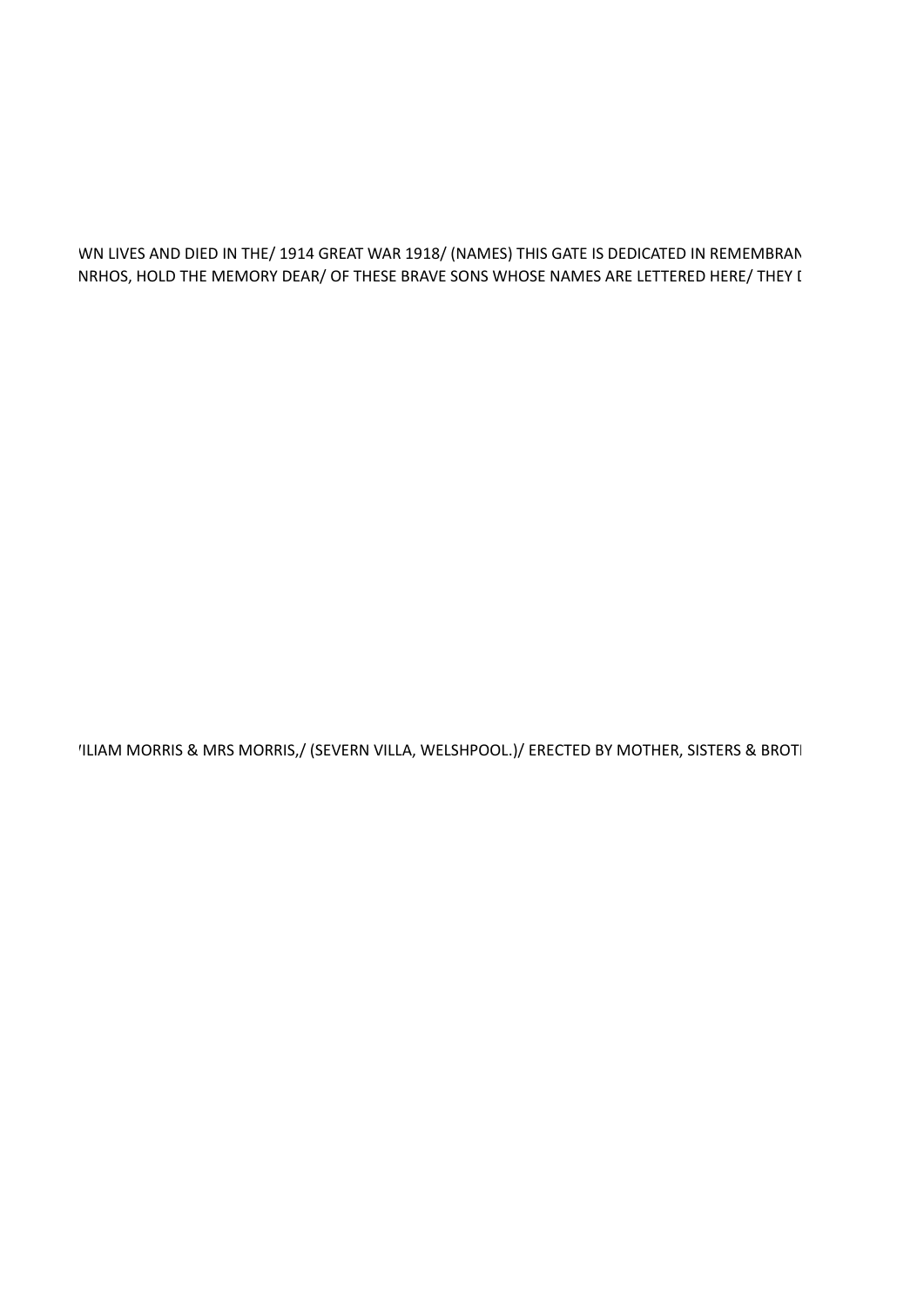WN LIVES AND DIED IN THE/ 1914 GREAT WAR 1918/ (NAMES) THIS GATE IS DEDICATED IN REMEMBRAN

NRHOS, HOLD THE MEMORY DEAR/ OF THESE BRAVE SONS WHOSE NAMES ARE LETTERED HERE/ THEY D

'ILIAM MORRIS & MRS MORRIS,/ (SEVERN VILLA, WELSHPOOL.)/ ERECTED BY MOTHER, SISTERS & BROT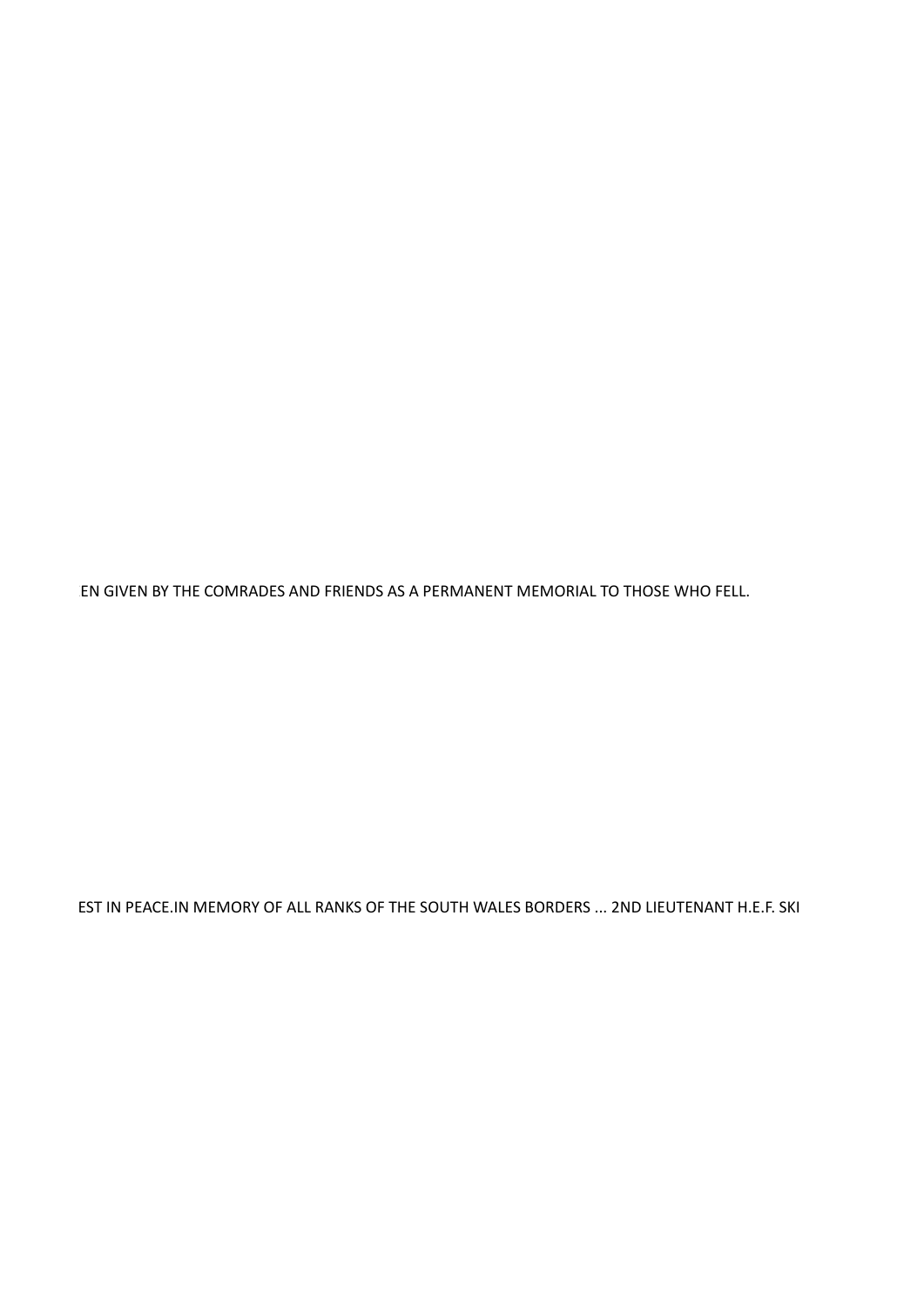EN GIVEN BY THE COMRADES AND FRIENDS AS A PERMANENT MEMORIAL TO THOSE WHO FELL.

EST IN PEACE.IN MEMORY OF ALL RANKS OF THE SOUTH WALES BORDERS ... 2ND LIEUTENANT H.E.F. SKI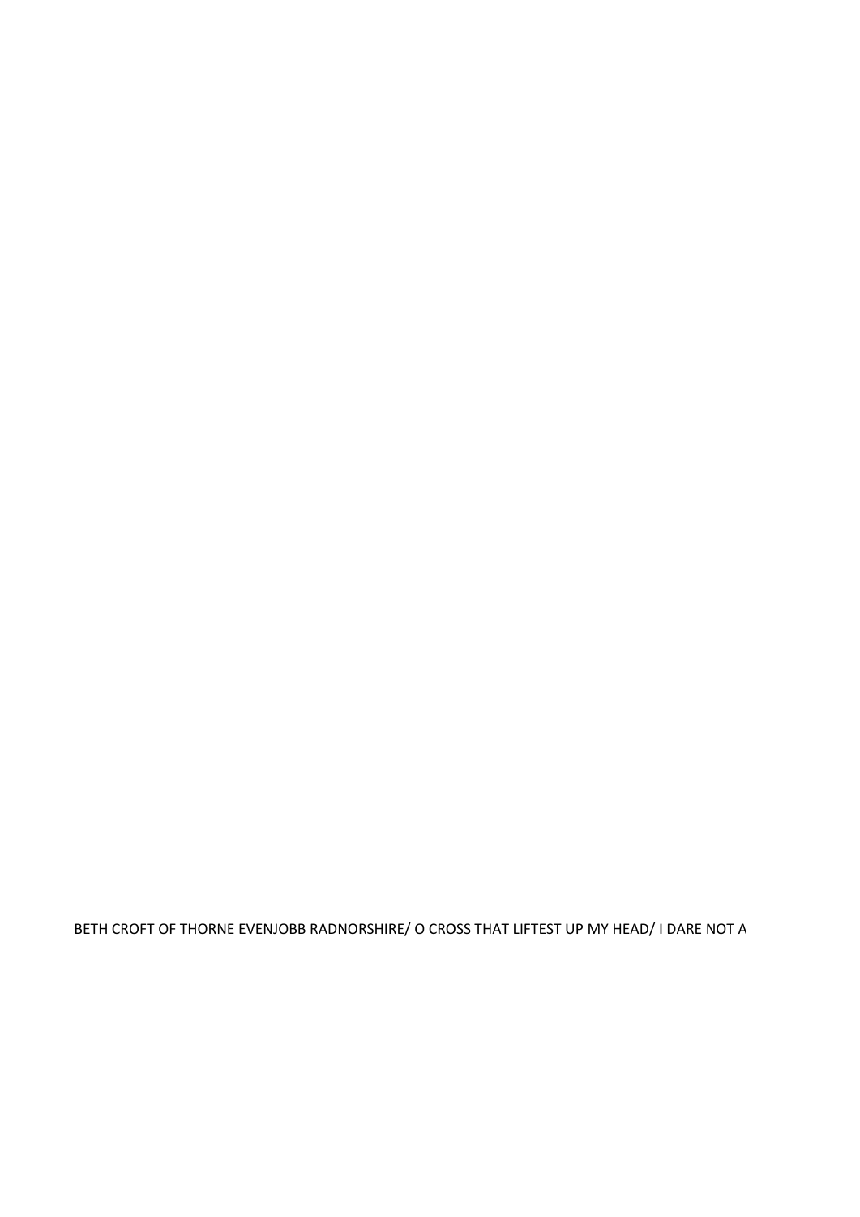BETH CROFT OF THORNE EVENJOBB RADNORSHIRE/ O CROSS THAT LIFTEST UP MY HEAD/ I DARE NOT A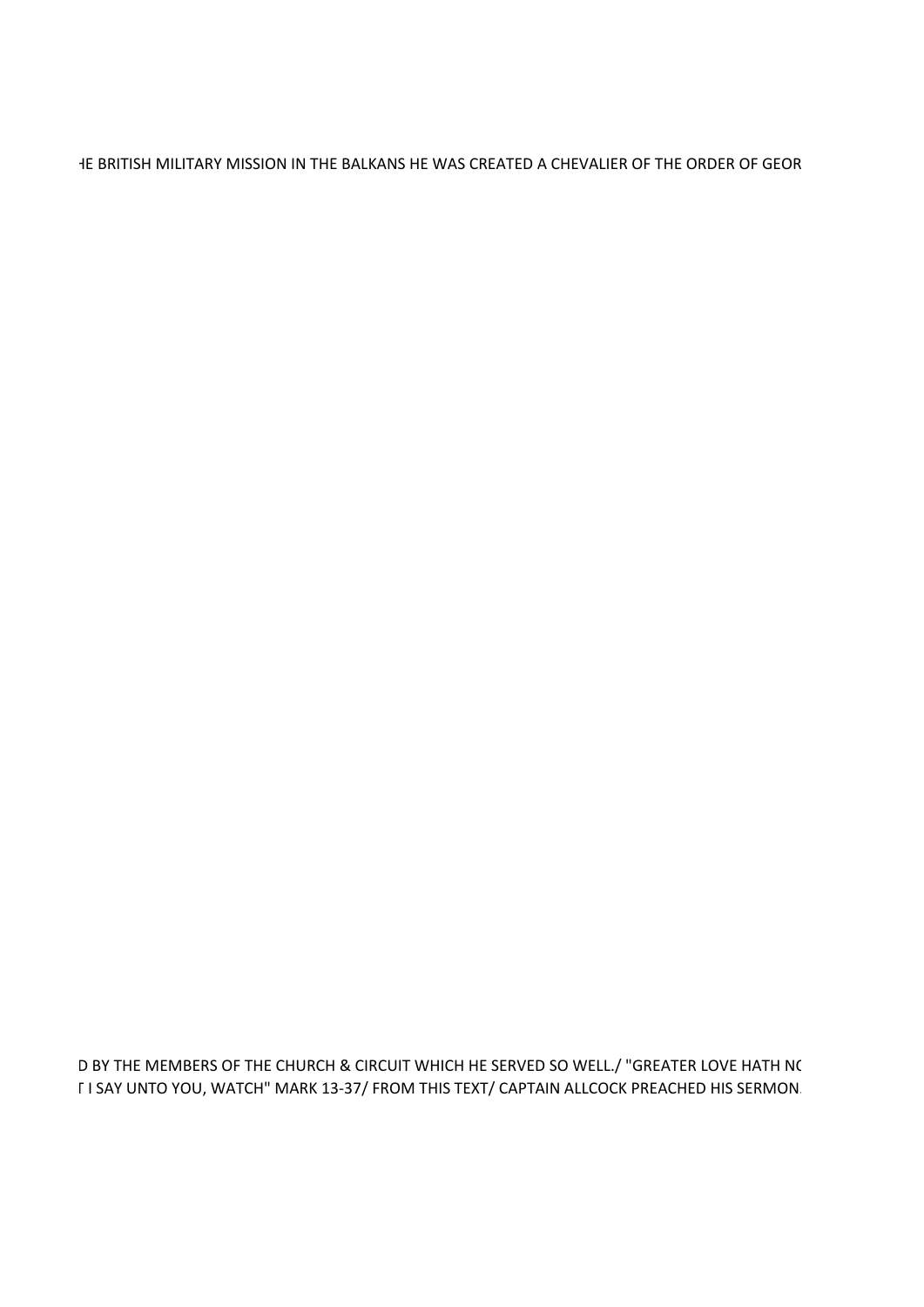HE BRITISH MILITARY MISSION IN THE BALKANS HE WAS CREATED A CHEVALIER OF THE ORDER OF GEOR

D BY THE MEMBERS OF THE CHURCH & CIRCUIT WHICH HE SERVED SO WELL./ "GREATER LOVE HATH NO
T I SAY UNTO YOU, WATCH" MARK 13-37/ FROM THIS TEXT/ CAPTAIN ALLCOCK PREACHED HIS SERMON.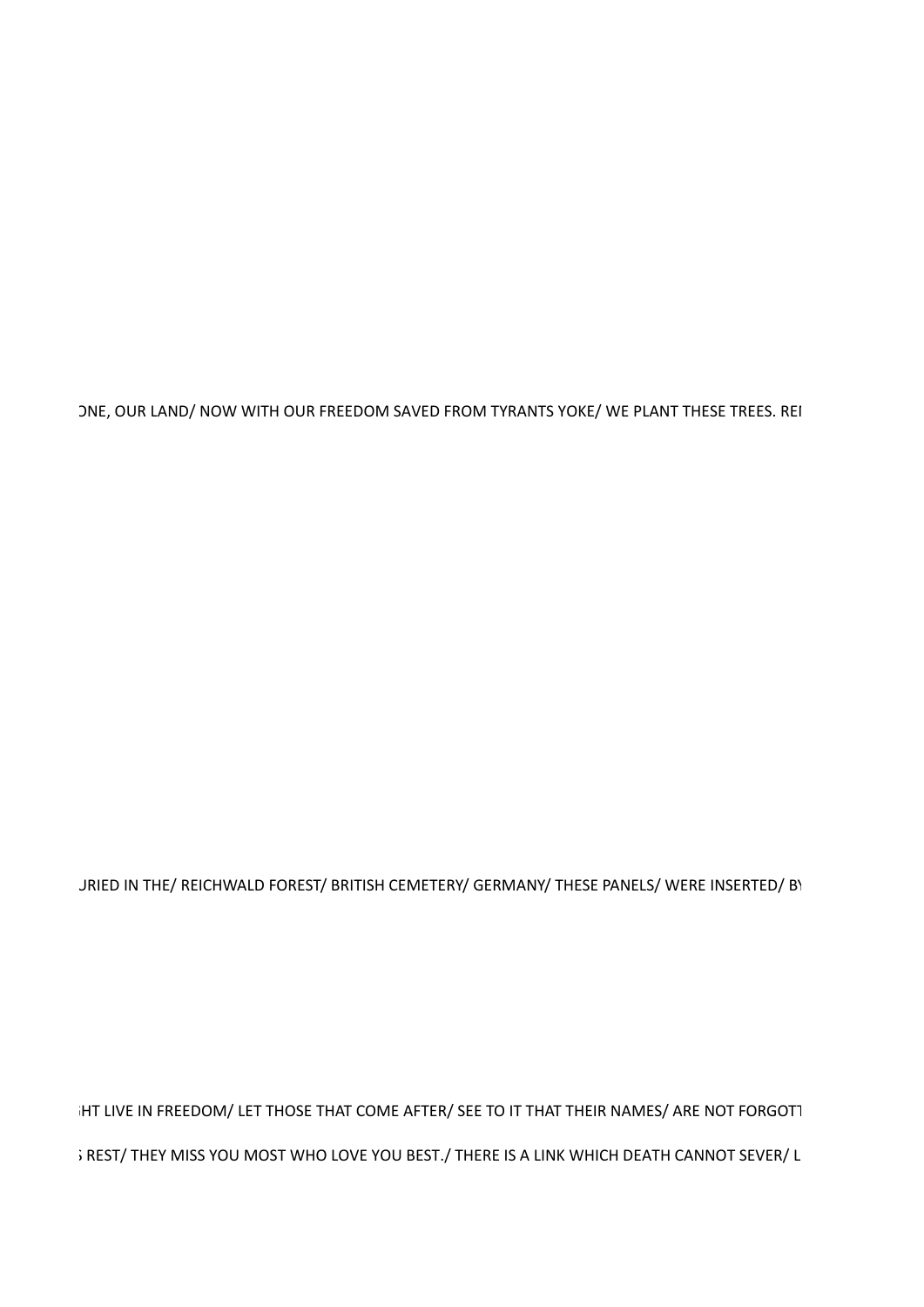ONE, OUR LAND/ NOW WITH OUR FREEDOM SAVED FROM TYRANTS YOKE/ WE PLANT THESE TREES. REI

JRIED IN THE/ REICHWALD FOREST/ BRITISH CEMETERY/ GERMANY/ THESE PANELS/ WERE INSERTED/ BY

HT LIVE IN FREEDOM/ LET THOSE THAT COME AFTER/ SEE TO IT THAT THEIR NAMES/ ARE NOT FORGOTT

REST/ THEY MISS YOU MOST WHO LOVE YOU BEST./ THERE IS A LINK WHICH DEATH CANNOT SEVER/ L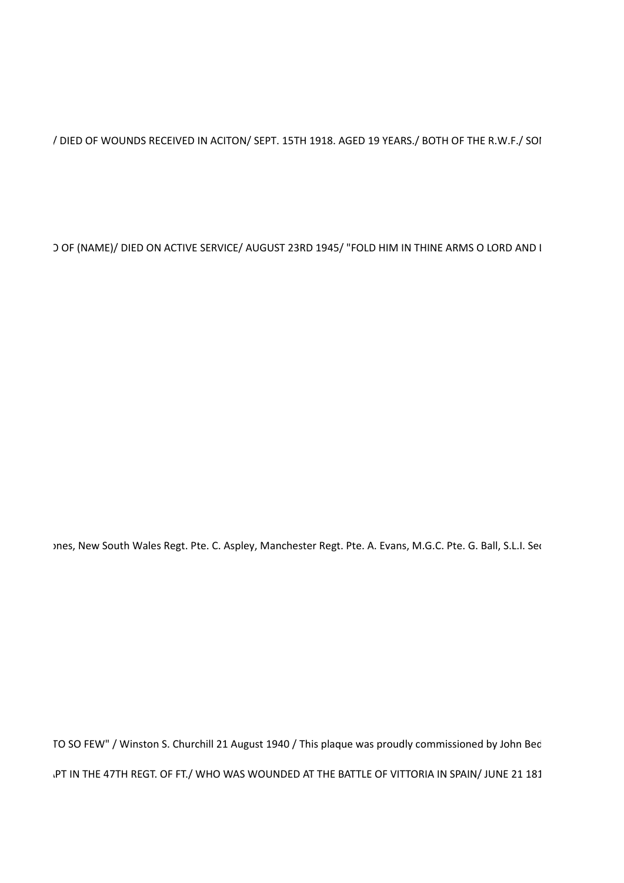/ DIED OF WOUNDS RECEIVED IN ACITON/ SEPT. 15TH 1918. AGED 19 YEARS./ BOTH OF THE R.W.F./ SOI

D OF (NAME)/ DIED ON ACTIVE SERVICE/ AUGUST 23RD 1945/ "FOLD HIM IN THINE ARMS O LORD AND I

ones, New South Wales Regt. Pte. C. Aspley, Manchester Regt. Pte. A. Evans, M.G.C. Pte. G. Ball, S.L.I. Sec

TO SO FEW" / Winston S. Churchill 21 August 1940 / This plaque was proudly commissioned by John Bed

PT IN THE 47TH REGT. OF FT./ WHO WAS WOUNDED AT THE BATTLE OF VITTORIA IN SPAIN/ JUNE 21 181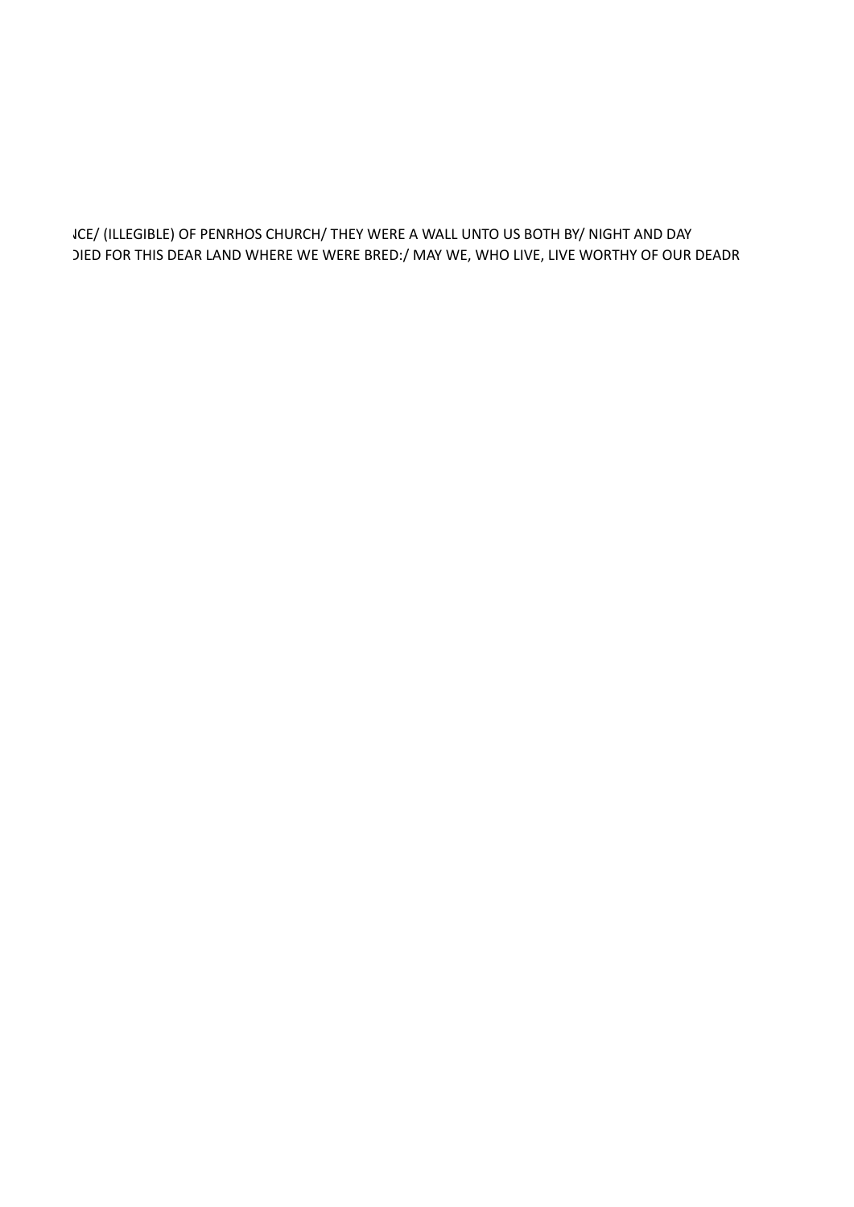NCE/ (ILLEGIBLE) OF PENRHOS CHURCH/ THEY WERE A WALL UNTO US BOTH BY/ NIGHT AND DAY
DIED FOR THIS DEAR LAND WHERE WE WERE BRED:/ MAY WE, WHO LIVE, LIVE WORTHY OF OUR DEADR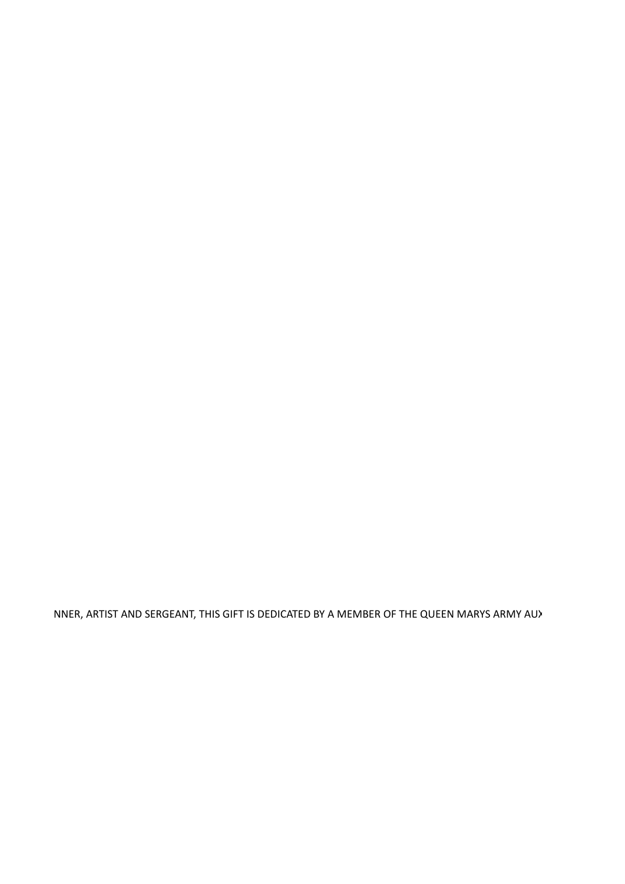NNER, ARTIST AND SERGEANT, THIS GIFT IS DEDICATED BY A MEMBER OF THE QUEEN MARYS ARMY AUX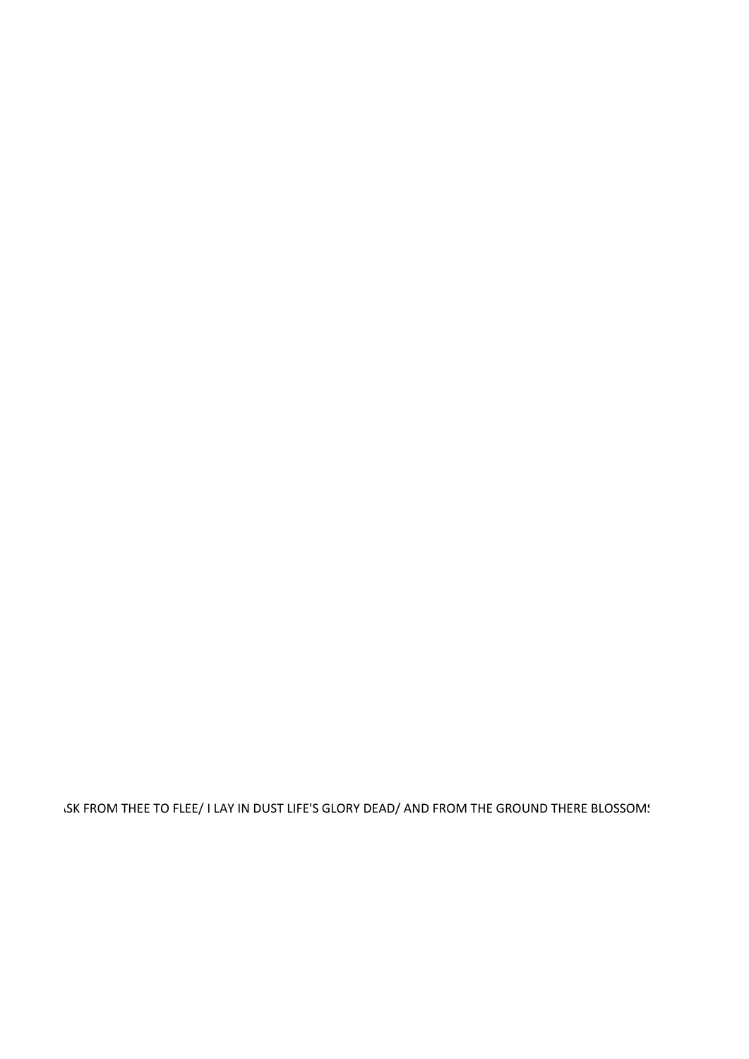ASK FROM THEE TO FLEE/ I LAY IN DUST LIFE'S GLORY DEAD/ AND FROM THE GROUND THERE BLOSSOMS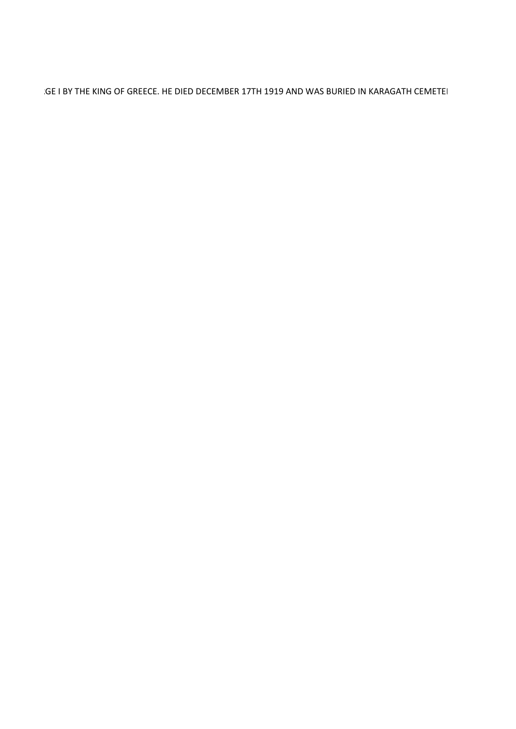GE I BY THE KING OF GREECE. HE DIED DECEMBER 17TH 1919 AND WAS BURIED IN KARAGATH CEMETEI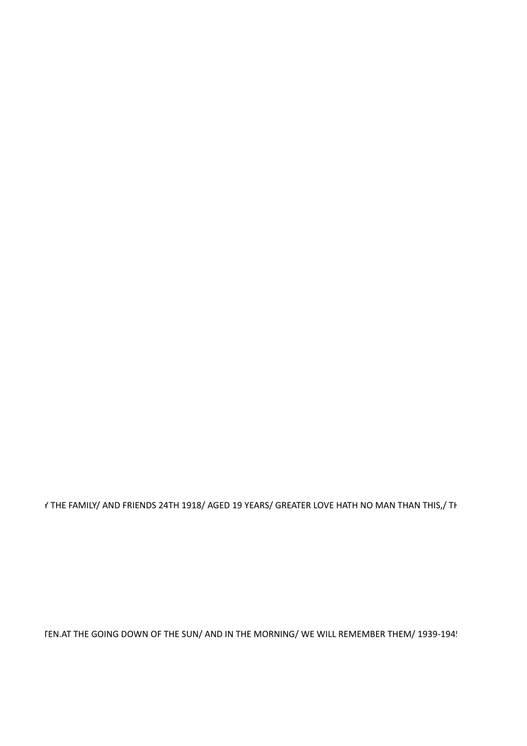Y THE FAMILY/ AND FRIENDS 24TH 1918/ AGED 19 YEARS/ GREATER LOVE HATH NO MAN THAN THIS,/ TH

TEN.AT THE GOING DOWN OF THE SUN/ AND IN THE MORNING/ WE WILL REMEMBER THEM/ 1939-194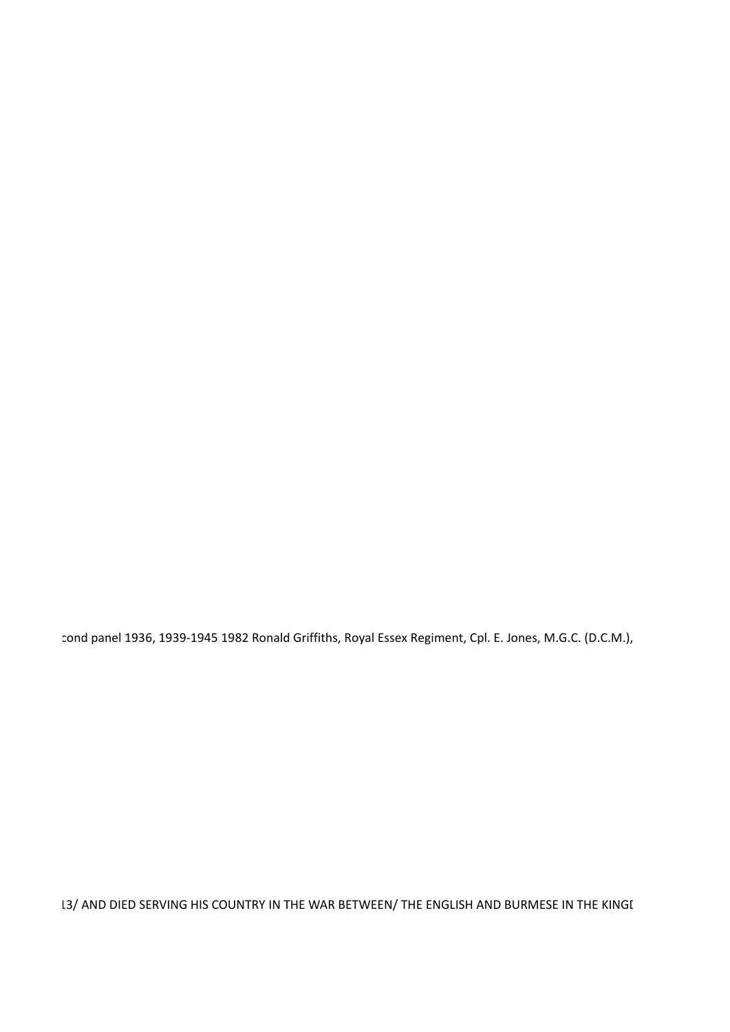cond panel 1936, 1939-1945 1982 Ronald Griffiths, Royal Essex Regiment, Cpl. E. Jones, M.G.C. (D.C.M.),

13/ AND DIED SERVING HIS COUNTRY IN THE WAR BETWEEN/ THE ENGLISH AND BURMESE IN THE KINGI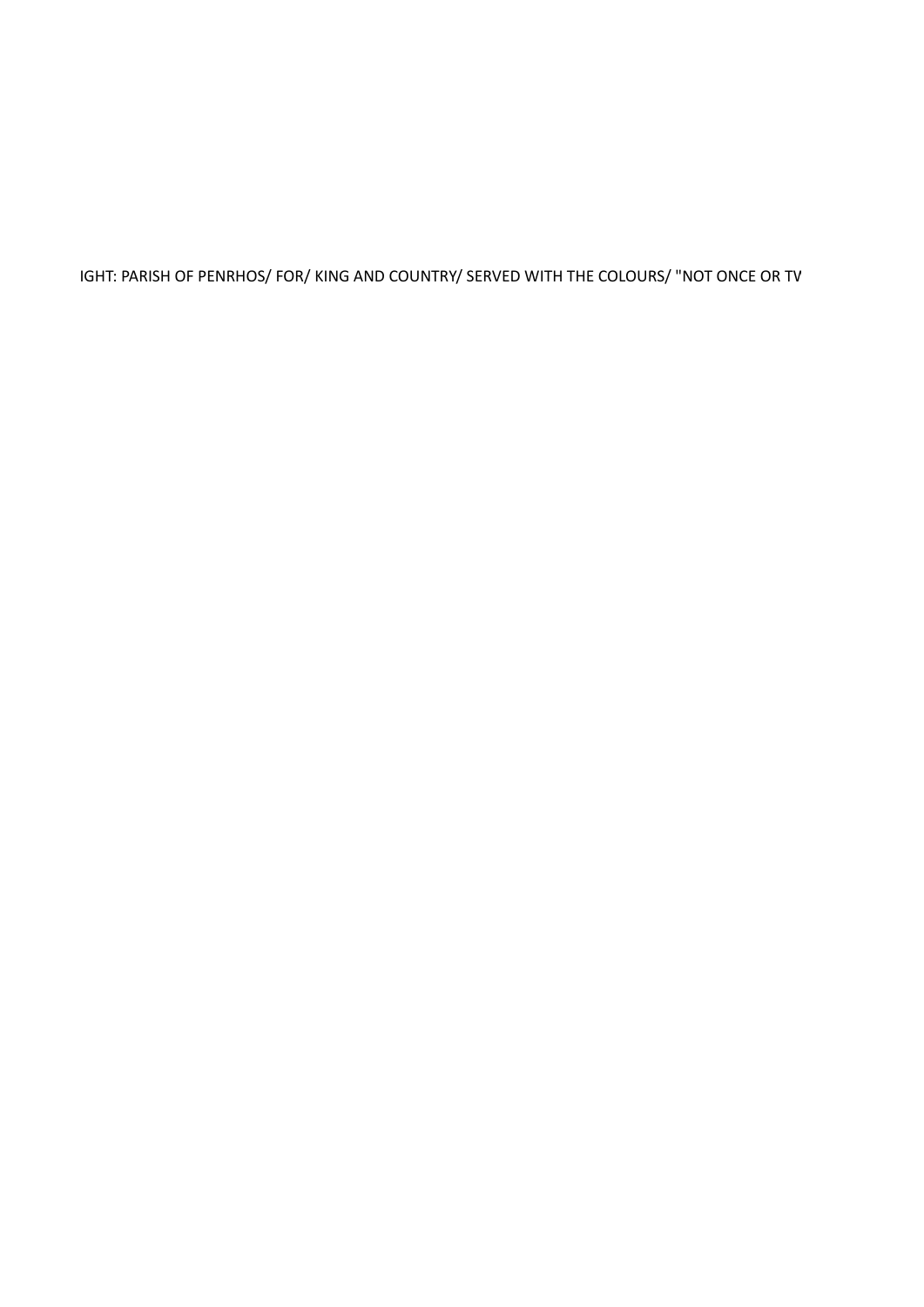IGHT: PARISH OF PENRHOS/ FOR/ KING AND COUNTRY/ SERVED WITH THE COLOURS/ "NOT ONCE OR TV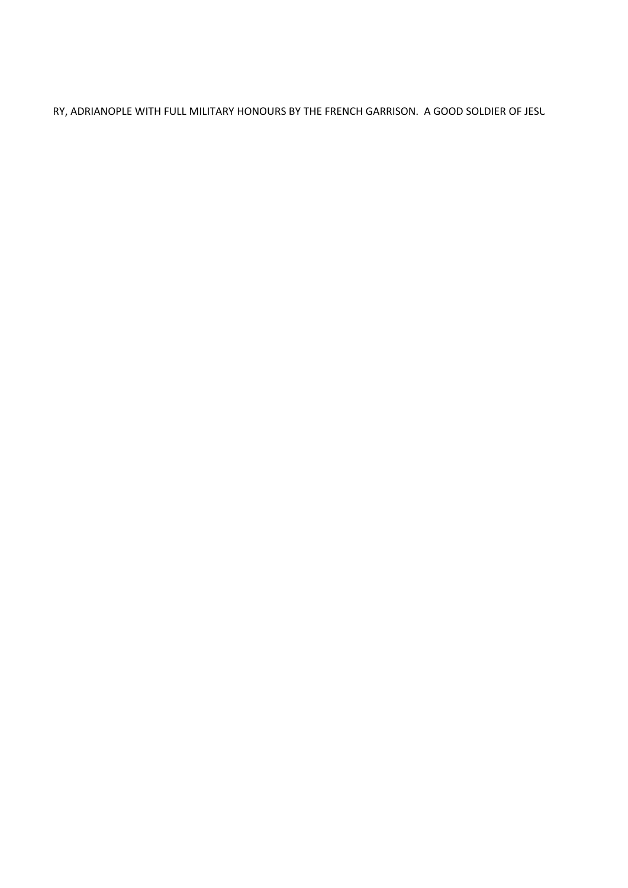RY, ADRIANOPLE WITH FULL MILITARY HONOURS BY THE FRENCH GARRISON.  A GOOD SOLDIER OF JESU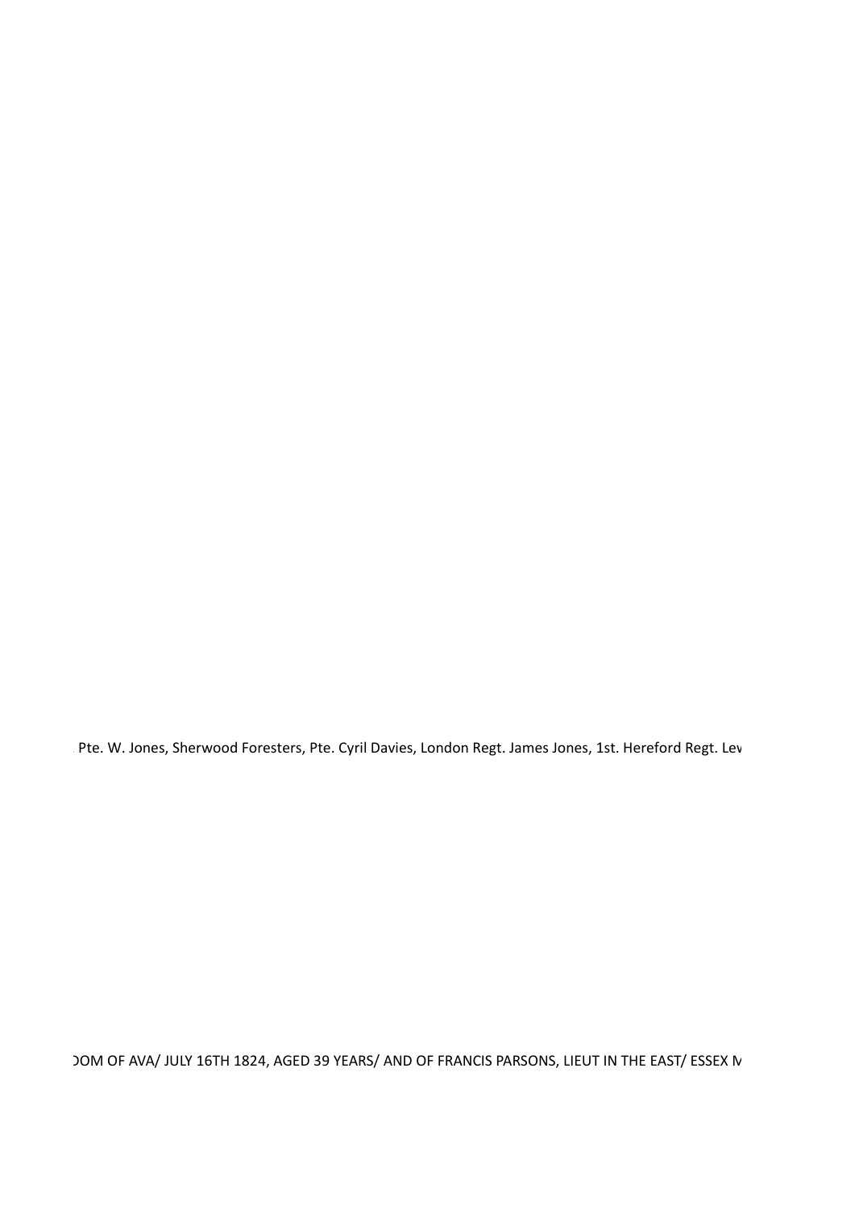Pte. W. Jones, Sherwood Foresters, Pte. Cyril Davies, London Regt. James Jones, 1st. Hereford Regt. Lev

OM OF AVA/ JULY 16TH 1824, AGED 39 YEARS/ AND OF FRANCIS PARSONS, LIEUT IN THE EAST/ ESSEX M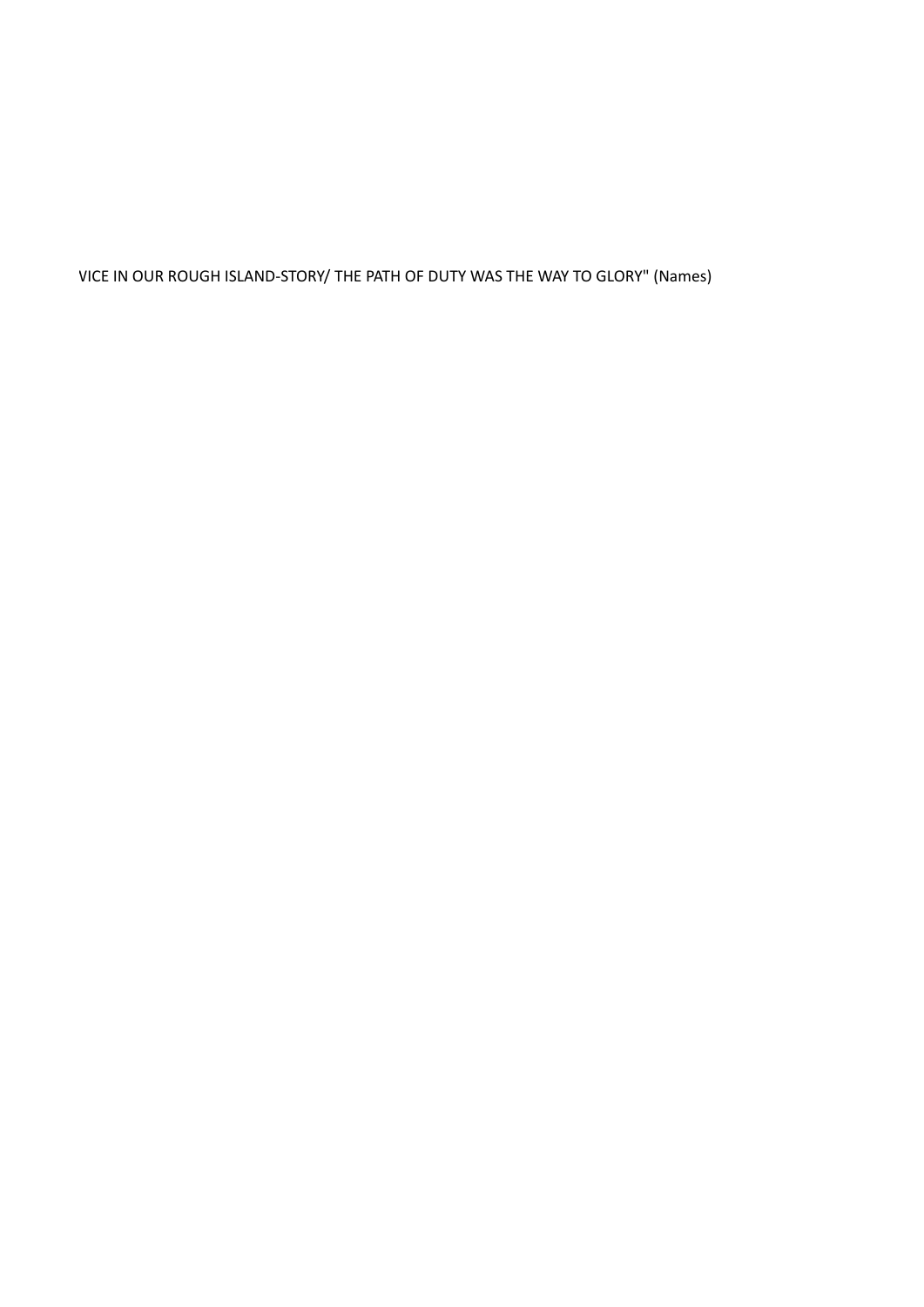VICE IN OUR ROUGH ISLAND-STORY/ THE PATH OF DUTY WAS THE WAY TO GLORY" (Names)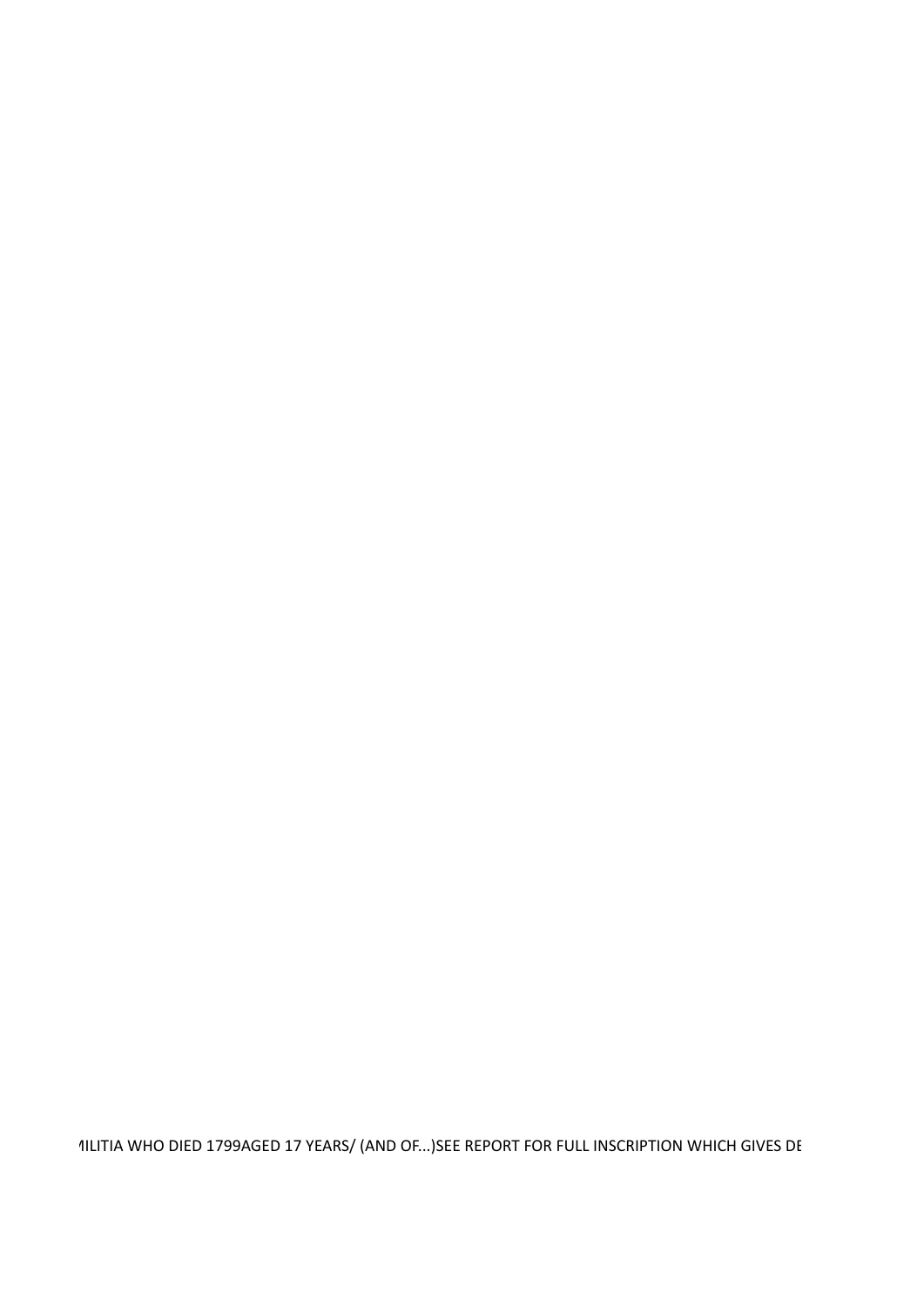ΊILITIA WHO DIED 1799AGED 17 YEARS/ (AND OF...)SEE REPORT FOR FULL INSCRIPTION WHICH GIVES DE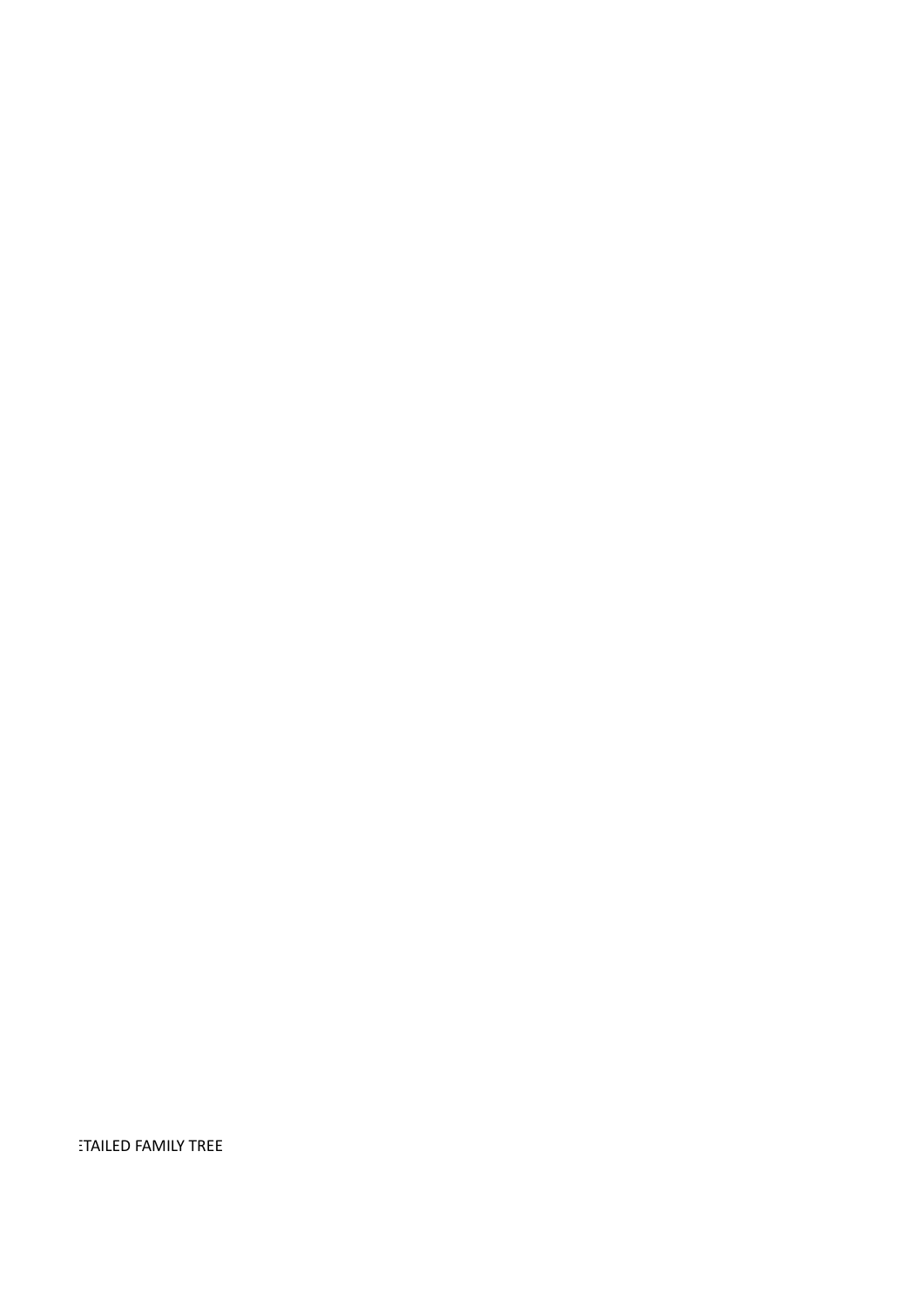ETAILED FAMILY TREE